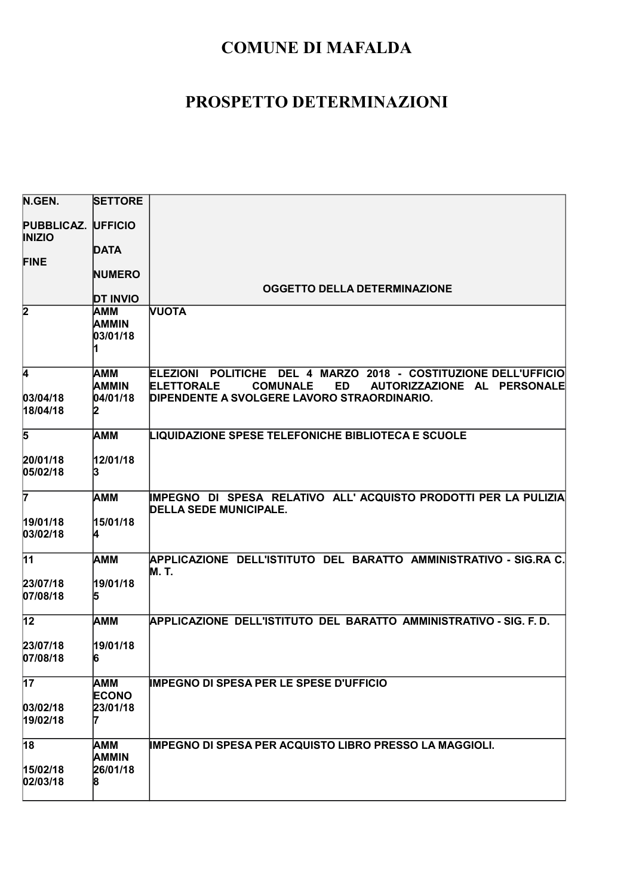# COMUNE DI MAFALDA

# PROSPETTO DETERMINAZIONI

| N.GEN.<br><br>PUBBLICAZ. INIZIO<br><br>FINE | SETTORE<br><br>UFFICIO<br><br>DATA<br><br>NUMERO<br><br>DT INVIO | OGGETTO DELLA DETERMINAZIONE |
|---|---|---|
| 2 | AMM<br>AMMIN<br>03/01/18<br>1 | VUOTA |
| 4<br><br>03/04/18<br>18/04/18 | AMM<br>AMMIN<br>04/01/18<br>2 | ELEZIONI POLITICHE DEL 4 MARZO 2018 - COSTITUZIONE DELL'UFFICIO ELETTORALE COMUNALE ED AUTORIZZAZIONE AL PERSONALE DIPENDENTE A SVOLGERE LAVORO STRAORDINARIO. |
| 5<br><br>20/01/18<br>05/02/18 | AMM<br><br>12/01/18<br>3 | LIQUIDAZIONE SPESE TELEFONICHE BIBLIOTECA E SCUOLE |
| 7<br><br>19/01/18<br>03/02/18 | AMM<br><br>15/01/18<br>4 | IMPEGNO DI SPESA RELATIVO ALL' ACQUISTO PRODOTTI PER LA PULIZIA DELLA SEDE MUNICIPALE. |
| 11<br><br>23/07/18<br>07/08/18 | AMM<br><br>19/01/18<br>5 | APPLICAZIONE DELL'ISTITUTO DEL BARATTO AMMINISTRATIVO - SIG.RA C. M. T. |
| 12<br><br>23/07/18<br>07/08/18 | AMM<br><br>19/01/18<br>6 | APPLICAZIONE DELL'ISTITUTO DEL BARATTO AMMINISTRATIVO - SIG. F. D. |
| 17<br><br>03/02/18<br>19/02/18 | AMM<br>ECONO<br>23/01/18<br>7 | IMPEGNO DI SPESA PER LE SPESE D'UFFICIO |
| 18<br><br>15/02/18<br>02/03/18 | AMM<br>AMMIN<br>26/01/18<br>8 | IMPEGNO DI SPESA PER ACQUISTO LIBRO PRESSO LA MAGGIOLI. |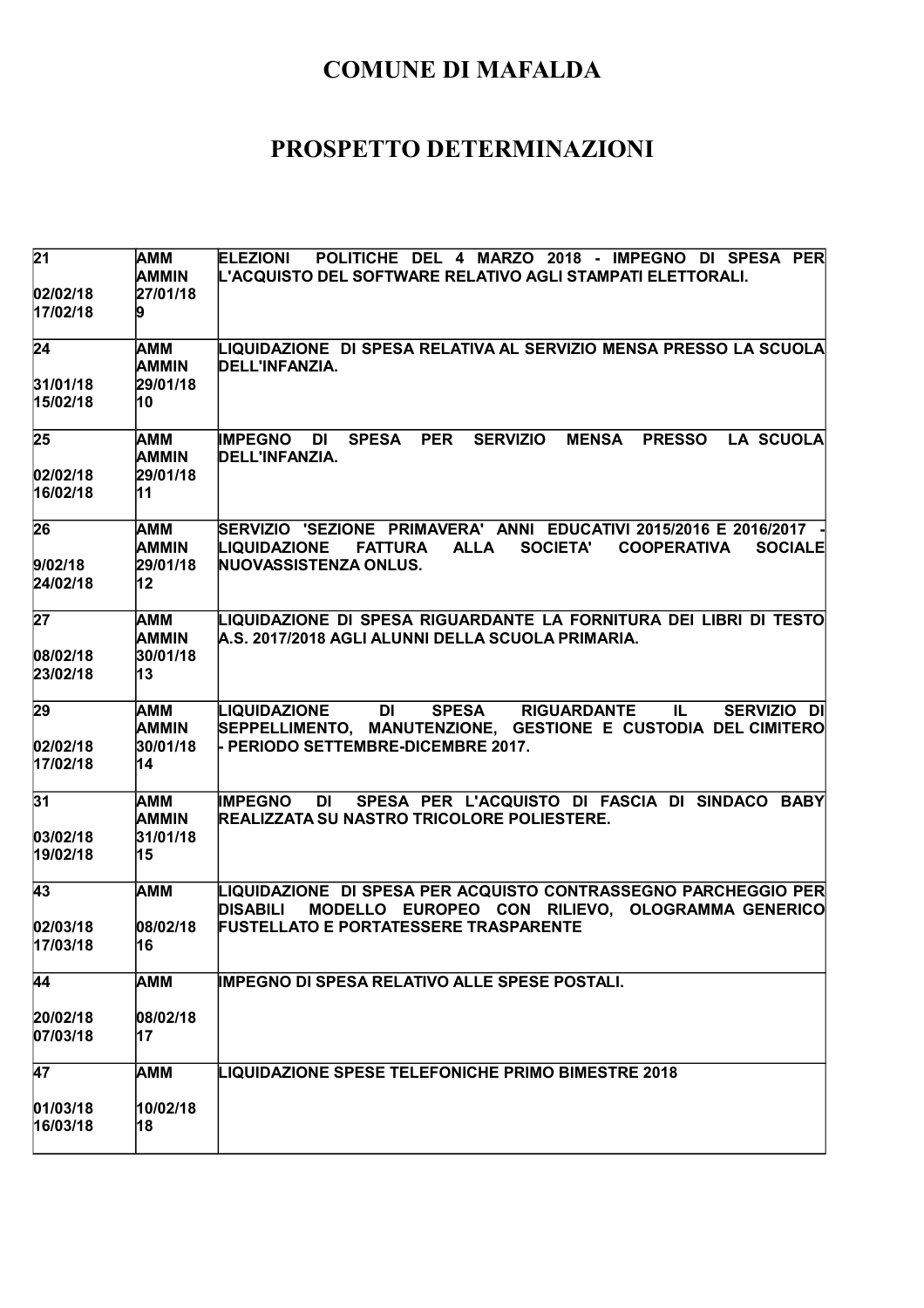# COMUNE DI MAFALDA

# PROSPETTO DETERMINAZIONI

| | | |
|---|---|---|
| 21<br><br>02/02/18<br>17/02/18 | AMM<br>AMMIN<br>27/01/18<br>9 | ELEZIONI POLITICHE DEL 4 MARZO 2018 - IMPEGNO DI SPESA PER L'ACQUISTO DEL SOFTWARE RELATIVO AGLI STAMPATI ELETTORALI. |
| 24<br><br>31/01/18<br>15/02/18 | AMM<br>AMMIN<br>29/01/18<br>10 | LIQUIDAZIONE DI SPESA RELATIVA AL SERVIZIO MENSA PRESSO LA SCUOLA DELL'INFANZIA. |
| 25<br><br>02/02/18<br>16/02/18 | AMM<br>AMMIN<br>29/01/18<br>11 | IMPEGNO DI SPESA PER SERVIZIO MENSA PRESSO LA SCUOLA DELL'INFANZIA. |
| 26<br><br>9/02/18<br>24/02/18 | AMM<br>AMMIN<br>29/01/18<br>12 | SERVIZIO 'SEZIONE PRIMAVERA' ANNI EDUCATIVI 2015/2016 E 2016/2017 - LIQUIDAZIONE FATTURA ALLA SOCIETA' COOPERATIVA SOCIALE NUOVASSISTENZA ONLUS. |
| 27<br><br>08/02/18<br>23/02/18 | AMM<br>AMMIN<br>30/01/18<br>13 | LIQUIDAZIONE DI SPESA RIGUARDANTE LA FORNITURA DEI LIBRI DI TESTO A.S. 2017/2018 AGLI ALUNNI DELLA SCUOLA PRIMARIA. |
| 29<br><br>02/02/18<br>17/02/18 | AMM<br>AMMIN<br>30/01/18<br>14 | LIQUIDAZIONE DI SPESA RIGUARDANTE IL SERVIZIO DI SEPPELLIMENTO, MANUTENZIONE, GESTIONE E CUSTODIA DEL CIMITERO - PERIODO SETTEMBRE-DICEMBRE 2017. |
| 31<br><br>03/02/18<br>19/02/18 | AMM<br>AMMIN<br>31/01/18<br>15 | IMPEGNO DI SPESA PER L'ACQUISTO DI FASCIA DI SINDACO BABY REALIZZATA SU NASTRO TRICOLORE POLIESTERE. |
| 43<br><br>02/03/18<br>17/03/18 | AMM<br><br>08/02/18<br>16 | LIQUIDAZIONE DI SPESA PER ACQUISTO CONTRASSEGNO PARCHEGGIO PER DISABILI MODELLO EUROPEO CON RILIEVO, OLOGRAMMA GENERICO FUSTELLATO E PORTATESSERE TRASPARENTE |
| 44<br><br>20/02/18<br>07/03/18 | AMM<br><br>08/02/18<br>17 | IMPEGNO DI SPESA RELATIVO ALLE SPESE POSTALI. |
| 47<br><br>01/03/18<br>16/03/18 | AMM<br><br>10/02/18<br>18 | LIQUIDAZIONE SPESE TELEFONICHE PRIMO BIMESTRE 2018 |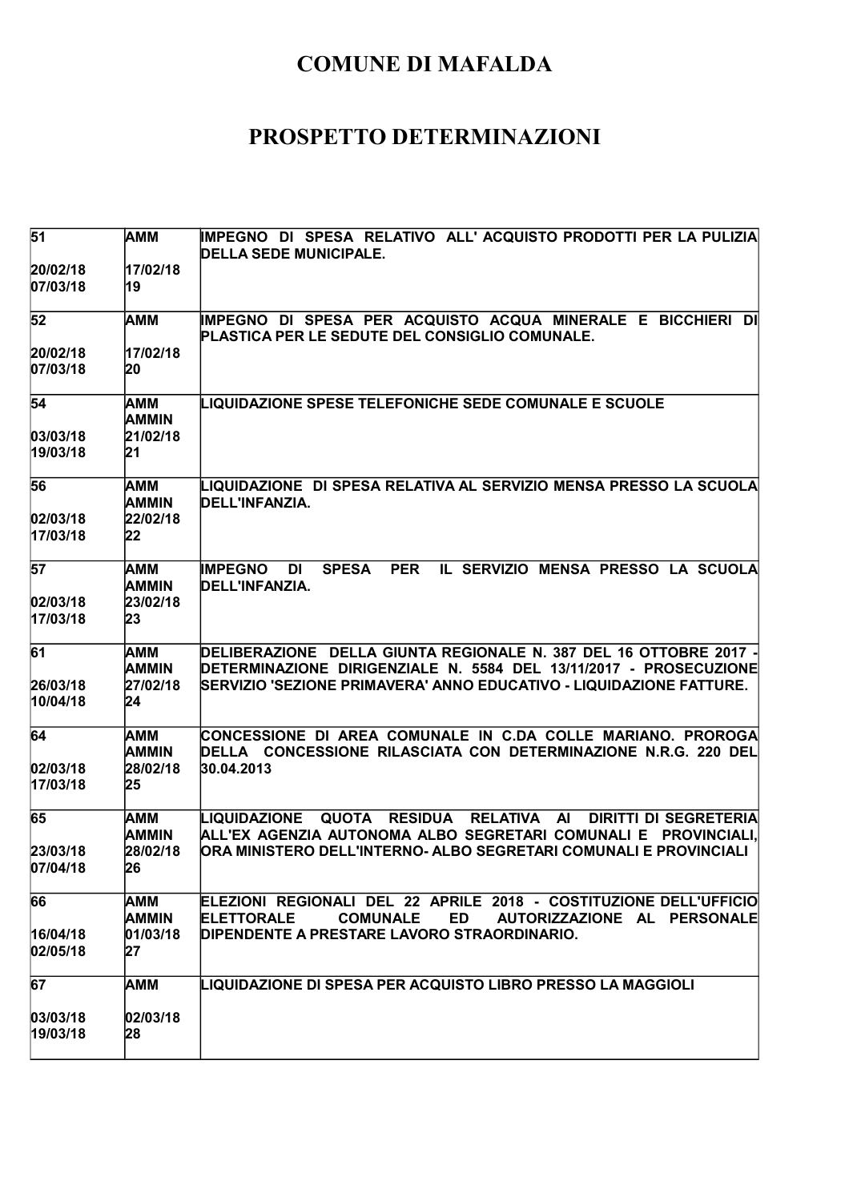# COMUNE DI MAFALDA

# PROSPETTO DETERMINAZIONI

| | | |
|---|---|---|
| 51<br><br>20/02/18<br>07/03/18 | AMM<br><br>17/02/18<br>19 | IMPEGNO DI SPESA RELATIVO ALL' ACQUISTO PRODOTTI PER LA PULIZIA DELLA SEDE MUNICIPALE. |
| 52<br><br>20/02/18<br>07/03/18 | AMM<br><br>17/02/18<br>20 | IMPEGNO DI SPESA PER ACQUISTO ACQUA MINERALE E BICCHIERI DI PLASTICA PER LE SEDUTE DEL CONSIGLIO COMUNALE. |
| 54<br><br>03/03/18<br>19/03/18 | AMM<br>AMMIN<br>21/02/18<br>21 | LIQUIDAZIONE SPESE TELEFONICHE SEDE COMUNALE E SCUOLE |
| 56<br><br>02/03/18<br>17/03/18 | AMM<br>AMMIN<br>22/02/18<br>22 | LIQUIDAZIONE DI SPESA RELATIVA AL SERVIZIO MENSA PRESSO LA SCUOLA DELL'INFANZIA. |
| 57<br><br>02/03/18<br>17/03/18 | AMM<br>AMMIN<br>23/02/18<br>23 | IMPEGNO DI SPESA PER IL SERVIZIO MENSA PRESSO LA SCUOLA DELL'INFANZIA. |
| 61<br><br>26/03/18<br>10/04/18 | AMM<br>AMMIN<br>27/02/18<br>24 | DELIBERAZIONE DELLA GIUNTA REGIONALE N. 387 DEL 16 OTTOBRE 2017 - DETERMINAZIONE DIRIGENZIALE N. 5584 DEL 13/11/2017 - PROSECUZIONE SERVIZIO 'SEZIONE PRIMAVERA' ANNO EDUCATIVO - LIQUIDAZIONE FATTURE. |
| 64<br><br>02/03/18<br>17/03/18 | AMM<br>AMMIN<br>28/02/18<br>25 | CONCESSIONE DI AREA COMUNALE IN C.DA COLLE MARIANO. PROROGA DELLA CONCESSIONE RILASCIATA CON DETERMINAZIONE N.R.G. 220 DEL 30.04.2013 |
| 65<br><br>23/03/18<br>07/04/18 | AMM<br>AMMIN<br>28/02/18<br>26 | LIQUIDAZIONE QUOTA RESIDUA RELATIVA AI DIRITTI DI SEGRETERIA ALL'EX AGENZIA AUTONOMA ALBO SEGRETARI COMUNALI E PROVINCIALI, ORA MINISTERO DELL'INTERNO- ALBO SEGRETARI COMUNALI E PROVINCIALI |
| 66<br><br>16/04/18<br>02/05/18 | AMM<br>AMMIN<br>01/03/18<br>27 | ELEZIONI REGIONALI DEL 22 APRILE 2018 - COSTITUZIONE DELL'UFFICIO ELETTORALE COMUNALE ED AUTORIZZAZIONE AL PERSONALE DIPENDENTE A PRESTARE LAVORO STRAORDINARIO. |
| 67<br><br>03/03/18<br>19/03/18 | AMM<br><br>02/03/18<br>28 | LIQUIDAZIONE DI SPESA PER ACQUISTO LIBRO PRESSO LA MAGGIOLI |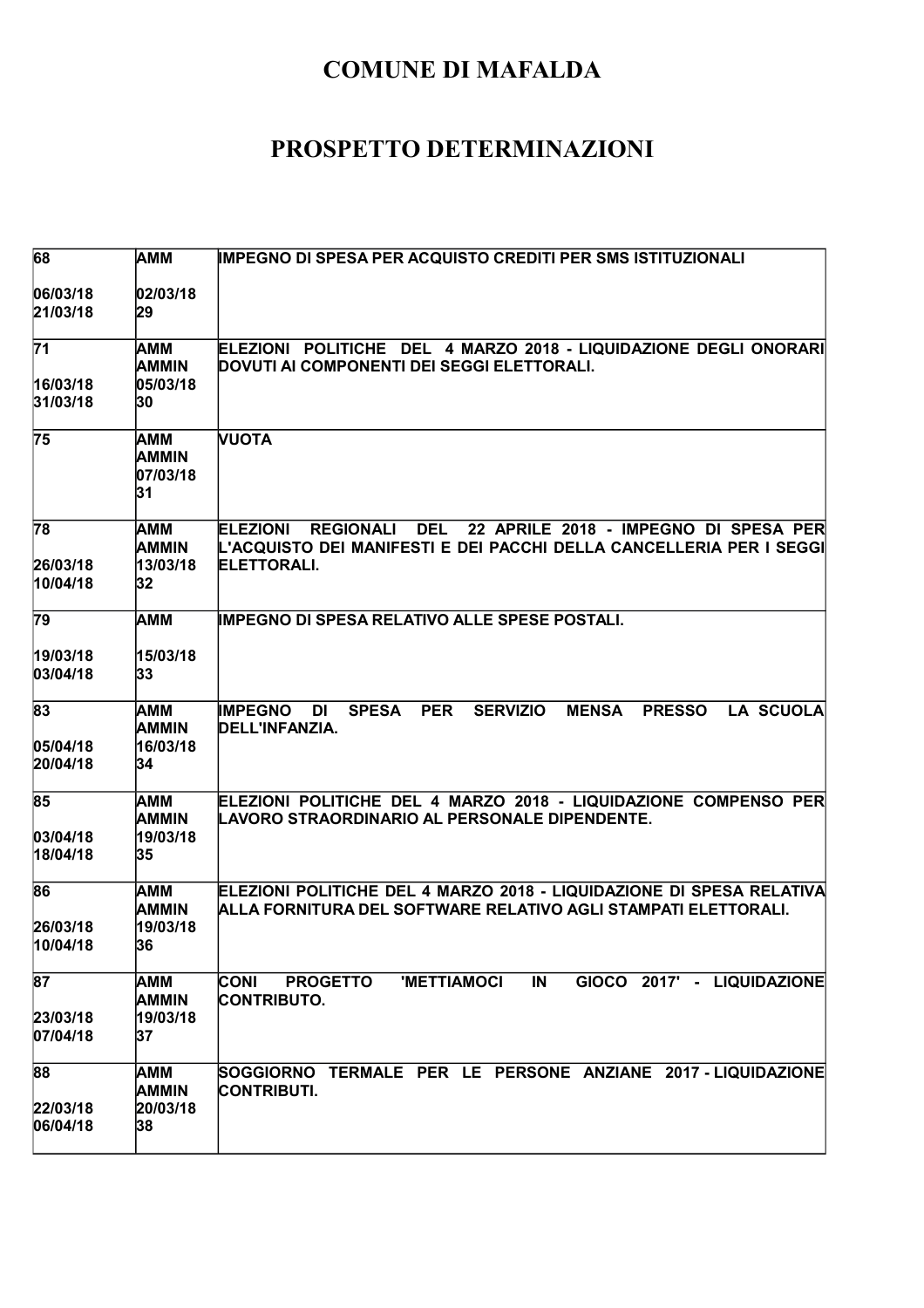# COMUNE DI MAFALDA

# PROSPETTO DETERMINAZIONI

| | | |
|---|---|---|
| 68<br><br>06/03/18<br>21/03/18 | AMM<br><br>02/03/18<br>29 | IMPEGNO DI SPESA PER ACQUISTO CREDITI PER SMS ISTITUZIONALI |
| 71<br><br>16/03/18<br>31/03/18 | AMM<br>AMMIN<br>05/03/18<br>30 | ELEZIONI POLITICHE DEL 4 MARZO 2018 - LIQUIDAZIONE DEGLI ONORARI DOVUTI AI COMPONENTI DEI SEGGI ELETTORALI. |
| 75 | AMM<br>AMMIN<br>07/03/18<br>31 | VUOTA |
| 78<br><br>26/03/18<br>10/04/18 | AMM<br>AMMIN<br>13/03/18<br>32 | ELEZIONI REGIONALI DEL 22 APRILE 2018 - IMPEGNO DI SPESA PER L'ACQUISTO DEI MANIFESTI E DEI PACCHI DELLA CANCELLERIA PER I SEGGI ELETTORALI. |
| 79<br><br>19/03/18<br>03/04/18 | AMM<br><br>15/03/18<br>33 | IMPEGNO DI SPESA RELATIVO ALLE SPESE POSTALI. |
| 83<br><br>05/04/18<br>20/04/18 | AMM<br>AMMIN<br>16/03/18<br>34 | IMPEGNO DI SPESA PER SERVIZIO MENSA PRESSO LA SCUOLA DELL'INFANZIA. |
| 85<br><br>03/04/18<br>18/04/18 | AMM<br>AMMIN<br>19/03/18<br>35 | ELEZIONI POLITICHE DEL 4 MARZO 2018 - LIQUIDAZIONE COMPENSO PER LAVORO STRAORDINARIO AL PERSONALE DIPENDENTE. |
| 86<br><br>26/03/18<br>10/04/18 | AMM<br>AMMIN<br>19/03/18<br>36 | ELEZIONI POLITICHE DEL 4 MARZO 2018 - LIQUIDAZIONE DI SPESA RELATIVA ALLA FORNITURA DEL SOFTWARE RELATIVO AGLI STAMPATI ELETTORALI. |
| 87<br><br>23/03/18<br>07/04/18 | AMM<br>AMMIN<br>19/03/18<br>37 | CONI PROGETTO 'METTIAMOCI IN GIOCO 2017' - LIQUIDAZIONE CONTRIBUTO. |
| 88<br><br>22/03/18<br>06/04/18 | AMM<br>AMMIN<br>20/03/18<br>38 | SOGGIORNO TERMALE PER LE PERSONE ANZIANE 2017 - LIQUIDAZIONE CONTRIBUTI. |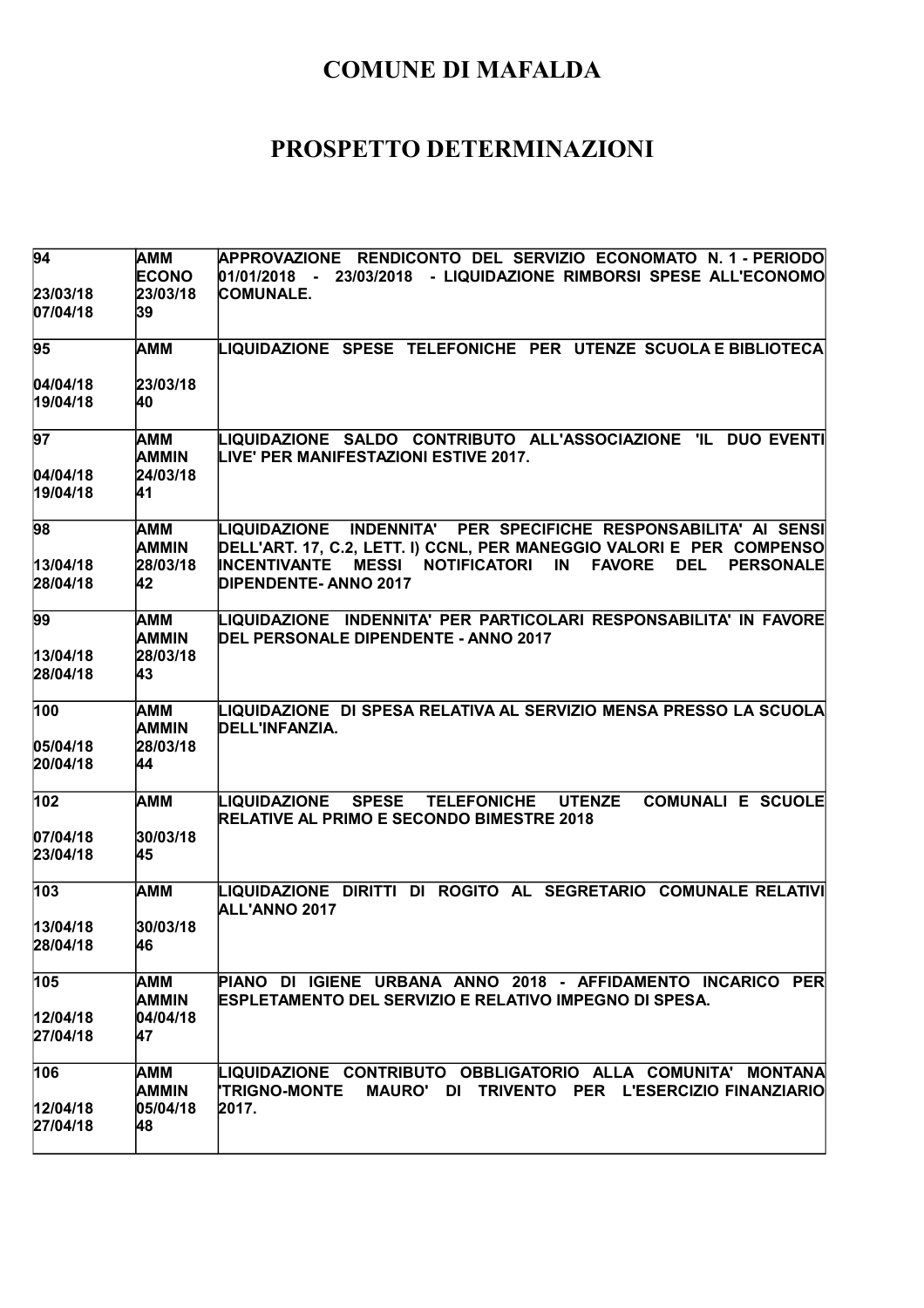# COMUNE DI MAFALDA

## PROSPETTO DETERMINAZIONI

| | | |
|---|---|---|
| 94<br><br>23/03/18<br>07/04/18 | AMM<br>ECONO<br>23/03/18<br>39 | APPROVAZIONE RENDICONTO DEL SERVIZIO ECONOMATO N. 1 - PERIODO 01/01/2018 - 23/03/2018 - LIQUIDAZIONE RIMBORSI SPESE ALL'ECONOMO COMUNALE. |
| 95<br><br>04/04/18<br>19/04/18 | AMM<br><br>23/03/18<br>40 | LIQUIDAZIONE SPESE TELEFONICHE PER UTENZE SCUOLA E BIBLIOTECA |
| 97<br><br>04/04/18<br>19/04/18 | AMM<br>AMMIN<br>24/03/18<br>41 | LIQUIDAZIONE SALDO CONTRIBUTO ALL'ASSOCIAZIONE 'IL DUO EVENTI LIVE' PER MANIFESTAZIONI ESTIVE 2017. |
| 98<br><br>13/04/18<br>28/04/18 | AMM<br>AMMIN<br>28/03/18<br>42 | LIQUIDAZIONE INDENNITA' PER SPECIFICHE RESPONSABILITA' AI SENSI DELL'ART. 17, C.2, LETT. I) CCNL, PER MANEGGIO VALORI E PER COMPENSO INCENTIVANTE MESSI NOTIFICATORI IN FAVORE DEL PERSONALE DIPENDENTE- ANNO 2017 |
| 99<br><br>13/04/18<br>28/04/18 | AMM<br>AMMIN<br>28/03/18<br>43 | LIQUIDAZIONE INDENNITA' PER PARTICOLARI RESPONSABILITA' IN FAVORE DEL PERSONALE DIPENDENTE - ANNO 2017 |
| 100<br><br>05/04/18<br>20/04/18 | AMM<br>AMMIN<br>28/03/18<br>44 | LIQUIDAZIONE DI SPESA RELATIVA AL SERVIZIO MENSA PRESSO LA SCUOLA DELL'INFANZIA. |
| 102<br><br>07/04/18<br>23/04/18 | AMM<br><br>30/03/18<br>45 | LIQUIDAZIONE SPESE TELEFONICHE UTENZE COMUNALI E SCUOLE RELATIVE AL PRIMO E SECONDO BIMESTRE 2018 |
| 103<br><br>13/04/18<br>28/04/18 | AMM<br><br>30/03/18<br>46 | LIQUIDAZIONE DIRITTI DI ROGITO AL SEGRETARIO COMUNALE RELATIVI ALL'ANNO 2017 |
| 105<br><br>12/04/18<br>27/04/18 | AMM<br>AMMIN<br>04/04/18<br>47 | PIANO DI IGIENE URBANA ANNO 2018 - AFFIDAMENTO INCARICO PER ESPLETAMENTO DEL SERVIZIO E RELATIVO IMPEGNO DI SPESA. |
| 106<br><br>12/04/18<br>27/04/18 | AMM<br>AMMIN<br>05/04/18<br>48 | LIQUIDAZIONE CONTRIBUTO OBBLIGATORIO ALLA COMUNITA' MONTANA 'TRIGNO-MONTE MAURO' DI TRIVENTO PER L'ESERCIZIO FINANZIARIO 2017. |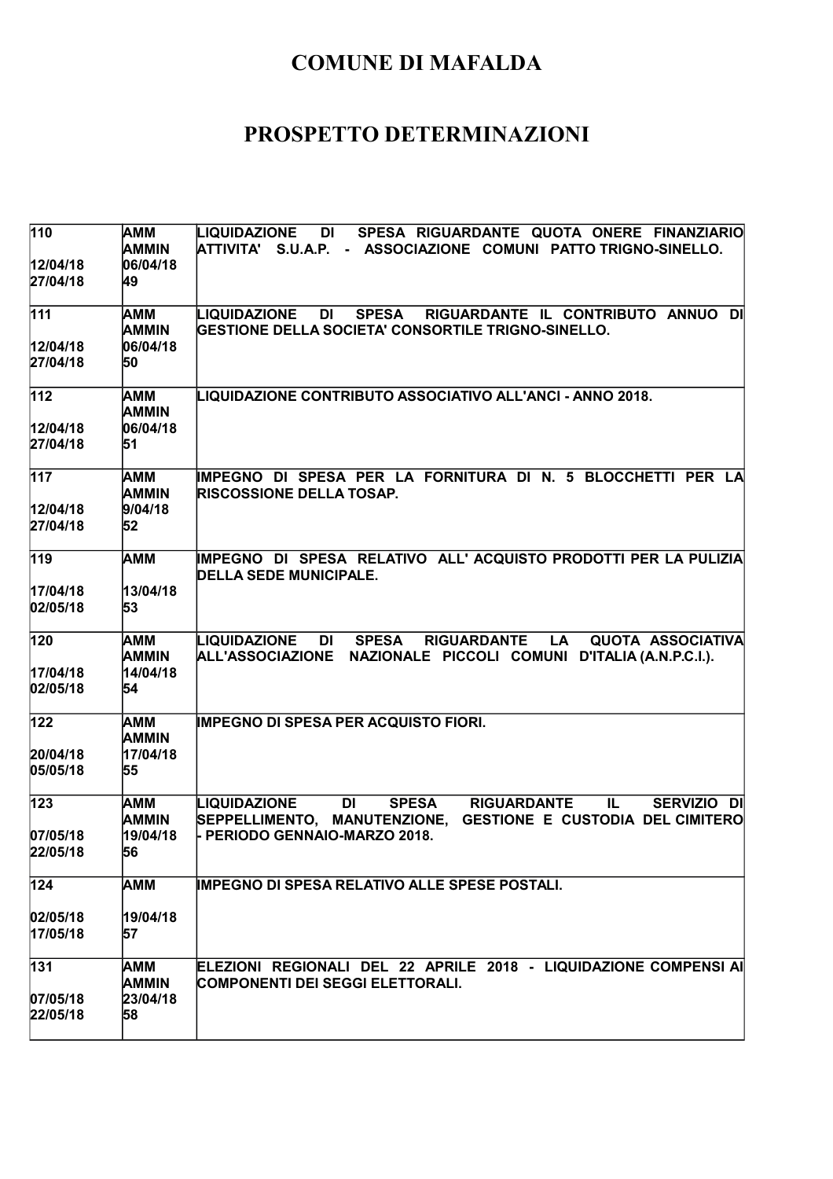# COMUNE DI MAFALDA

# PROSPETTO DETERMINAZIONI

| | | |
|---|---|---|
| 110<br><br>12/04/18<br>27/04/18 | AMM<br>AMMIN<br>06/04/18<br>49 | LIQUIDAZIONE DI SPESA RIGUARDANTE QUOTA ONERE FINANZIARIO ATTIVITA' S.U.A.P. - ASSOCIAZIONE COMUNI PATTO TRIGNO-SINELLO. |
| 111<br><br>12/04/18<br>27/04/18 | AMM<br>AMMIN<br>06/04/18<br>50 | LIQUIDAZIONE DI SPESA RIGUARDANTE IL CONTRIBUTO ANNUO DI GESTIONE DELLA SOCIETA' CONSORTILE TRIGNO-SINELLO. |
| 112<br><br>12/04/18<br>27/04/18 | AMM<br>AMMIN<br>06/04/18<br>51 | LIQUIDAZIONE CONTRIBUTO ASSOCIATIVO ALL'ANCI - ANNO 2018. |
| 117<br><br>12/04/18<br>27/04/18 | AMM<br>AMMIN<br>9/04/18<br>52 | IMPEGNO DI SPESA PER LA FORNITURA DI N. 5 BLOCCHETTI PER LA RISCOSSIONE DELLA TOSAP. |
| 119<br><br>17/04/18<br>02/05/18 | AMM<br><br>13/04/18<br>53 | IMPEGNO DI SPESA RELATIVO ALL' ACQUISTO PRODOTTI PER LA PULIZIA DELLA SEDE MUNICIPALE. |
| 120<br><br>17/04/18<br>02/05/18 | AMM<br>AMMIN<br>14/04/18<br>54 | LIQUIDAZIONE DI SPESA RIGUARDANTE LA QUOTA ASSOCIATIVA ALL'ASSOCIAZIONE NAZIONALE PICCOLI COMUNI D'ITALIA (A.N.P.C.I.). |
| 122<br><br>20/04/18<br>05/05/18 | AMM<br>AMMIN<br>17/04/18<br>55 | IMPEGNO DI SPESA PER ACQUISTO FIORI. |
| 123<br><br>07/05/18<br>22/05/18 | AMM<br>AMMIN<br>19/04/18<br>56 | LIQUIDAZIONE DI SPESA RIGUARDANTE IL SERVIZIO DI SEPPELLIMENTO, MANUTENZIONE, GESTIONE E CUSTODIA DEL CIMITERO - PERIODO GENNAIO-MARZO 2018. |
| 124<br><br>02/05/18<br>17/05/18 | AMM<br><br>19/04/18<br>57 | IMPEGNO DI SPESA RELATIVO ALLE SPESE POSTALI. |
| 131<br><br>07/05/18<br>22/05/18 | AMM<br>AMMIN<br>23/04/18<br>58 | ELEZIONI REGIONALI DEL 22 APRILE 2018 - LIQUIDAZIONE COMPENSI AI COMPONENTI DEI SEGGI ELETTORALI. |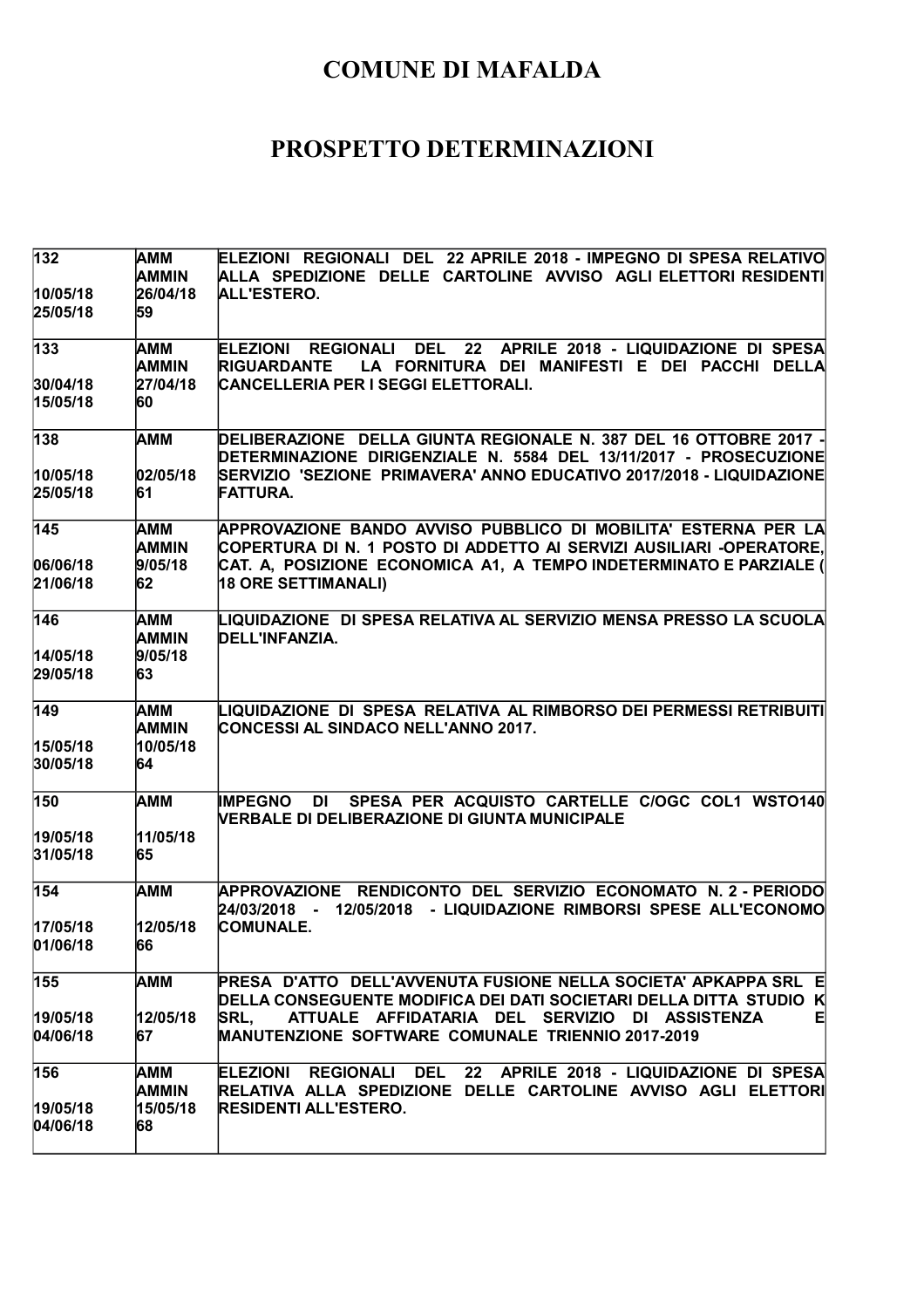# COMUNE DI MAFALDA

# PROSPETTO DETERMINAZIONI

| | | |
|---|---|---|
| 132<br><br>10/05/18<br>25/05/18 | AMM<br>AMMIN<br>26/04/18<br>59 | ELEZIONI REGIONALI DEL 22 APRILE 2018 - IMPEGNO DI SPESA RELATIVO ALLA SPEDIZIONE DELLE CARTOLINE AVVISO AGLI ELETTORI RESIDENTI ALL'ESTERO. |
| 133<br><br>30/04/18<br>15/05/18 | AMM<br>AMMIN<br>27/04/18<br>60 | ELEZIONI REGIONALI DEL 22 APRILE 2018 - LIQUIDAZIONE DI SPESA RIGUARDANTE LA FORNITURA DEI MANIFESTI E DEI PACCHI DELLA CANCELLERIA PER I SEGGI ELETTORALI. |
| 138<br><br>10/05/18<br>25/05/18 | AMM<br><br>02/05/18<br>61 | DELIBERAZIONE DELLA GIUNTA REGIONALE N. 387 DEL 16 OTTOBRE 2017 - DETERMINAZIONE DIRIGENZIALE N. 5584 DEL 13/11/2017 - PROSECUZIONE SERVIZIO 'SEZIONE PRIMAVERA' ANNO EDUCATIVO 2017/2018 - LIQUIDAZIONE FATTURA. |
| 145<br><br>06/06/18<br>21/06/18 | AMM<br>AMMIN<br>9/05/18<br>62 | APPROVAZIONE BANDO AVVISO PUBBLICO DI MOBILITA' ESTERNA PER LA COPERTURA DI N. 1 POSTO DI ADDETTO AI SERVIZI AUSILIARI -OPERATORE, CAT. A, POSIZIONE ECONOMICA A1, A TEMPO INDETERMINATO E PARZIALE ( 18 ORE SETTIMANALI) |
| 146<br><br>14/05/18<br>29/05/18 | AMM<br>AMMIN<br>9/05/18<br>63 | LIQUIDAZIONE DI SPESA RELATIVA AL SERVIZIO MENSA PRESSO LA SCUOLA DELL'INFANZIA. |
| 149<br><br>15/05/18<br>30/05/18 | AMM<br>AMMIN<br>10/05/18<br>64 | LIQUIDAZIONE DI SPESA RELATIVA AL RIMBORSO DEI PERMESSI RETRIBUITI CONCESSI AL SINDACO NELL'ANNO 2017. |
| 150<br><br>19/05/18<br>31/05/18 | AMM<br><br>11/05/18<br>65 | IMPEGNO DI SPESA PER ACQUISTO CARTELLE C/OGC COL1 WSTO140 VERBALE DI DELIBERAZIONE DI GIUNTA MUNICIPALE |
| 154<br><br>17/05/18<br>01/06/18 | AMM<br><br>12/05/18<br>66 | APPROVAZIONE RENDICONTO DEL SERVIZIO ECONOMATO N. 2 - PERIODO 24/03/2018 - 12/05/2018 - LIQUIDAZIONE RIMBORSI SPESE ALL'ECONOMO COMUNALE. |
| 155<br><br>19/05/18<br>04/06/18 | AMM<br><br>12/05/18<br>67 | PRESA D'ATTO DELL'AVVENUTA FUSIONE NELLA SOCIETA' APKAPPA SRL E DELLA CONSEGUENTE MODIFICA DEI DATI SOCIETARI DELLA DITTA STUDIO K SRL, ATTUALE AFFIDATARIA DEL SERVIZIO DI ASSISTENZA E MANUTENZIONE SOFTWARE COMUNALE TRIENNIO 2017-2019 |
| 156<br><br>19/05/18<br>04/06/18 | AMM<br>AMMIN<br>15/05/18<br>68 | ELEZIONI REGIONALI DEL 22 APRILE 2018 - LIQUIDAZIONE DI SPESA RELATIVA ALLA SPEDIZIONE DELLE CARTOLINE AVVISO AGLI ELETTORI RESIDENTI ALL'ESTERO. |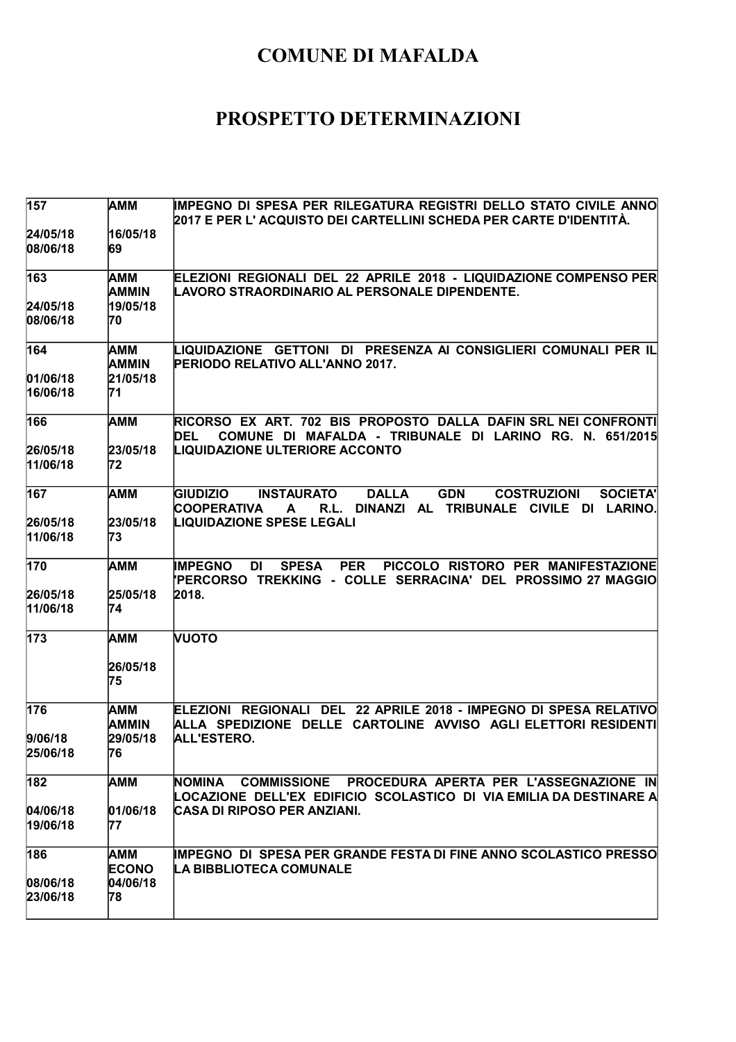# COMUNE DI MAFALDA

# PROSPETTO DETERMINAZIONI

| | | |
|---|---|---|
| 157<br><br>24/05/18<br>08/06/18 | AMM<br><br>16/05/18<br>69 | IMPEGNO DI SPESA PER RILEGATURA REGISTRI DELLO STATO CIVILE ANNO 2017 E PER L' ACQUISTO DEI CARTELLINI SCHEDA PER CARTE D'IDENTITÀ. |
| 163<br><br>24/05/18<br>08/06/18 | AMM<br>AMMIN<br>19/05/18<br>70 | ELEZIONI REGIONALI DEL 22 APRILE 2018 - LIQUIDAZIONE COMPENSO PER LAVORO STRAORDINARIO AL PERSONALE DIPENDENTE. |
| 164<br><br>01/06/18<br>16/06/18 | AMM<br>AMMIN<br>21/05/18<br>71 | LIQUIDAZIONE GETTONI DI PRESENZA AI CONSIGLIERI COMUNALI PER IL PERIODO RELATIVO ALL'ANNO 2017. |
| 166<br><br>26/05/18<br>11/06/18 | AMM<br><br>23/05/18<br>72 | RICORSO EX ART. 702 BIS PROPOSTO DALLA DAFIN SRL NEI CONFRONTI DEL COMUNE DI MAFALDA - TRIBUNALE DI LARINO RG. N. 651/2015 LIQUIDAZIONE ULTERIORE ACCONTO |
| 167<br><br>26/05/18<br>11/06/18 | AMM<br><br>23/05/18<br>73 | GIUDIZIO INSTAURATO DALLA GDN COSTRUZIONI SOCIETA' COOPERATIVA A R.L. DINANZI AL TRIBUNALE CIVILE DI LARINO. LIQUIDAZIONE SPESE LEGALI |
| 170<br><br>26/05/18<br>11/06/18 | AMM<br><br>25/05/18<br>74 | IMPEGNO DI SPESA PER PICCOLO RISTORO PER MANIFESTAZIONE 'PERCORSO TREKKING - COLLE SERRACINA' DEL PROSSIMO 27 MAGGIO 2018. |
| 173 | AMM<br><br>26/05/18<br>75 | VUOTO |
| 176<br><br>9/06/18<br>25/06/18 | AMM<br>AMMIN<br>29/05/18<br>76 | ELEZIONI REGIONALI DEL 22 APRILE 2018 - IMPEGNO DI SPESA RELATIVO ALLA SPEDIZIONE DELLE CARTOLINE AVVISO AGLI ELETTORI RESIDENTI ALL'ESTERO. |
| 182<br><br>04/06/18<br>19/06/18 | AMM<br><br>01/06/18<br>77 | NOMINA COMMISSIONE PROCEDURA APERTA PER L'ASSEGNAZIONE IN LOCAZIONE DELL'EX EDIFICIO SCOLASTICO DI VIA EMILIA DA DESTINARE A CASA DI RIPOSO PER ANZIANI. |
| 186<br><br>08/06/18<br>23/06/18 | AMM<br>ECONO<br>04/06/18<br>78 | IMPEGNO DI SPESA PER GRANDE FESTA DI FINE ANNO SCOLASTICO PRESSO LA BIBBLIOTECA COMUNALE |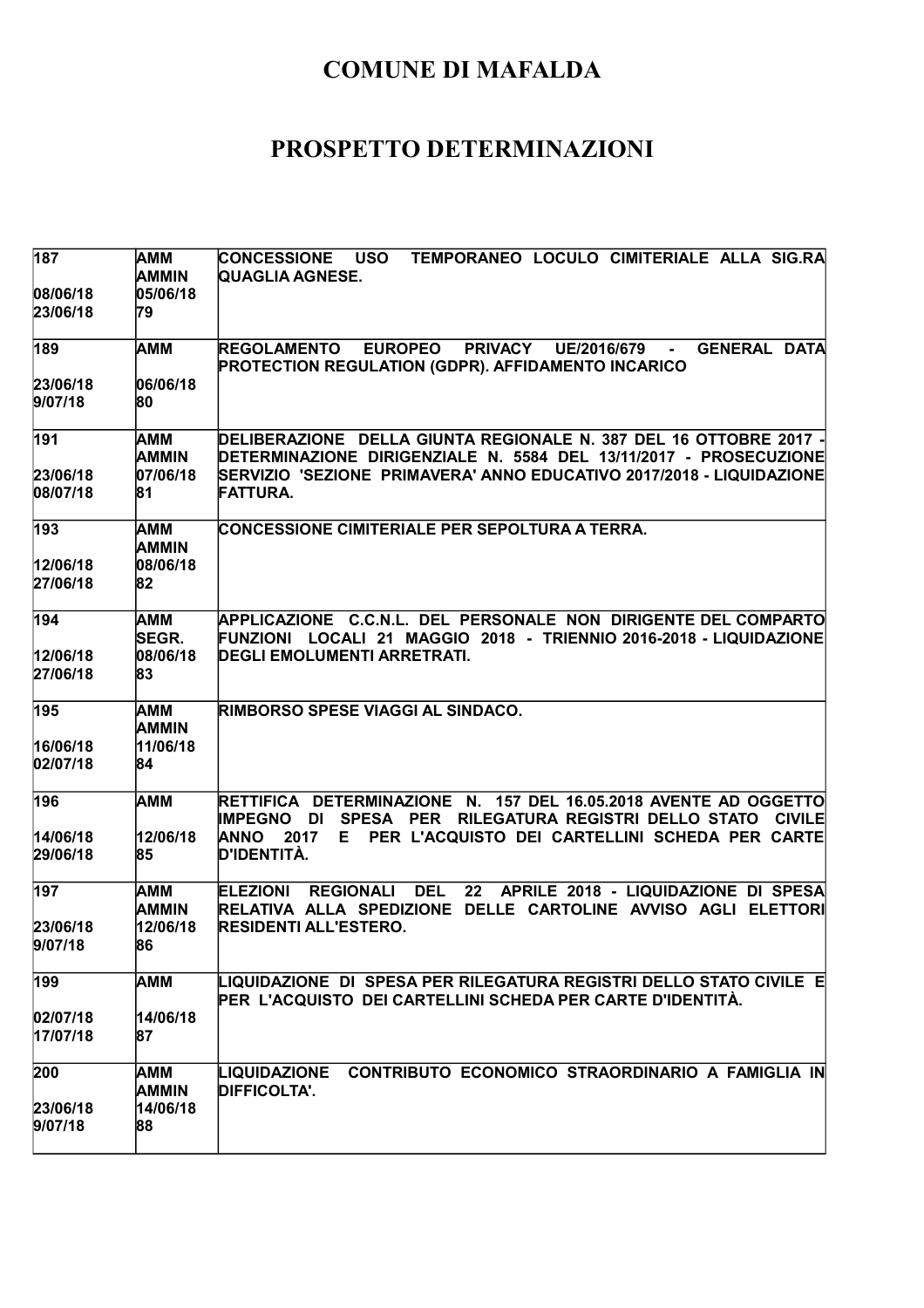# COMUNE DI MAFALDA

# PROSPETTO DETERMINAZIONI

| | | |
|---|---|---|
| 187<br><br>08/06/18<br>23/06/18 | AMM<br>AMMIN<br>05/06/18<br>79 | CONCESSIONE USO TEMPORANEO LOCULO CIMITERIALE ALLA SIG.RA QUAGLIA AGNESE. |
| 189<br><br>23/06/18<br>9/07/18 | AMM<br><br>06/06/18<br>80 | REGOLAMENTO EUROPEO PRIVACY UE/2016/679 - GENERAL DATA PROTECTION REGULATION (GDPR). AFFIDAMENTO INCARICO |
| 191<br><br>23/06/18<br>08/07/18 | AMM<br>AMMIN<br>07/06/18<br>81 | DELIBERAZIONE DELLA GIUNTA REGIONALE N. 387 DEL 16 OTTOBRE 2017 - DETERMINAZIONE DIRIGENZIALE N. 5584 DEL 13/11/2017 - PROSECUZIONE SERVIZIO 'SEZIONE PRIMAVERA' ANNO EDUCATIVO 2017/2018 - LIQUIDAZIONE FATTURA. |
| 193<br><br>12/06/18<br>27/06/18 | AMM<br>AMMIN<br>08/06/18<br>82 | CONCESSIONE CIMITERIALE PER SEPOLTURA A TERRA. |
| 194<br><br>12/06/18<br>27/06/18 | AMM<br>SEGR.<br>08/06/18<br>83 | APPLICAZIONE C.C.N.L. DEL PERSONALE NON DIRIGENTE DEL COMPARTO FUNZIONI LOCALI 21 MAGGIO 2018 - TRIENNIO 2016-2018 - LIQUIDAZIONE DEGLI EMOLUMENTI ARRETRATI. |
| 195<br><br>16/06/18<br>02/07/18 | AMM<br>AMMIN<br>11/06/18<br>84 | RIMBORSO SPESE VIAGGI AL SINDACO. |
| 196<br><br>14/06/18<br>29/06/18 | AMM<br><br>12/06/18<br>85 | RETTIFICA DETERMINAZIONE N. 157 DEL 16.05.2018 AVENTE AD OGGETTO IMPEGNO DI SPESA PER RILEGATURA REGISTRI DELLO STATO CIVILE ANNO 2017 E PER L'ACQUISTO DEI CARTELLINI SCHEDA PER CARTE D'IDENTITÀ. |
| 197<br><br>23/06/18<br>9/07/18 | AMM<br>AMMIN<br>12/06/18<br>86 | ELEZIONI REGIONALI DEL 22 APRILE 2018 - LIQUIDAZIONE DI SPESA RELATIVA ALLA SPEDIZIONE DELLE CARTOLINE AVVISO AGLI ELETTORI RESIDENTI ALL'ESTERO. |
| 199<br><br>02/07/18<br>17/07/18 | AMM<br><br>14/06/18<br>87 | LIQUIDAZIONE DI SPESA PER RILEGATURA REGISTRI DELLO STATO CIVILE E PER L'ACQUISTO DEI CARTELLINI SCHEDA PER CARTE D'IDENTITÀ. |
| 200<br><br>23/06/18<br>9/07/18 | AMM<br>AMMIN<br>14/06/18<br>88 | LIQUIDAZIONE CONTRIBUTO ECONOMICO STRAORDINARIO A FAMIGLIA IN DIFFICOLTA'. |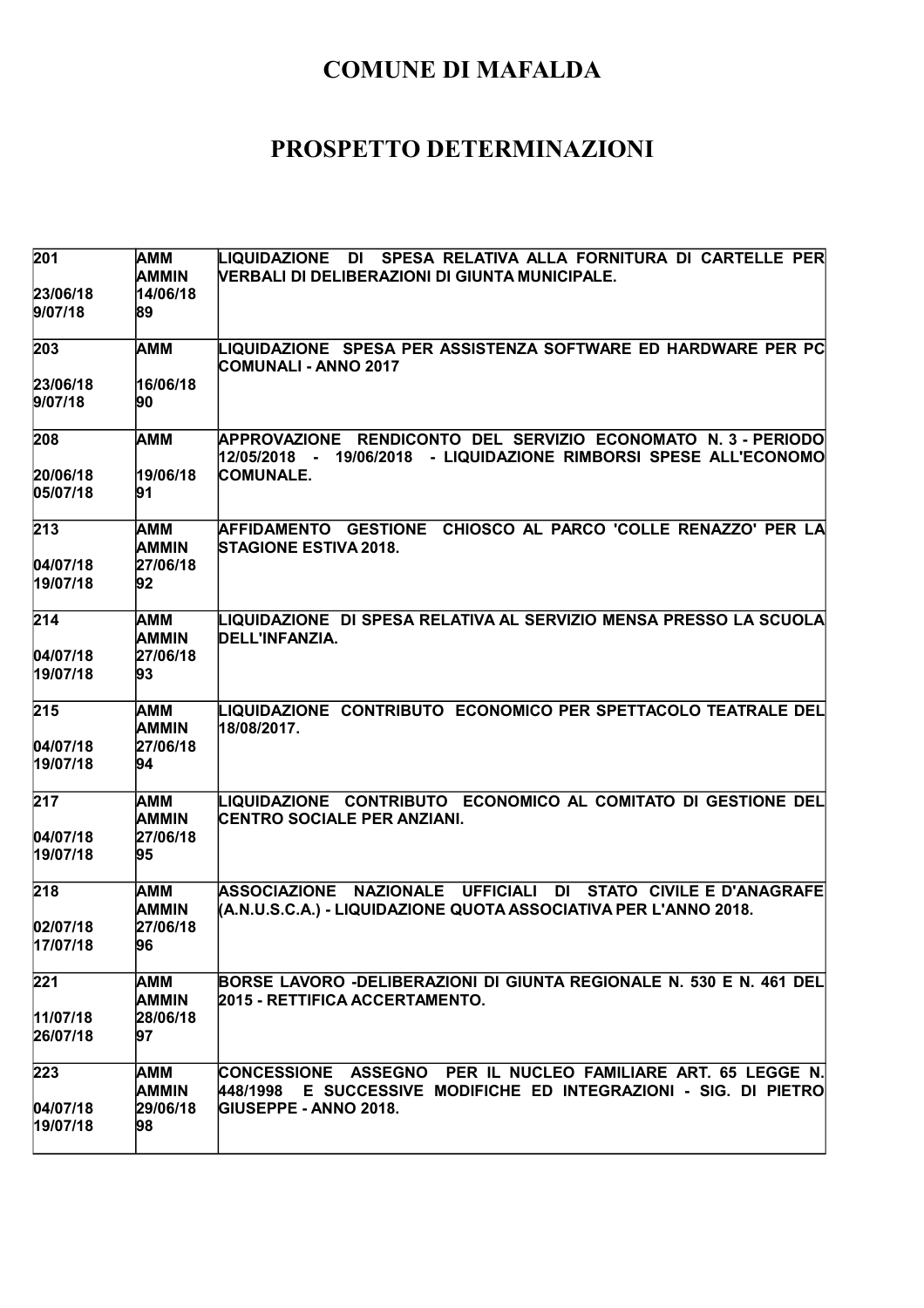# COMUNE DI MAFALDA

# PROSPETTO DETERMINAZIONI

| | | |
|---|---|---|
| 201<br><br>23/06/18<br>9/07/18 | AMM<br>AMMIN<br>14/06/18<br>89 | LIQUIDAZIONE DI SPESA RELATIVA ALLA FORNITURA DI CARTELLE PER VERBALI DI DELIBERAZIONI DI GIUNTA MUNICIPALE. |
| 203<br><br>23/06/18<br>9/07/18 | AMM<br><br>16/06/18<br>90 | LIQUIDAZIONE SPESA PER ASSISTENZA SOFTWARE ED HARDWARE PER PC COMUNALI - ANNO 2017 |
| 208<br><br>20/06/18<br>05/07/18 | AMM<br><br>19/06/18<br>91 | APPROVAZIONE RENDICONTO DEL SERVIZIO ECONOMATO N. 3 - PERIODO 12/05/2018 - 19/06/2018 - LIQUIDAZIONE RIMBORSI SPESE ALL'ECONOMO COMUNALE. |
| 213<br><br>04/07/18<br>19/07/18 | AMM<br>AMMIN<br>27/06/18<br>92 | AFFIDAMENTO GESTIONE CHIOSCO AL PARCO 'COLLE RENAZZO' PER LA STAGIONE ESTIVA 2018. |
| 214<br><br>04/07/18<br>19/07/18 | AMM<br>AMMIN<br>27/06/18<br>93 | LIQUIDAZIONE DI SPESA RELATIVA AL SERVIZIO MENSA PRESSO LA SCUOLA DELL'INFANZIA. |
| 215<br><br>04/07/18<br>19/07/18 | AMM<br>AMMIN<br>27/06/18<br>94 | LIQUIDAZIONE CONTRIBUTO ECONOMICO PER SPETTACOLO TEATRALE DEL 18/08/2017. |
| 217<br><br>04/07/18<br>19/07/18 | AMM<br>AMMIN<br>27/06/18<br>95 | LIQUIDAZIONE CONTRIBUTO ECONOMICO AL COMITATO DI GESTIONE DEL CENTRO SOCIALE PER ANZIANI. |
| 218<br><br>02/07/18<br>17/07/18 | AMM<br>AMMIN<br>27/06/18<br>96 | ASSOCIAZIONE NAZIONALE UFFICIALI DI STATO CIVILE E D'ANAGRAFE (A.N.U.S.C.A.) - LIQUIDAZIONE QUOTA ASSOCIATIVA PER L'ANNO 2018. |
| 221<br><br>11/07/18<br>26/07/18 | AMM<br>AMMIN<br>28/06/18<br>97 | BORSE LAVORO -DELIBERAZIONI DI GIUNTA REGIONALE N. 530 E N. 461 DEL 2015 - RETTIFICA ACCERTAMENTO. |
| 223<br><br>04/07/18<br>19/07/18 | AMM<br>AMMIN<br>29/06/18<br>98 | CONCESSIONE ASSEGNO PER IL NUCLEO FAMILIARE ART. 65 LEGGE N. 448/1998 E SUCCESSIVE MODIFICHE ED INTEGRAZIONI - SIG. DI PIETRO GIUSEPPE - ANNO 2018. |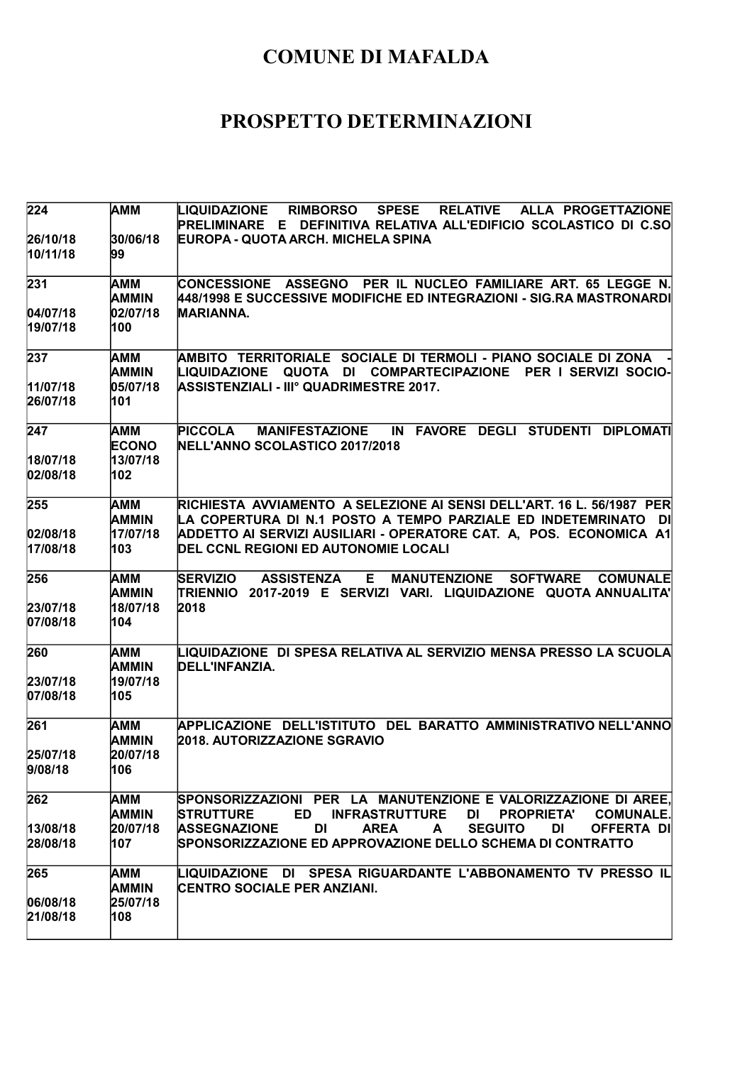# COMUNE DI MAFALDA

# PROSPETTO DETERMINAZIONI

| | | |
|---|---|---|
| 224<br><br>26/10/18<br>10/11/18 | AMM<br><br>30/06/18<br>99 | LIQUIDAZIONE RIMBORSO SPESE RELATIVE ALLA PROGETTAZIONE PRELIMINARE E DEFINITIVA RELATIVA ALL'EDIFICIO SCOLASTICO DI C.SO EUROPA - QUOTA ARCH. MICHELA SPINA |
| 231<br><br>04/07/18<br>19/07/18 | AMM<br>AMMIN<br>02/07/18<br>100 | CONCESSIONE ASSEGNO PER IL NUCLEO FAMILIARE ART. 65 LEGGE N. 448/1998 E SUCCESSIVE MODIFICHE ED INTEGRAZIONI - SIG.RA MASTRONARDI MARIANNA. |
| 237<br><br>11/07/18<br>26/07/18 | AMM<br>AMMIN<br>05/07/18<br>101 | AMBITO TERRITORIALE SOCIALE DI TERMOLI - PIANO SOCIALE DI ZONA - LIQUIDAZIONE QUOTA DI COMPARTECIPAZIONE PER I SERVIZI SOCIO-ASSISTENZIALI - III° QUADRIMESTRE 2017. |
| 247<br><br>18/07/18<br>02/08/18 | AMM<br>ECONO<br>13/07/18<br>102 | PICCOLA MANIFESTAZIONE IN FAVORE DEGLI STUDENTI DIPLOMATI NELL'ANNO SCOLASTICO 2017/2018 |
| 255<br><br>02/08/18<br>17/08/18 | AMM<br>AMMIN<br>17/07/18<br>103 | RICHIESTA AVVIAMENTO A SELEZIONE AI SENSI DELL'ART. 16 L. 56/1987 PER LA COPERTURA DI N.1 POSTO A TEMPO PARZIALE ED INDETEMRINATO DI ADDETTO AI SERVIZI AUSILIARI - OPERATORE CAT. A, POS. ECONOMICA A1 DEL CCNL REGIONI ED AUTONOMIE LOCALI |
| 256<br><br>23/07/18<br>07/08/18 | AMM<br>AMMIN<br>18/07/18<br>104 | SERVIZIO ASSISTENZA E MANUTENZIONE SOFTWARE COMUNALE TRIENNIO 2017-2019 E SERVIZI VARI. LIQUIDAZIONE QUOTA ANNUALITA' 2018 |
| 260<br><br>23/07/18<br>07/08/18 | AMM<br>AMMIN<br>19/07/18<br>105 | LIQUIDAZIONE DI SPESA RELATIVA AL SERVIZIO MENSA PRESSO LA SCUOLA DELL'INFANZIA. |
| 261<br><br>25/07/18<br>9/08/18 | AMM<br>AMMIN<br>20/07/18<br>106 | APPLICAZIONE DELL'ISTITUTO DEL BARATTO AMMINISTRATIVO NELL'ANNO 2018. AUTORIZZAZIONE SGRAVIO |
| 262<br><br>13/08/18<br>28/08/18 | AMM<br>AMMIN<br>20/07/18<br>107 | SPONSORIZZAZIONI PER LA MANUTENZIONE E VALORIZZAZIONE DI AREE, STRUTTURE ED INFRASTRUTTURE DI PROPRIETA' COMUNALE. ASSEGNAZIONE DI AREA A SEGUITO DI OFFERTA DI SPONSORIZZAZIONE ED APPROVAZIONE DELLO SCHEMA DI CONTRATTO |
| 265<br><br>06/08/18<br>21/08/18 | AMM<br>AMMIN<br>25/07/18<br>108 | LIQUIDAZIONE DI SPESA RIGUARDANTE L'ABBONAMENTO TV PRESSO IL CENTRO SOCIALE PER ANZIANI. |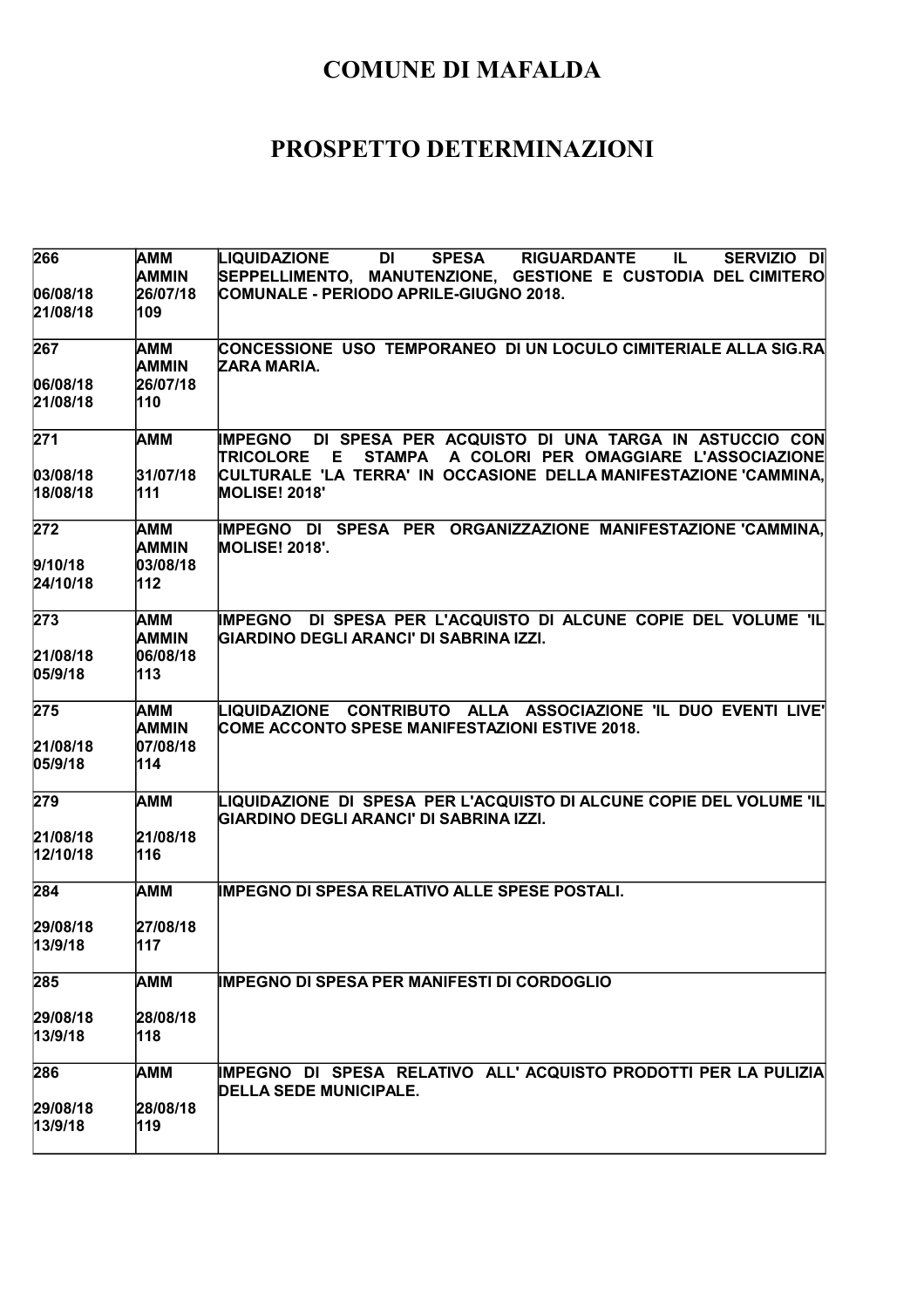# COMUNE DI MAFALDA

# PROSPETTO DETERMINAZIONI

| | | |
|---|---|---|
| 266<br><br>06/08/18<br>21/08/18 | AMM<br>AMMIN<br>26/07/18<br>109 | LIQUIDAZIONE DI SPESA RIGUARDANTE IL SERVIZIO DI SEPPELLIMENTO, MANUTENZIONE, GESTIONE E CUSTODIA DEL CIMITERO COMUNALE - PERIODO APRILE-GIUGNO 2018. |
| 267<br><br>06/08/18<br>21/08/18 | AMM<br>AMMIN<br>26/07/18<br>110 | CONCESSIONE USO TEMPORANEO DI UN LOCULO CIMITERIALE ALLA SIG.RA ZARA MARIA. |
| 271<br><br>03/08/18<br>18/08/18 | AMM<br><br>31/07/18<br>111 | IMPEGNO DI SPESA PER ACQUISTO DI UNA TARGA IN ASTUCCIO CON TRICOLORE E STAMPA A COLORI PER OMAGGIARE L'ASSOCIAZIONE CULTURALE 'LA TERRA' IN OCCASIONE DELLA MANIFESTAZIONE 'CAMMINA, MOLISE! 2018' |
| 272<br><br>9/10/18<br>24/10/18 | AMM<br>AMMIN<br>03/08/18<br>112 | IMPEGNO DI SPESA PER ORGANIZZAZIONE MANIFESTAZIONE 'CAMMINA, MOLISE! 2018'. |
| 273<br><br>21/08/18<br>05/9/18 | AMM<br>AMMIN<br>06/08/18<br>113 | IMPEGNO DI SPESA PER L'ACQUISTO DI ALCUNE COPIE DEL VOLUME 'IL GIARDINO DEGLI ARANCI' DI SABRINA IZZI. |
| 275<br><br>21/08/18<br>05/9/18 | AMM<br>AMMIN<br>07/08/18<br>114 | LIQUIDAZIONE CONTRIBUTO ALLA ASSOCIAZIONE 'IL DUO EVENTI LIVE' COME ACCONTO SPESE MANIFESTAZIONI ESTIVE 2018. |
| 279<br><br>21/08/18<br>12/10/18 | AMM<br><br>21/08/18<br>116 | LIQUIDAZIONE DI SPESA PER L'ACQUISTO DI ALCUNE COPIE DEL VOLUME 'IL GIARDINO DEGLI ARANCI' DI SABRINA IZZI. |
| 284<br><br>29/08/18<br>13/9/18 | AMM<br><br>27/08/18<br>117 | IMPEGNO DI SPESA RELATIVO ALLE SPESE POSTALI. |
| 285<br><br>29/08/18<br>13/9/18 | AMM<br><br>28/08/18<br>118 | IMPEGNO DI SPESA PER MANIFESTI DI CORDOGLIO |
| 286<br><br>29/08/18<br>13/9/18 | AMM<br><br>28/08/18<br>119 | IMPEGNO DI SPESA RELATIVO ALL' ACQUISTO PRODOTTI PER LA PULIZIA DELLA SEDE MUNICIPALE. |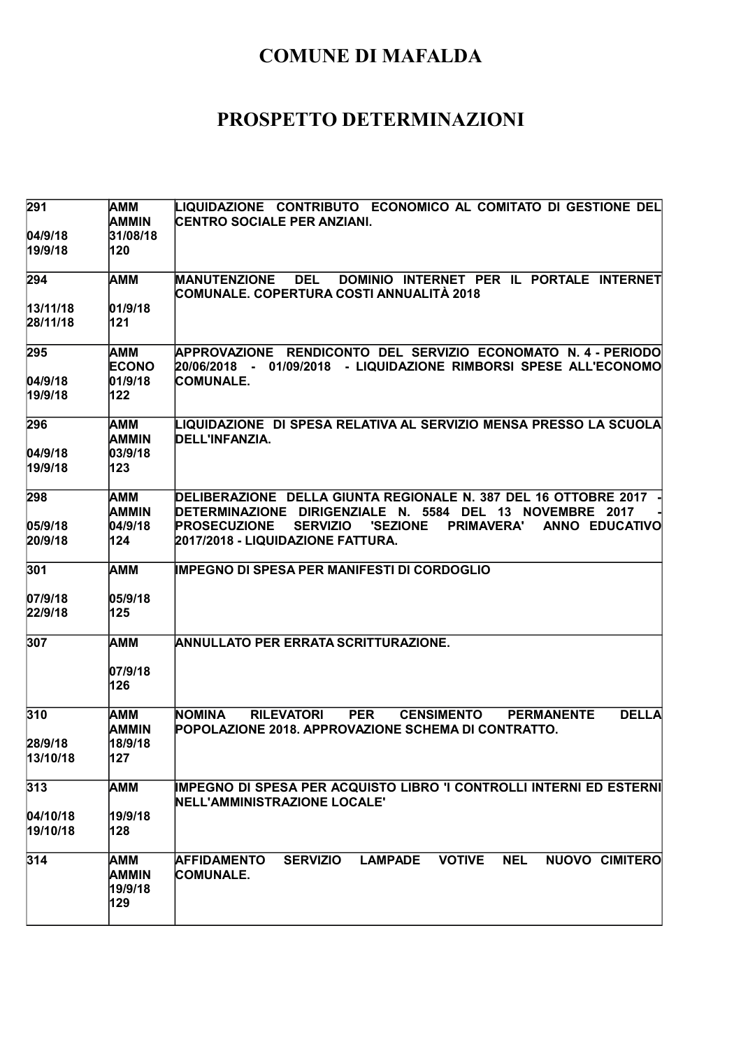# COMUNE DI MAFALDA

# PROSPETTO DETERMINAZIONI

| | | |
|---|---|---|
| 291<br><br>04/9/18<br>19/9/18 | AMM<br>AMMIN<br>31/08/18<br>120 | LIQUIDAZIONE CONTRIBUTO ECONOMICO AL COMITATO DI GESTIONE DEL CENTRO SOCIALE PER ANZIANI. |
| 294<br><br>13/11/18<br>28/11/18 | AMM<br><br>01/9/18<br>121 | MANUTENZIONE DEL DOMINIO INTERNET PER IL PORTALE INTERNET COMUNALE. COPERTURA COSTI ANNUALITÀ 2018 |
| 295<br><br>04/9/18<br>19/9/18 | AMM<br>ECONO<br>01/9/18<br>122 | APPROVAZIONE RENDICONTO DEL SERVIZIO ECONOMATO N. 4 - PERIODO 20/06/2018 - 01/09/2018 - LIQUIDAZIONE RIMBORSI SPESE ALL'ECONOMO COMUNALE. |
| 296<br><br>04/9/18<br>19/9/18 | AMM<br>AMMIN<br>03/9/18<br>123 | LIQUIDAZIONE DI SPESA RELATIVA AL SERVIZIO MENSA PRESSO LA SCUOLA DELL'INFANZIA. |
| 298<br><br>05/9/18<br>20/9/18 | AMM<br>AMMIN<br>04/9/18<br>124 | DELIBERAZIONE DELLA GIUNTA REGIONALE N. 387 DEL 16 OTTOBRE 2017 - DETERMINAZIONE DIRIGENZIALE N. 5584 DEL 13 NOVEMBRE 2017 - PROSECUZIONE SERVIZIO 'SEZIONE PRIMAVERA' ANNO EDUCATIVO 2017/2018 - LIQUIDAZIONE FATTURA. |
| 301<br><br>07/9/18<br>22/9/18 | AMM<br><br>05/9/18<br>125 | IMPEGNO DI SPESA PER MANIFESTI DI CORDOGLIO |
| 307 | AMM<br><br>07/9/18<br>126 | ANNULLATO PER ERRATA SCRITTURAZIONE. |
| 310<br><br>28/9/18<br>13/10/18 | AMM<br>AMMIN<br>18/9/18<br>127 | NOMINA RILEVATORI PER CENSIMENTO PERMANENTE DELLA POPOLAZIONE 2018. APPROVAZIONE SCHEMA DI CONTRATTO. |
| 313<br><br>04/10/18<br>19/10/18 | AMM<br><br>19/9/18<br>128 | IMPEGNO DI SPESA PER ACQUISTO LIBRO 'I CONTROLLI INTERNI ED ESTERNI NELL'AMMINISTRAZIONE LOCALE' |
| 314 | AMM<br>AMMIN<br>19/9/18<br>129 | AFFIDAMENTO SERVIZIO LAMPADE VOTIVE NEL NUOVO CIMITERO COMUNALE. |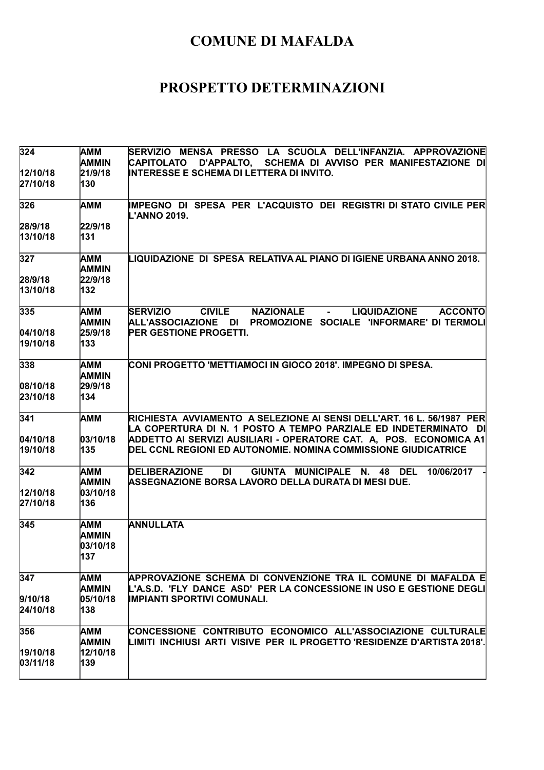# COMUNE DI MAFALDA

# PROSPETTO DETERMINAZIONI

| | | |
|---|---|---|
| 324<br><br>12/10/18<br>27/10/18 | AMM<br>AMMIN<br>21/9/18<br>130 | SERVIZIO MENSA PRESSO LA SCUOLA DELL'INFANZIA. APPROVAZIONE CAPITOLATO D'APPALTO, SCHEMA DI AVVISO PER MANIFESTAZIONE DI INTERESSE E SCHEMA DI LETTERA DI INVITO. |
| 326<br><br>28/9/18<br>13/10/18 | AMM<br><br>22/9/18<br>131 | IMPEGNO DI SPESA PER L'ACQUISTO DEI REGISTRI DI STATO CIVILE PER L'ANNO 2019. |
| 327<br><br>28/9/18<br>13/10/18 | AMM<br>AMMIN<br>22/9/18<br>132 | LIQUIDAZIONE DI SPESA RELATIVA AL PIANO DI IGIENE URBANA ANNO 2018. |
| 335<br><br>04/10/18<br>19/10/18 | AMM<br>AMMIN<br>25/9/18<br>133 | SERVIZIO CIVILE NAZIONALE - LIQUIDAZIONE ACCONTO ALL'ASSOCIAZIONE DI PROMOZIONE SOCIALE 'INFORMARE' DI TERMOLI PER GESTIONE PROGETTI. |
| 338<br><br>08/10/18<br>23/10/18 | AMM<br>AMMIN<br>29/9/18<br>134 | CONI PROGETTO 'METTIAMOCI IN GIOCO 2018'. IMPEGNO DI SPESA. |
| 341<br><br>04/10/18<br>19/10/18 | AMM<br><br>03/10/18<br>135 | RICHIESTA AVVIAMENTO A SELEZIONE AI SENSI DELL'ART. 16 L. 56/1987 PER LA COPERTURA DI N. 1 POSTO A TEMPO PARZIALE ED INDETERMINATO DI ADDETTO AI SERVIZI AUSILIARI - OPERATORE CAT. A, POS. ECONOMICA A1 DEL CCNL REGIONI ED AUTONOMIE. NOMINA COMMISSIONE GIUDICATRICE |
| 342<br><br>12/10/18<br>27/10/18 | AMM<br>AMMIN<br>03/10/18<br>136 | DELIBERAZIONE DI GIUNTA MUNICIPALE N. 48 DEL 10/06/2017 - ASSEGNAZIONE BORSA LAVORO DELLA DURATA DI MESI DUE. |
| 345 | AMM<br>AMMIN<br>03/10/18<br>137 | ANNULLATA |
| 347<br><br>9/10/18<br>24/10/18 | AMM<br>AMMIN<br>05/10/18<br>138 | APPROVAZIONE SCHEMA DI CONVENZIONE TRA IL COMUNE DI MAFALDA E L'A.S.D. 'FLY DANCE ASD' PER LA CONCESSIONE IN USO E GESTIONE DEGLI IMPIANTI SPORTIVI COMUNALI. |
| 356<br><br>19/10/18<br>03/11/18 | AMM<br>AMMIN<br>12/10/18<br>139 | CONCESSIONE CONTRIBUTO ECONOMICO ALL'ASSOCIAZIONE CULTURALE LIMITI INCHIUSI ARTI VISIVE PER IL PROGETTO 'RESIDENZE D'ARTISTA 2018'. |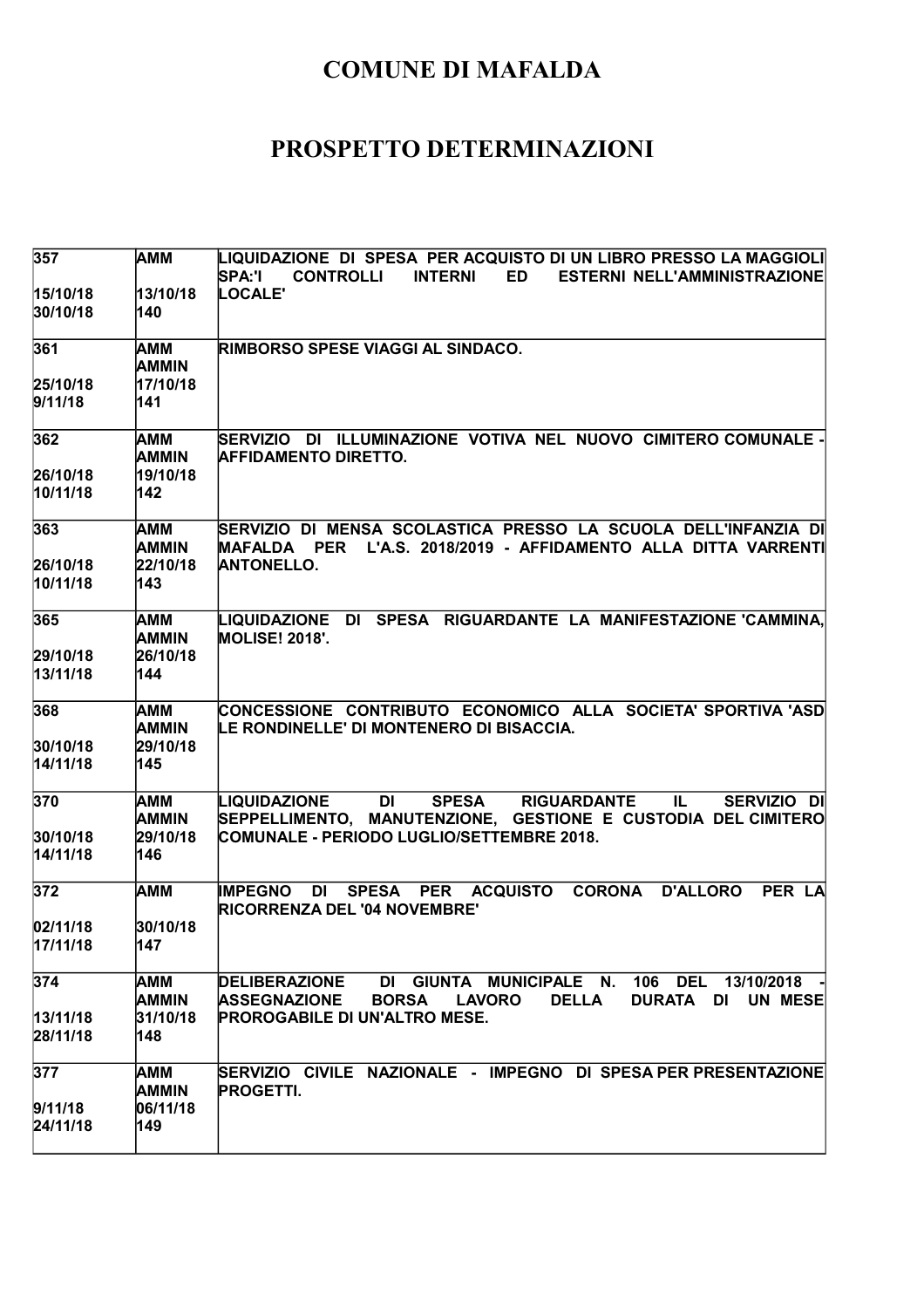# COMUNE DI MAFALDA

# PROSPETTO DETERMINAZIONI

| | | |
|---|---|---|
| 357<br><br>15/10/18<br>30/10/18 | AMM<br><br>13/10/18<br>140 | LIQUIDAZIONE DI SPESA PER ACQUISTO DI UN LIBRO PRESSO LA MAGGIOLI SPA:'I CONTROLLI INTERNI ED ESTERNI NELL'AMMINISTRAZIONE LOCALE' |
| 361<br><br>25/10/18<br>9/11/18 | AMM<br>AMMIN<br>17/10/18<br>141 | RIMBORSO SPESE VIAGGI AL SINDACO. |
| 362<br><br>26/10/18<br>10/11/18 | AMM<br>AMMIN<br>19/10/18<br>142 | SERVIZIO DI ILLUMINAZIONE VOTIVA NEL NUOVO CIMITERO COMUNALE - AFFIDAMENTO DIRETTO. |
| 363<br><br>26/10/18<br>10/11/18 | AMM<br>AMMIN<br>22/10/18<br>143 | SERVIZIO DI MENSA SCOLASTICA PRESSO LA SCUOLA DELL'INFANZIA DI MAFALDA PER L'A.S. 2018/2019 - AFFIDAMENTO ALLA DITTA VARRENTI ANTONELLO. |
| 365<br><br>29/10/18<br>13/11/18 | AMM<br>AMMIN<br>26/10/18<br>144 | LIQUIDAZIONE DI SPESA RIGUARDANTE LA MANIFESTAZIONE 'CAMMINA, MOLISE! 2018'. |
| 368<br><br>30/10/18<br>14/11/18 | AMM<br>AMMIN<br>29/10/18<br>145 | CONCESSIONE CONTRIBUTO ECONOMICO ALLA SOCIETA' SPORTIVA 'ASD LE RONDINELLE' DI MONTENERO DI BISACCIA. |
| 370<br><br>30/10/18<br>14/11/18 | AMM<br>AMMIN<br>29/10/18<br>146 | LIQUIDAZIONE DI SPESA RIGUARDANTE IL SERVIZIO DI SEPPELLIMENTO, MANUTENZIONE, GESTIONE E CUSTODIA DEL CIMITERO COMUNALE - PERIODO LUGLIO/SETTEMBRE 2018. |
| 372<br><br>02/11/18<br>17/11/18 | AMM<br><br>30/10/18<br>147 | IMPEGNO DI SPESA PER ACQUISTO CORONA D'ALLORO PER LA RICORRENZA DEL '04 NOVEMBRE' |
| 374<br><br>13/11/18<br>28/11/18 | AMM<br>AMMIN<br>31/10/18<br>148 | DELIBERAZIONE DI GIUNTA MUNICIPALE N. 106 DEL 13/10/2018 - ASSEGNAZIONE BORSA LAVORO DELLA DURATA DI UN MESE PROROGABILE DI UN'ALTRO MESE. |
| 377<br><br>9/11/18<br>24/11/18 | AMM<br>AMMIN<br>06/11/18<br>149 | SERVIZIO CIVILE NAZIONALE - IMPEGNO DI SPESA PER PRESENTAZIONE PROGETTI. |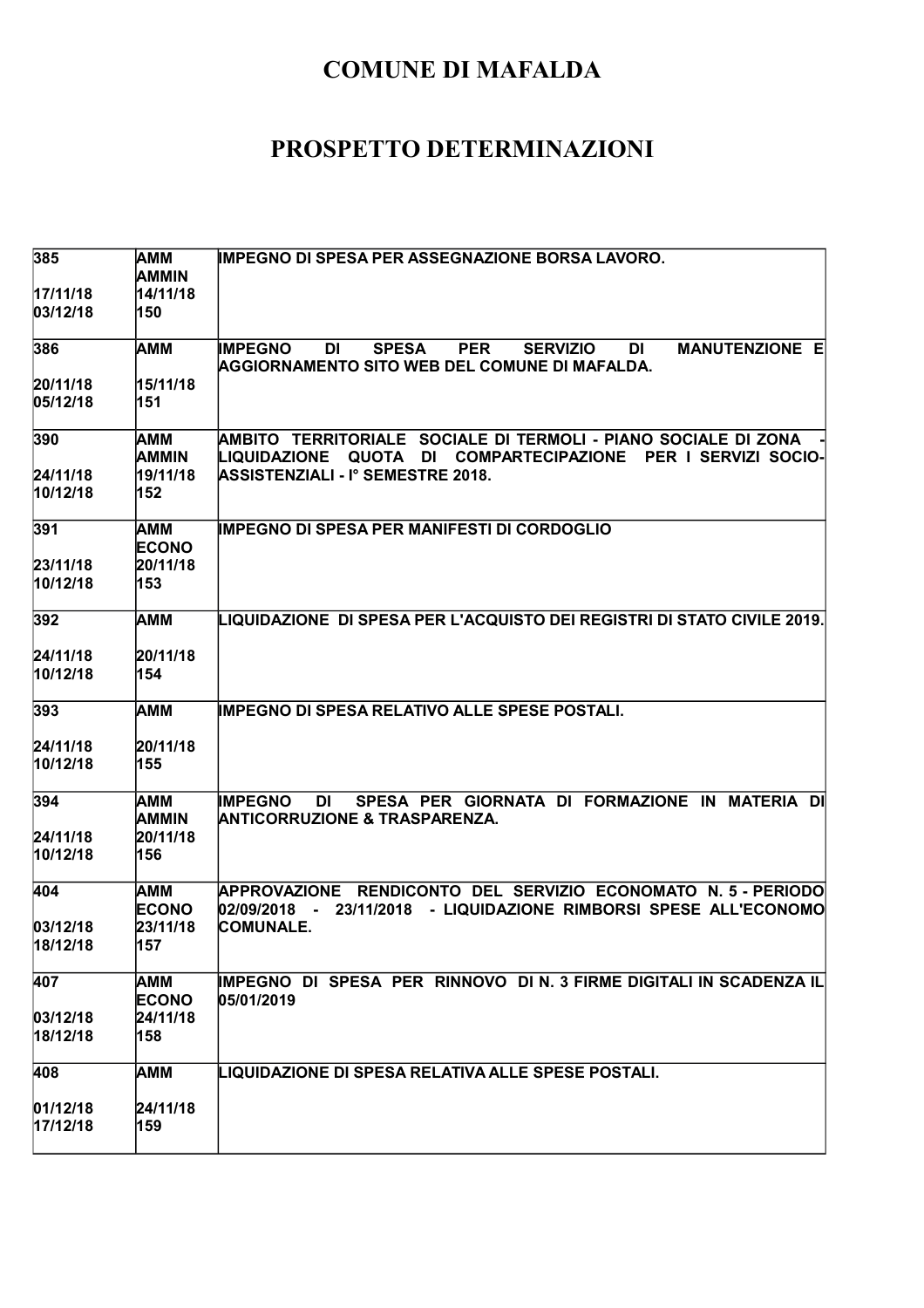# COMUNE DI MAFALDA

# PROSPETTO DETERMINAZIONI

| | | |
|---|---|---|
| 385<br><br>17/11/18<br>03/12/18 | AMM<br>AMMIN<br>14/11/18<br>150 | IMPEGNO DI SPESA PER ASSEGNAZIONE BORSA LAVORO. |
| 386<br><br>20/11/18<br>05/12/18 | AMM<br><br>15/11/18<br>151 | IMPEGNO DI SPESA PER SERVIZIO DI MANUTENZIONE E AGGIORNAMENTO SITO WEB DEL COMUNE DI MAFALDA. |
| 390<br><br>24/11/18<br>10/12/18 | AMM<br>AMMIN<br>19/11/18<br>152 | AMBITO TERRITORIALE SOCIALE DI TERMOLI - PIANO SOCIALE DI ZONA - LIQUIDAZIONE QUOTA DI COMPARTECIPAZIONE PER I SERVIZI SOCIO-ASSISTENZIALI - I° SEMESTRE 2018. |
| 391<br><br>23/11/18<br>10/12/18 | AMM<br>ECONO<br>20/11/18<br>153 | IMPEGNO DI SPESA PER MANIFESTI DI CORDOGLIO |
| 392<br><br>24/11/18<br>10/12/18 | AMM<br><br>20/11/18<br>154 | LIQUIDAZIONE DI SPESA PER L'ACQUISTO DEI REGISTRI DI STATO CIVILE 2019. |
| 393<br><br>24/11/18<br>10/12/18 | AMM<br><br>20/11/18<br>155 | IMPEGNO DI SPESA RELATIVO ALLE SPESE POSTALI. |
| 394<br><br>24/11/18<br>10/12/18 | AMM<br>AMMIN<br>20/11/18<br>156 | IMPEGNO DI SPESA PER GIORNATA DI FORMAZIONE IN MATERIA DI ANTICORRUZIONE & TRASPARENZA. |
| 404<br><br>03/12/18<br>18/12/18 | AMM<br>ECONO<br>23/11/18<br>157 | APPROVAZIONE RENDICONTO DEL SERVIZIO ECONOMATO N. 5 - PERIODO 02/09/2018 - 23/11/2018 - LIQUIDAZIONE RIMBORSI SPESE ALL'ECONOMO COMUNALE. |
| 407<br><br>03/12/18<br>18/12/18 | AMM<br>ECONO<br>24/11/18<br>158 | IMPEGNO DI SPESA PER RINNOVO DI N. 3 FIRME DIGITALI IN SCADENZA IL 05/01/2019 |
| 408<br><br>01/12/18<br>17/12/18 | AMM<br><br>24/11/18<br>159 | LIQUIDAZIONE DI SPESA RELATIVA ALLE SPESE POSTALI. |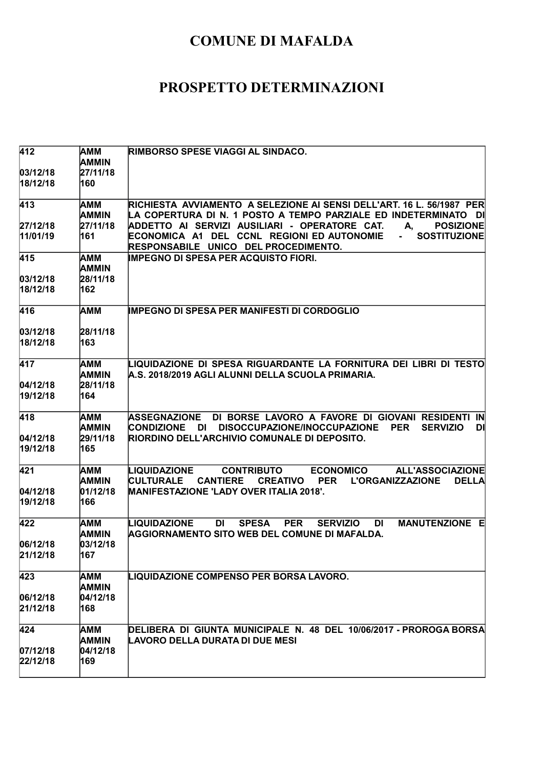# COMUNE DI MAFALDA

# PROSPETTO DETERMINAZIONI

| | | |
|---|---|---|
| 412<br><br>03/12/18<br>18/12/18 | AMM<br>AMMIN<br>27/11/18<br>160 | RIMBORSO SPESE VIAGGI AL SINDACO. |
| 413<br><br>27/12/18<br>11/01/19 | AMM<br>AMMIN<br>27/11/18<br>161 | RICHIESTA AVVIAMENTO A SELEZIONE AI SENSI DELL'ART. 16 L. 56/1987 PER LA COPERTURA DI N. 1 POSTO A TEMPO PARZIALE ED INDETERMINATO DI ADDETTO AI SERVIZI AUSILIARI - OPERATORE CAT. A, POSIZIONE ECONOMICA A1 DEL CCNL REGIONI ED AUTONOMIE - SOSTITUZIONE RESPONSABILE UNICO DEL PROCEDIMENTO. |
| 415<br><br>03/12/18<br>18/12/18 | AMM<br>AMMIN<br>28/11/18<br>162 | IMPEGNO DI SPESA PER ACQUISTO FIORI. |
| 416<br><br>03/12/18<br>18/12/18 | AMM<br><br>28/11/18<br>163 | IMPEGNO DI SPESA PER MANIFESTI DI CORDOGLIO |
| 417<br><br>04/12/18<br>19/12/18 | AMM<br>AMMIN<br>28/11/18<br>164 | LIQUIDAZIONE DI SPESA RIGUARDANTE LA FORNITURA DEI LIBRI DI TESTO A.S. 2018/2019 AGLI ALUNNI DELLA SCUOLA PRIMARIA. |
| 418<br><br>04/12/18<br>19/12/18 | AMM<br>AMMIN<br>29/11/18<br>165 | ASSEGNAZIONE DI BORSE LAVORO A FAVORE DI GIOVANI RESIDENTI IN CONDIZIONE DI DISOCCUPAZIONE/INOCCUPAZIONE PER SERVIZIO DI RIORDINO DELL'ARCHIVIO COMUNALE DI DEPOSITO. |
| 421<br><br>04/12/18<br>19/12/18 | AMM<br>AMMIN<br>01/12/18<br>166 | LIQUIDAZIONE CONTRIBUTO ECONOMICO ALL'ASSOCIAZIONE CULTURALE CANTIERE CREATIVO PER L'ORGANIZZAZIONE DELLA MANIFESTAZIONE 'LADY OVER ITALIA 2018'. |
| 422<br><br>06/12/18<br>21/12/18 | AMM<br>AMMIN<br>03/12/18<br>167 | LIQUIDAZIONE DI SPESA PER SERVIZIO DI MANUTENZIONE E AGGIORNAMENTO SITO WEB DEL COMUNE DI MAFALDA. |
| 423<br><br>06/12/18<br>21/12/18 | AMM<br>AMMIN<br>04/12/18<br>168 | LIQUIDAZIONE COMPENSO PER BORSA LAVORO. |
| 424<br><br>07/12/18<br>22/12/18 | AMM<br>AMMIN<br>04/12/18<br>169 | DELIBERA DI GIUNTA MUNICIPALE N. 48 DEL 10/06/2017 - PROROGA BORSA LAVORO DELLA DURATA DI DUE MESI |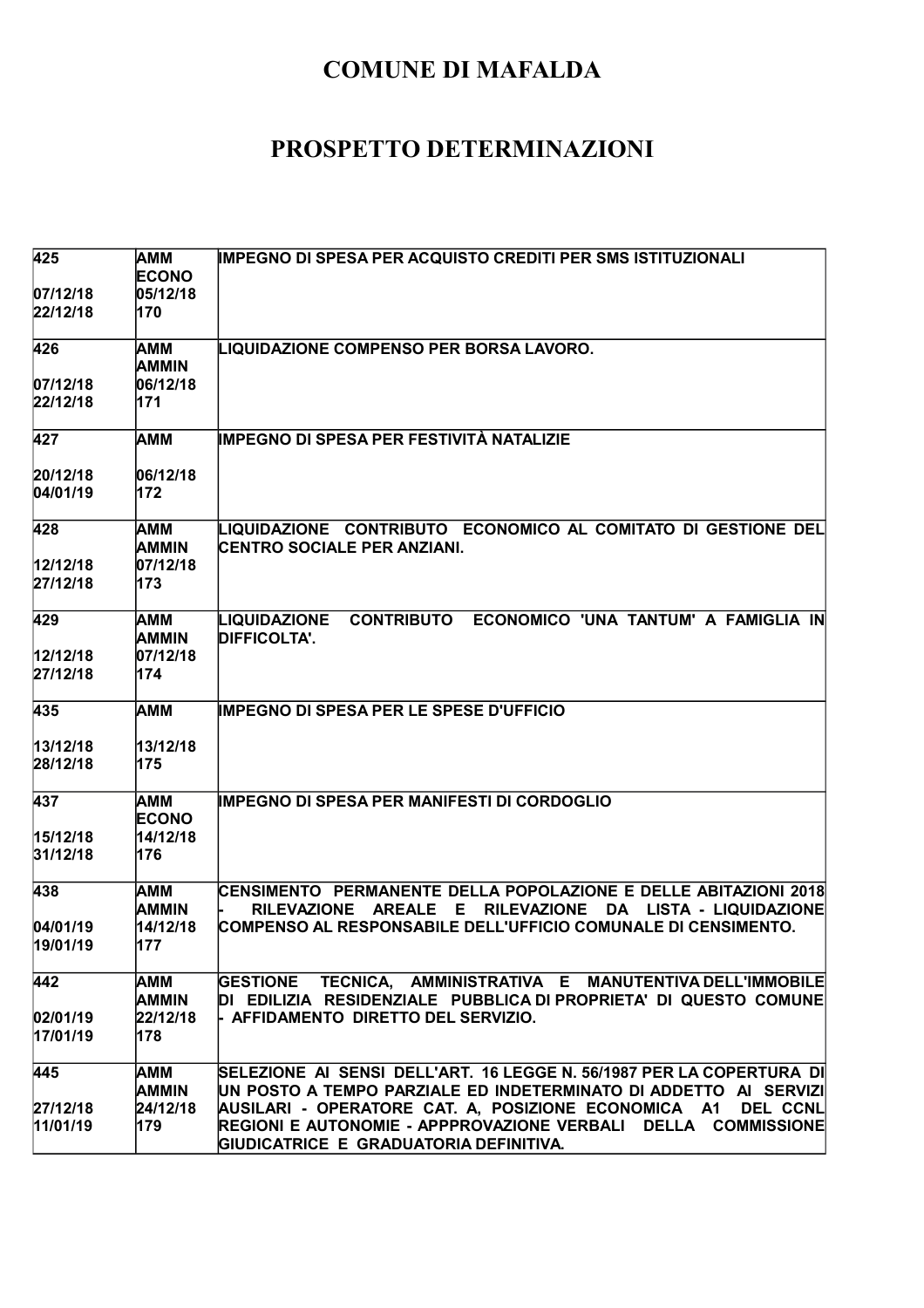# COMUNE DI MAFALDA

# PROSPETTO DETERMINAZIONI

| | | |
|---|---|---|
| 425<br><br>07/12/18<br>22/12/18 | AMM<br>ECONO<br>05/12/18<br>170 | IMPEGNO DI SPESA PER ACQUISTO CREDITI PER SMS ISTITUZIONALI |
| 426<br><br>07/12/18<br>22/12/18 | AMM<br>AMMIN<br>06/12/18<br>171 | LIQUIDAZIONE COMPENSO PER BORSA LAVORO. |
| 427<br><br>20/12/18<br>04/01/19 | AMM<br><br>06/12/18<br>172 | IMPEGNO DI SPESA PER FESTIVITÀ NATALIZIE |
| 428<br><br>12/12/18<br>27/12/18 | AMM<br>AMMIN<br>07/12/18<br>173 | LIQUIDAZIONE CONTRIBUTO ECONOMICO AL COMITATO DI GESTIONE DEL CENTRO SOCIALE PER ANZIANI. |
| 429<br><br>12/12/18<br>27/12/18 | AMM<br>AMMIN<br>07/12/18<br>174 | LIQUIDAZIONE CONTRIBUTO ECONOMICO 'UNA TANTUM' A FAMIGLIA IN DIFFICOLTA'. |
| 435<br><br>13/12/18<br>28/12/18 | AMM<br><br>13/12/18<br>175 | IMPEGNO DI SPESA PER LE SPESE D'UFFICIO |
| 437<br><br>15/12/18<br>31/12/18 | AMM<br>ECONO<br>14/12/18<br>176 | IMPEGNO DI SPESA PER MANIFESTI DI CORDOGLIO |
| 438<br><br>04/01/19<br>19/01/19 | AMM<br>AMMIN<br>14/12/18<br>177 | CENSIMENTO PERMANENTE DELLA POPOLAZIONE E DELLE ABITAZIONI 2018 - RILEVAZIONE AREALE E RILEVAZIONE DA LISTA - LIQUIDAZIONE COMPENSO AL RESPONSABILE DELL'UFFICIO COMUNALE DI CENSIMENTO. |
| 442<br><br>02/01/19<br>17/01/19 | AMM<br>AMMIN<br>22/12/18<br>178 | GESTIONE TECNICA, AMMINISTRATIVA E MANUTENTIVA DELL'IMMOBILE DI EDILIZIA RESIDENZIALE PUBBLICA DI PROPRIETA' DI QUESTO COMUNE - AFFIDAMENTO DIRETTO DEL SERVIZIO. |
| 445<br><br>27/12/18<br>11/01/19 | AMM<br>AMMIN<br>24/12/18<br>179 | SELEZIONE AI SENSI DELL'ART. 16 LEGGE N. 56/1987 PER LA COPERTURA DI UN POSTO A TEMPO PARZIALE ED INDETERMINATO DI ADDETTO AI SERVIZI AUSILARI - OPERATORE CAT. A, POSIZIONE ECONOMICA A1 DEL CCNL REGIONI E AUTONOMIE - APPPROVAZIONE VERBALI DELLA COMMISSIONE GIUDICATRICE E GRADUATORIA DEFINITIVA. |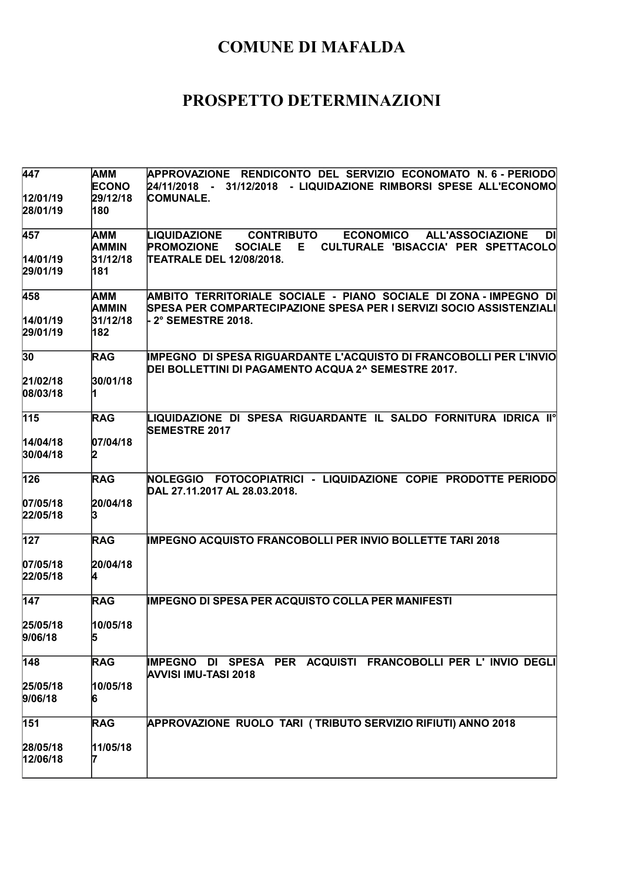# COMUNE DI MAFALDA

# PROSPETTO DETERMINAZIONI

| | | |
|---|---|---|
| 447<br><br>12/01/19<br>28/01/19 | AMM<br>ECONO<br>29/12/18<br>180 | APPROVAZIONE RENDICONTO DEL SERVIZIO ECONOMATO N. 6 - PERIODO 24/11/2018 - 31/12/2018 - LIQUIDAZIONE RIMBORSI SPESE ALL'ECONOMO COMUNALE. |
| 457<br><br>14/01/19<br>29/01/19 | AMM<br>AMMIN<br>31/12/18<br>181 | LIQUIDAZIONE CONTRIBUTO ECONOMICO ALL'ASSOCIAZIONE DI PROMOZIONE SOCIALE E CULTURALE 'BISACCIA' PER SPETTACOLO TEATRALE DEL 12/08/2018. |
| 458<br><br>14/01/19<br>29/01/19 | AMM<br>AMMIN<br>31/12/18<br>182 | AMBITO TERRITORIALE SOCIALE - PIANO SOCIALE DI ZONA - IMPEGNO DI SPESA PER COMPARTECIPAZIONE SPESA PER I SERVIZI SOCIO ASSISTENZIALI - 2° SEMESTRE 2018. |
| 30<br><br>21/02/18<br>08/03/18 | RAG<br><br>30/01/18<br>1 | IMPEGNO DI SPESA RIGUARDANTE L'ACQUISTO DI FRANCOBOLLI PER L'INVIO DEI BOLLETTINI DI PAGAMENTO ACQUA 2^ SEMESTRE 2017. |
| 115<br><br>14/04/18<br>30/04/18 | RAG<br><br>07/04/18<br>2 | LIQUIDAZIONE DI SPESA RIGUARDANTE IL SALDO FORNITURA IDRICA II° SEMESTRE 2017 |
| 126<br><br>07/05/18<br>22/05/18 | RAG<br><br>20/04/18<br>3 | NOLEGGIO FOTOCOPIATRICI - LIQUIDAZIONE COPIE PRODOTTE PERIODO DAL 27.11.2017 AL 28.03.2018. |
| 127<br><br>07/05/18<br>22/05/18 | RAG<br><br>20/04/18<br>4 | IMPEGNO ACQUISTO FRANCOBOLLI PER INVIO BOLLETTE TARI 2018 |
| 147<br><br>25/05/18<br>9/06/18 | RAG<br><br>10/05/18<br>5 | IMPEGNO DI SPESA PER ACQUISTO COLLA PER MANIFESTI |
| 148<br><br>25/05/18<br>9/06/18 | RAG<br><br>10/05/18<br>6 | IMPEGNO DI SPESA PER ACQUISTI FRANCOBOLLI PER L' INVIO DEGLI AVVISI IMU-TASI 2018 |
| 151<br><br>28/05/18<br>12/06/18 | RAG<br><br>11/05/18<br>7 | APPROVAZIONE RUOLO TARI ( TRIBUTO SERVIZIO RIFIUTI) ANNO 2018 |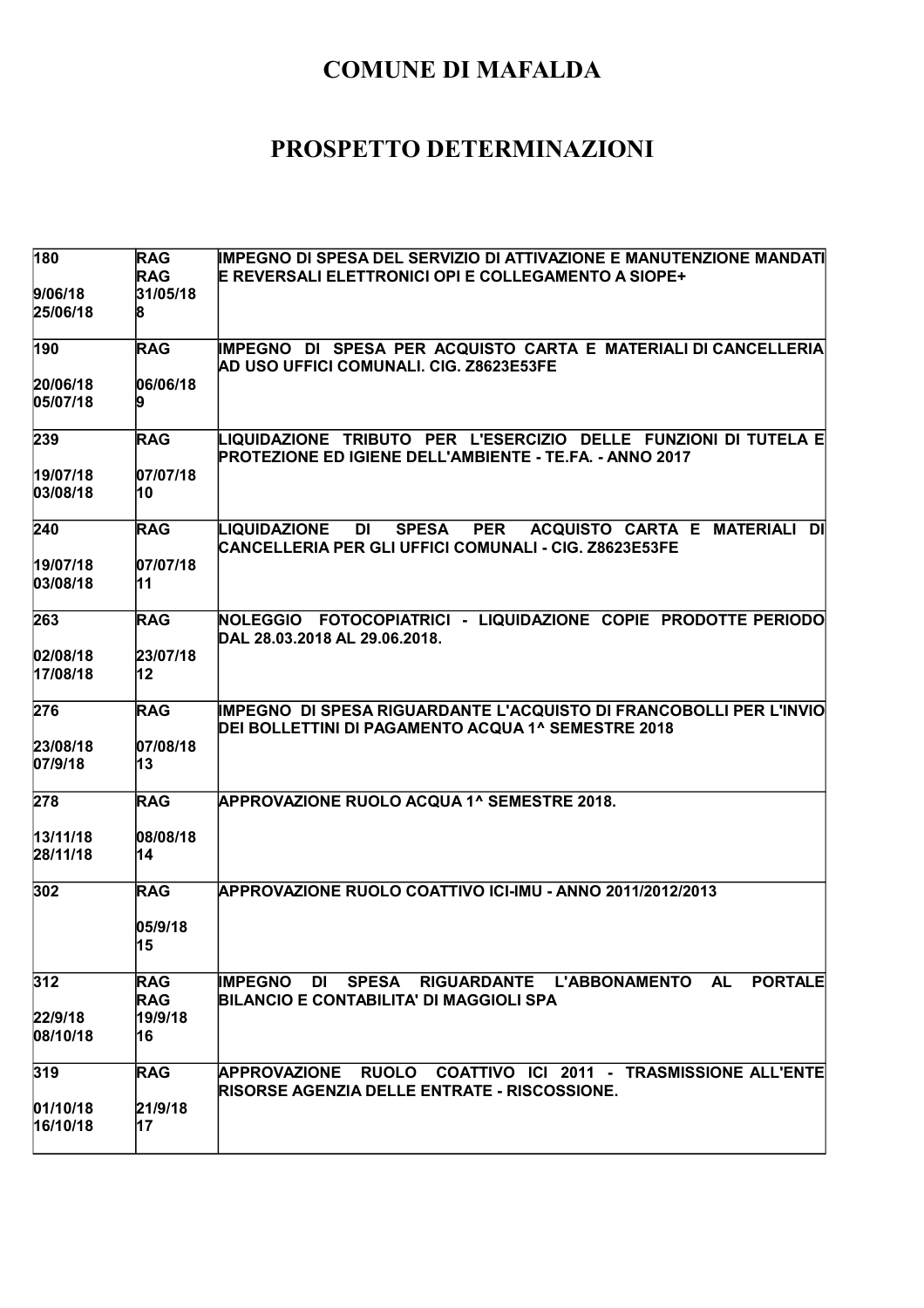# COMUNE DI MAFALDA

# PROSPETTO DETERMINAZIONI

| | | |
|---|---|---|
| 180<br><br>9/06/18<br>25/06/18 | RAG<br>RAG<br>31/05/18<br>8 | IMPEGNO DI SPESA DEL SERVIZIO DI ATTIVAZIONE E MANUTENZIONE MANDATI E REVERSALI ELETTRONICI OPI E COLLEGAMENTO A SIOPE+ |
| 190<br><br>20/06/18<br>05/07/18 | RAG<br><br>06/06/18<br>9 | IMPEGNO DI SPESA PER ACQUISTO CARTA E MATERIALI DI CANCELLERIA AD USO UFFICI COMUNALI. CIG. Z8623E53FE |
| 239<br><br>19/07/18<br>03/08/18 | RAG<br><br>07/07/18<br>10 | LIQUIDAZIONE TRIBUTO PER L'ESERCIZIO DELLE FUNZIONI DI TUTELA E PROTEZIONE ED IGIENE DELL'AMBIENTE - TE.FA. - ANNO 2017 |
| 240<br><br>19/07/18<br>03/08/18 | RAG<br><br>07/07/18<br>11 | LIQUIDAZIONE DI SPESA PER ACQUISTO CARTA E MATERIALI DI CANCELLERIA PER GLI UFFICI COMUNALI - CIG. Z8623E53FE |
| 263<br><br>02/08/18<br>17/08/18 | RAG<br><br>23/07/18<br>12 | NOLEGGIO FOTOCOPIATRICI - LIQUIDAZIONE COPIE PRODOTTE PERIODO DAL 28.03.2018 AL 29.06.2018. |
| 276<br><br>23/08/18<br>07/9/18 | RAG<br><br>07/08/18<br>13 | IMPEGNO DI SPESA RIGUARDANTE L'ACQUISTO DI FRANCOBOLLI PER L'INVIO DEI BOLLETTINI DI PAGAMENTO ACQUA 1^ SEMESTRE 2018 |
| 278<br><br>13/11/18<br>28/11/18 | RAG<br><br>08/08/18<br>14 | APPROVAZIONE RUOLO ACQUA 1^ SEMESTRE 2018. |
| 302 | RAG<br><br>05/9/18<br>15 | APPROVAZIONE RUOLO COATTIVO ICI-IMU - ANNO 2011/2012/2013 |
| 312<br><br>22/9/18<br>08/10/18 | RAG<br>RAG<br>19/9/18<br>16 | IMPEGNO DI SPESA RIGUARDANTE L'ABBONAMENTO AL PORTALE BILANCIO E CONTABILITA' DI MAGGIOLI SPA |
| 319<br><br>01/10/18<br>16/10/18 | RAG<br><br>21/9/18<br>17 | APPROVAZIONE RUOLO COATTIVO ICI 2011 - TRASMISSIONE ALL'ENTE RISORSE AGENZIA DELLE ENTRATE - RISCOSSIONE. |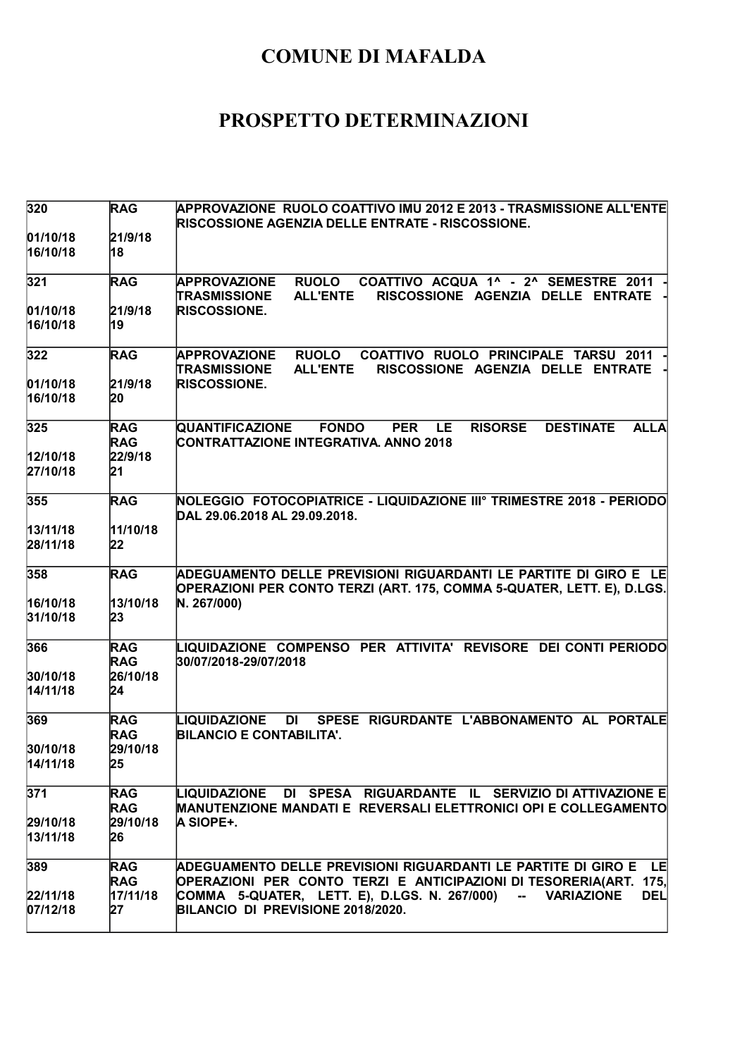# COMUNE DI MAFALDA

# PROSPETTO DETERMINAZIONI

| | | |
|---|---|---|
| 320<br><br>01/10/18<br>16/10/18 | RAG<br><br>21/9/18<br>18 | APPROVAZIONE RUOLO COATTIVO IMU 2012 E 2013 - TRASMISSIONE ALL'ENTE RISCOSSIONE AGENZIA DELLE ENTRATE - RISCOSSIONE. |
| 321<br><br>01/10/18<br>16/10/18 | RAG<br><br>21/9/18<br>19 | APPROVAZIONE RUOLO COATTIVO ACQUA 1^ - 2^ SEMESTRE 2011 - TRASMISSIONE ALL'ENTE RISCOSSIONE AGENZIA DELLE ENTRATE - RISCOSSIONE. |
| 322<br><br>01/10/18<br>16/10/18 | RAG<br><br>21/9/18<br>20 | APPROVAZIONE RUOLO COATTIVO RUOLO PRINCIPALE TARSU 2011 - TRASMISSIONE ALL'ENTE RISCOSSIONE AGENZIA DELLE ENTRATE - RISCOSSIONE. |
| 325<br><br>12/10/18<br>27/10/18 | RAG<br>RAG<br>22/9/18<br>21 | QUANTIFICAZIONE FONDO PER LE RISORSE DESTINATE ALLA CONTRATTAZIONE INTEGRATIVA. ANNO 2018 |
| 355<br><br>13/11/18<br>28/11/18 | RAG<br><br>11/10/18<br>22 | NOLEGGIO FOTOCOPIATRICE - LIQUIDAZIONE III° TRIMESTRE 2018 - PERIODO DAL 29.06.2018 AL 29.09.2018. |
| 358<br><br>16/10/18<br>31/10/18 | RAG<br><br>13/10/18<br>23 | ADEGUAMENTO DELLE PREVISIONI RIGUARDANTI LE PARTITE DI GIRO E LE OPERAZIONI PER CONTO TERZI (ART. 175, COMMA 5-QUATER, LETT. E), D.LGS. N. 267/000) |
| 366<br><br>30/10/18<br>14/11/18 | RAG<br>RAG<br>26/10/18<br>24 | LIQUIDAZIONE COMPENSO PER ATTIVITA' REVISORE DEI CONTI PERIODO 30/07/2018-29/07/2018 |
| 369<br><br>30/10/18<br>14/11/18 | RAG<br>RAG<br>29/10/18<br>25 | LIQUIDAZIONE DI SPESE RIGURDANTE L'ABBONAMENTO AL PORTALE BILANCIO E CONTABILITA'. |
| 371<br><br>29/10/18<br>13/11/18 | RAG<br>RAG<br>29/10/18<br>26 | LIQUIDAZIONE DI SPESA RIGUARDANTE IL SERVIZIO DI ATTIVAZIONE E MANUTENZIONE MANDATI E REVERSALI ELETTRONICI OPI E COLLEGAMENTO A SIOPE+. |
| 389<br><br>22/11/18<br>07/12/18 | RAG<br>RAG<br>17/11/18<br>27 | ADEGUAMENTO DELLE PREVISIONI RIGUARDANTI LE PARTITE DI GIRO E LE OPERAZIONI PER CONTO TERZI E ANTICIPAZIONI DI TESORERIA(ART. 175, COMMA 5-QUATER, LETT. E), D.LGS. N. 267/000) -- VARIAZIONE DEL BILANCIO DI PREVISIONE 2018/2020. |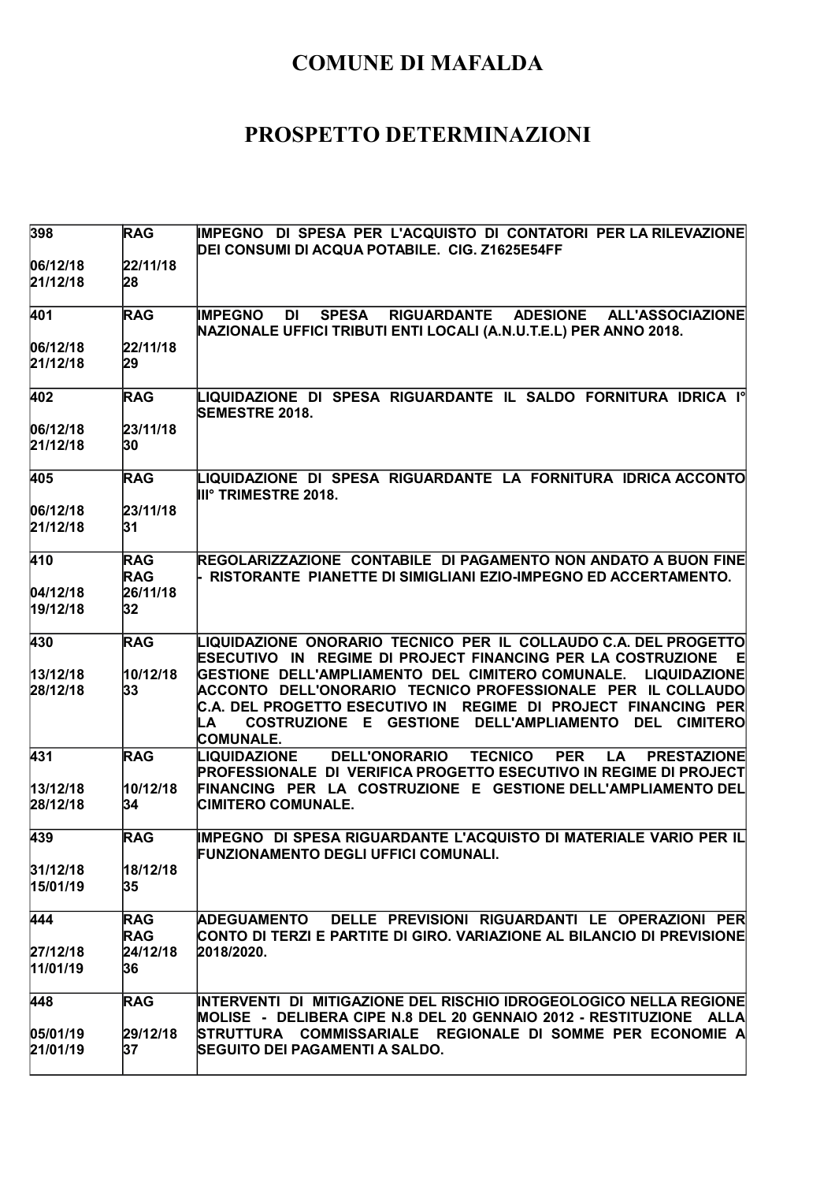# COMUNE DI MAFALDA

# PROSPETTO DETERMINAZIONI

| | | |
|---|---|---|
| 398<br><br>06/12/18<br>21/12/18 | RAG<br><br>22/11/18<br>28 | IMPEGNO DI SPESA PER L'ACQUISTO DI CONTATORI PER LA RILEVAZIONE DEI CONSUMI DI ACQUA POTABILE. CIG. Z1625E54FF |
| 401<br><br>06/12/18<br>21/12/18 | RAG<br><br>22/11/18<br>29 | IMPEGNO DI SPESA RIGUARDANTE ADESIONE ALL'ASSOCIAZIONE NAZIONALE UFFICI TRIBUTI ENTI LOCALI (A.N.U.T.E.L) PER ANNO 2018. |
| 402<br><br>06/12/18<br>21/12/18 | RAG<br><br>23/11/18<br>30 | LIQUIDAZIONE DI SPESA RIGUARDANTE IL SALDO FORNITURA IDRICA I° SEMESTRE 2018. |
| 405<br><br>06/12/18<br>21/12/18 | RAG<br><br>23/11/18<br>31 | LIQUIDAZIONE DI SPESA RIGUARDANTE LA FORNITURA IDRICA ACCONTO III° TRIMESTRE 2018. |
| 410<br><br>04/12/18<br>19/12/18 | RAG<br>RAG<br>26/11/18<br>32 | REGOLARIZZAZIONE CONTABILE DI PAGAMENTO NON ANDATO A BUON FINE - RISTORANTE PIANETTE DI SIMIGLIANI EZIO-IMPEGNO ED ACCERTAMENTO. |
| 430<br><br>13/12/18<br>28/12/18 | RAG<br><br>10/12/18<br>33 | LIQUIDAZIONE ONORARIO TECNICO PER IL COLLAUDO C.A. DEL PROGETTO ESECUTIVO IN REGIME DI PROJECT FINANCING PER LA COSTRUZIONE E GESTIONE DELL'AMPLIAMENTO DEL CIMITERO COMUNALE. LIQUIDAZIONE ACCONTO DELL'ONORARIO TECNICO PROFESSIONALE PER IL COLLAUDO C.A. DEL PROGETTO ESECUTIVO IN REGIME DI PROJECT FINANCING PER LA COSTRUZIONE E GESTIONE DELL'AMPLIAMENTO DEL CIMITERO COMUNALE. |
| 431<br><br>13/12/18<br>28/12/18 | RAG<br><br>10/12/18<br>34 | LIQUIDAZIONE DELL'ONORARIO TECNICO PER LA PRESTAZIONE PROFESSIONALE DI VERIFICA PROGETTO ESECUTIVO IN REGIME DI PROJECT FINANCING PER LA COSTRUZIONE E GESTIONE DELL'AMPLIAMENTO DEL CIMITERO COMUNALE. |
| 439<br><br>31/12/18<br>15/01/19 | RAG<br><br>18/12/18<br>35 | IMPEGNO DI SPESA RIGUARDANTE L'ACQUISTO DI MATERIALE VARIO PER IL FUNZIONAMENTO DEGLI UFFICI COMUNALI. |
| 444<br><br>27/12/18<br>11/01/19 | RAG<br>RAG<br>24/12/18<br>36 | ADEGUAMENTO DELLE PREVISIONI RIGUARDANTI LE OPERAZIONI PER CONTO DI TERZI E PARTITE DI GIRO. VARIAZIONE AL BILANCIO DI PREVISIONE 2018/2020. |
| 448<br><br>05/01/19<br>21/01/19 | RAG<br><br>29/12/18<br>37 | INTERVENTI DI MITIGAZIONE DEL RISCHIO IDROGEOLOGICO NELLA REGIONE MOLISE - DELIBERA CIPE N.8 DEL 20 GENNAIO 2012 - RESTITUZIONE ALLA STRUTTURA COMMISSARIALE REGIONALE DI SOMME PER ECONOMIE A SEGUITO DEI PAGAMENTI A SALDO. |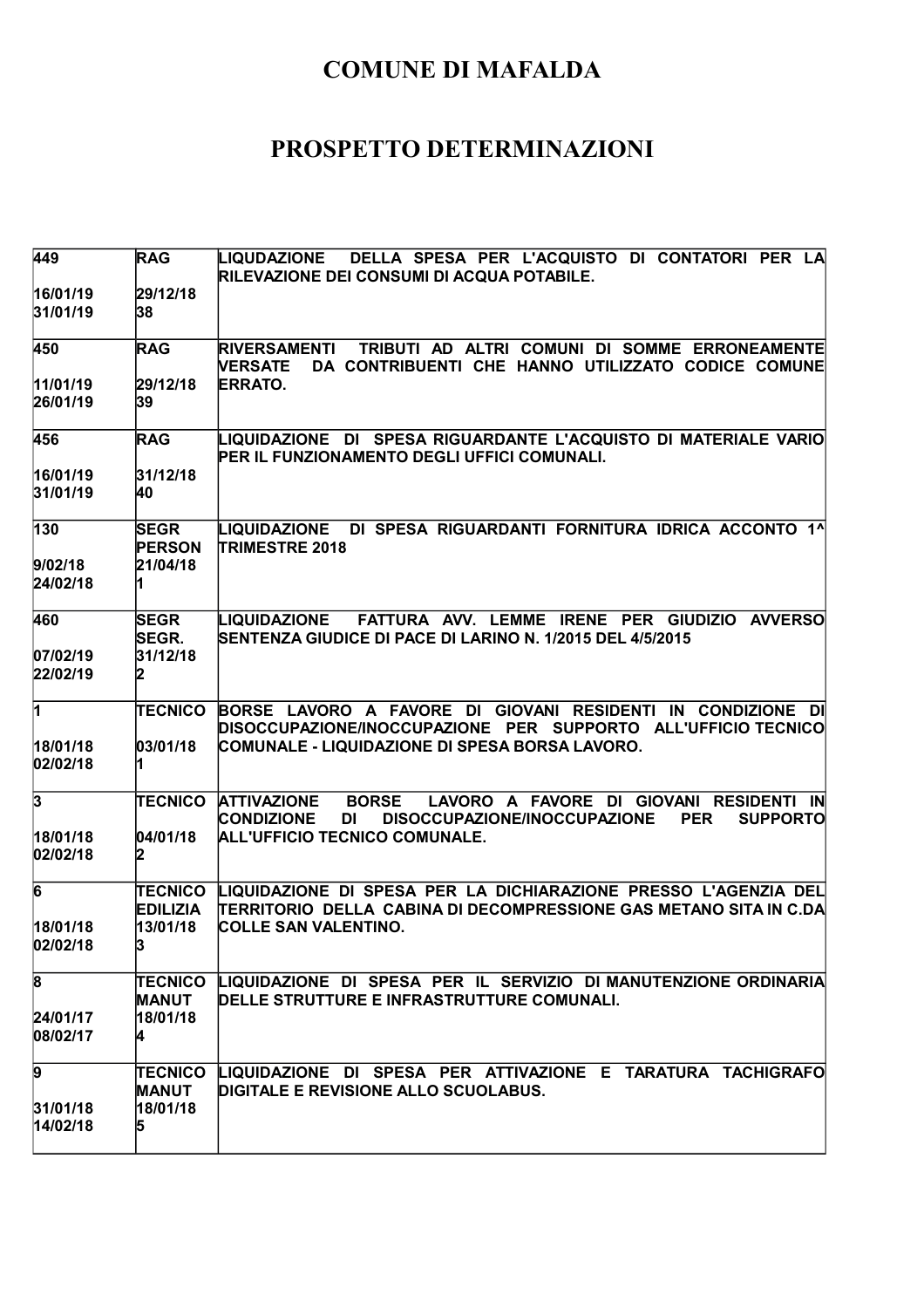# COMUNE DI MAFALDA

# PROSPETTO DETERMINAZIONI

| | | |
|---|---|---|
| 449<br><br>16/01/19<br>31/01/19 | RAG<br><br>29/12/18<br>38 | LIQUDAZIONE DELLA SPESA PER L'ACQUISTO DI CONTATORI PER LA RILEVAZIONE DEI CONSUMI DI ACQUA POTABILE. |
| 450<br><br>11/01/19<br>26/01/19 | RAG<br><br>29/12/18<br>39 | RIVERSAMENTI TRIBUTI AD ALTRI COMUNI DI SOMME ERRONEAMENTE VERSATE DA CONTRIBUENTI CHE HANNO UTILIZZATO CODICE COMUNE ERRATO. |
| 456<br><br>16/01/19<br>31/01/19 | RAG<br><br>31/12/18<br>40 | LIQUIDAZIONE DI SPESA RIGUARDANTE L'ACQUISTO DI MATERIALE VARIO PER IL FUNZIONAMENTO DEGLI UFFICI COMUNALI. |
| 130<br><br>9/02/18<br>24/02/18 | SEGR<br>PERSON<br>21/04/18<br>1 | LIQUIDAZIONE DI SPESA RIGUARDANTI FORNITURA IDRICA ACCONTO 1^ TRIMESTRE 2018 |
| 460<br><br>07/02/19<br>22/02/19 | SEGR<br>SEGR.<br>31/12/18<br>2 | LIQUIDAZIONE FATTURA AVV. LEMME IRENE PER GIUDIZIO AVVERSO SENTENZA GIUDICE DI PACE DI LARINO N. 1/2015 DEL 4/5/2015 |
| 1<br><br>18/01/18<br>02/02/18 | TECNICO<br><br>03/01/18<br>1 | BORSE LAVORO A FAVORE DI GIOVANI RESIDENTI IN CONDIZIONE DI DISOCCUPAZIONE/INOCCUPAZIONE PER SUPPORTO ALL'UFFICIO TECNICO COMUNALE - LIQUIDAZIONE DI SPESA BORSA LAVORO. |
| 3<br><br>18/01/18<br>02/02/18 | TECNICO<br><br>04/01/18<br>2 | ATTIVAZIONE BORSE LAVORO A FAVORE DI GIOVANI RESIDENTI IN CONDIZIONE DI DISOCCUPAZIONE/INOCCUPAZIONE PER SUPPORTO ALL'UFFICIO TECNICO COMUNALE. |
| 6<br><br>18/01/18<br>02/02/18 | TECNICO<br>EDILIZIA<br>13/01/18<br>3 | LIQUIDAZIONE DI SPESA PER LA DICHIARAZIONE PRESSO L'AGENZIA DEL TERRITORIO DELLA CABINA DI DECOMPRESSIONE GAS METANO SITA IN C.DA COLLE SAN VALENTINO. |
| 8<br><br>24/01/17<br>08/02/17 | TECNICO<br>MANUT<br>18/01/18<br>4 | LIQUIDAZIONE DI SPESA PER IL SERVIZIO DI MANUTENZIONE ORDINARIA DELLE STRUTTURE E INFRASTRUTTURE COMUNALI. |
| 9<br><br>31/01/18<br>14/02/18 | TECNICO<br>MANUT<br>18/01/18<br>5 | LIQUIDAZIONE DI SPESA PER ATTIVAZIONE E TARATURA TACHIGRAFO DIGITALE E REVISIONE ALLO SCUOLABUS. |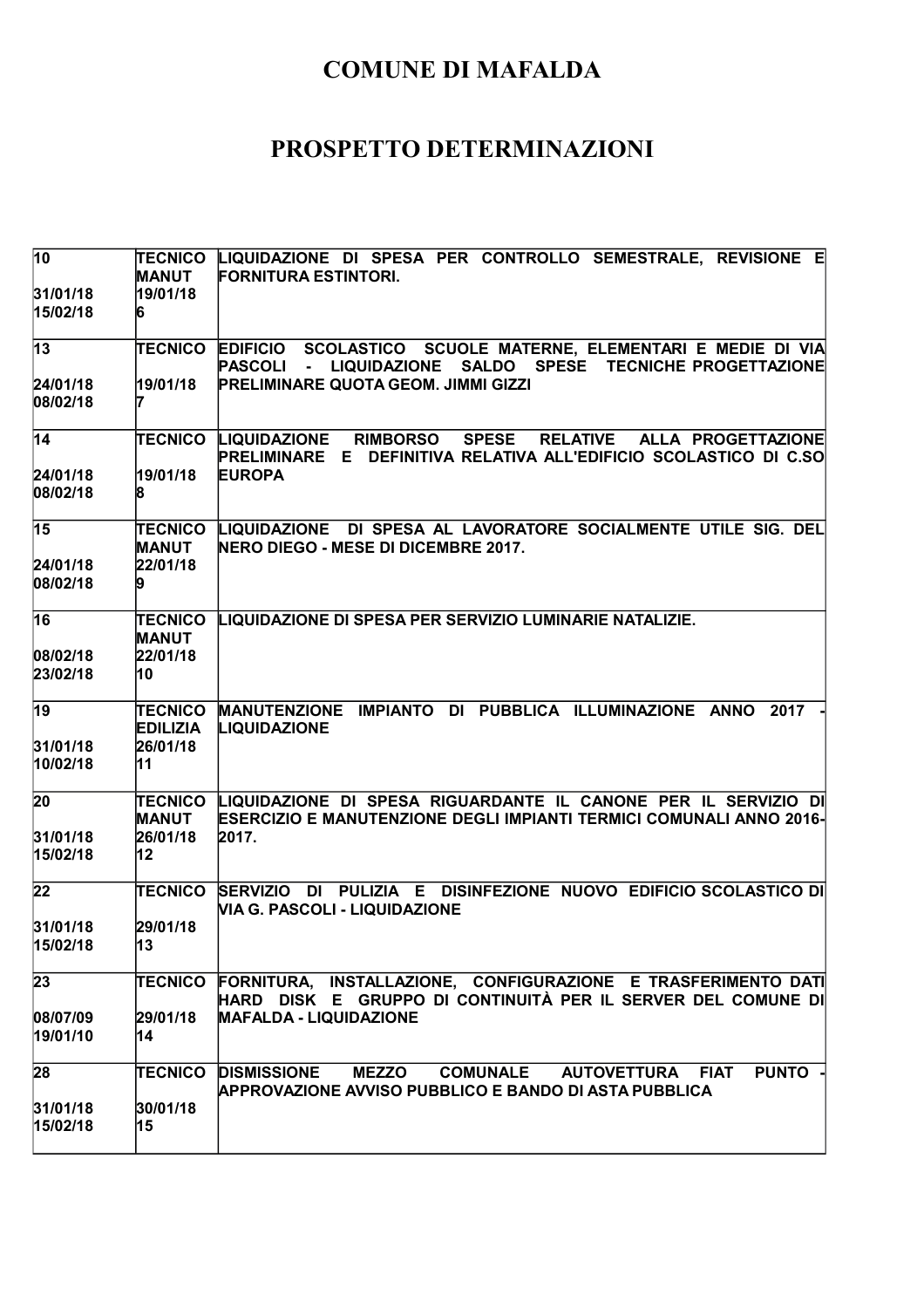# COMUNE DI MAFALDA

# PROSPETTO DETERMINAZIONI

| | | |
|---|---|---|
| 10<br><br>31/01/18<br>15/02/18 | TECNICO MANUT<br>19/01/18<br>6 | LIQUIDAZIONE DI SPESA PER CONTROLLO SEMESTRALE, REVISIONE E FORNITURA ESTINTORI. |
| 13<br><br>24/01/18<br>08/02/18 | TECNICO<br><br>19/01/18<br>7 | EDIFICIO SCOLASTICO SCUOLE MATERNE, ELEMENTARI E MEDIE DI VIA PASCOLI - LIQUIDAZIONE SALDO SPESE TECNICHE PROGETTAZIONE PRELIMINARE QUOTA GEOM. JIMMI GIZZI |
| 14<br><br>24/01/18<br>08/02/18 | TECNICO<br><br>19/01/18<br>8 | LIQUIDAZIONE RIMBORSO SPESE RELATIVE ALLA PROGETTAZIONE PRELIMINARE E DEFINITIVA RELATIVA ALL'EDIFICIO SCOLASTICO DI C.SO EUROPA |
| 15<br><br>24/01/18<br>08/02/18 | TECNICO MANUT<br>22/01/18<br>9 | LIQUIDAZIONE DI SPESA AL LAVORATORE SOCIALMENTE UTILE SIG. DEL NERO DIEGO - MESE DI DICEMBRE 2017. |
| 16<br><br>08/02/18<br>23/02/18 | TECNICO MANUT<br>22/01/18<br>10 | LIQUIDAZIONE DI SPESA PER SERVIZIO LUMINARIE NATALIZIE. |
| 19<br><br>31/01/18<br>10/02/18 | TECNICO EDILIZIA<br>26/01/18<br>11 | MANUTENZIONE IMPIANTO DI PUBBLICA ILLUMINAZIONE ANNO 2017 - LIQUIDAZIONE |
| 20<br><br>31/01/18<br>15/02/18 | TECNICO MANUT<br>26/01/18<br>12 | LIQUIDAZIONE DI SPESA RIGUARDANTE IL CANONE PER IL SERVIZIO DI ESERCIZIO E MANUTENZIONE DEGLI IMPIANTI TERMICI COMUNALI ANNO 2016-2017. |
| 22<br><br>31/01/18<br>15/02/18 | TECNICO<br><br>29/01/18<br>13 | SERVIZIO DI PULIZIA E DISINFEZIONE NUOVO EDIFICIO SCOLASTICO DI VIA G. PASCOLI - LIQUIDAZIONE |
| 23<br><br>08/07/09<br>19/01/10 | TECNICO<br><br>29/01/18<br>14 | FORNITURA, INSTALLAZIONE, CONFIGURAZIONE E TRASFERIMENTO DATI HARD DISK E GRUPPO DI CONTINUITÀ PER IL SERVER DEL COMUNE DI MAFALDA - LIQUIDAZIONE |
| 28<br><br>31/01/18<br>15/02/18 | TECNICO<br><br>30/01/18<br>15 | DISMISSIONE MEZZO COMUNALE AUTOVETTURA FIAT PUNTO - APPROVAZIONE AVVISO PUBBLICO E BANDO DI ASTA PUBBLICA |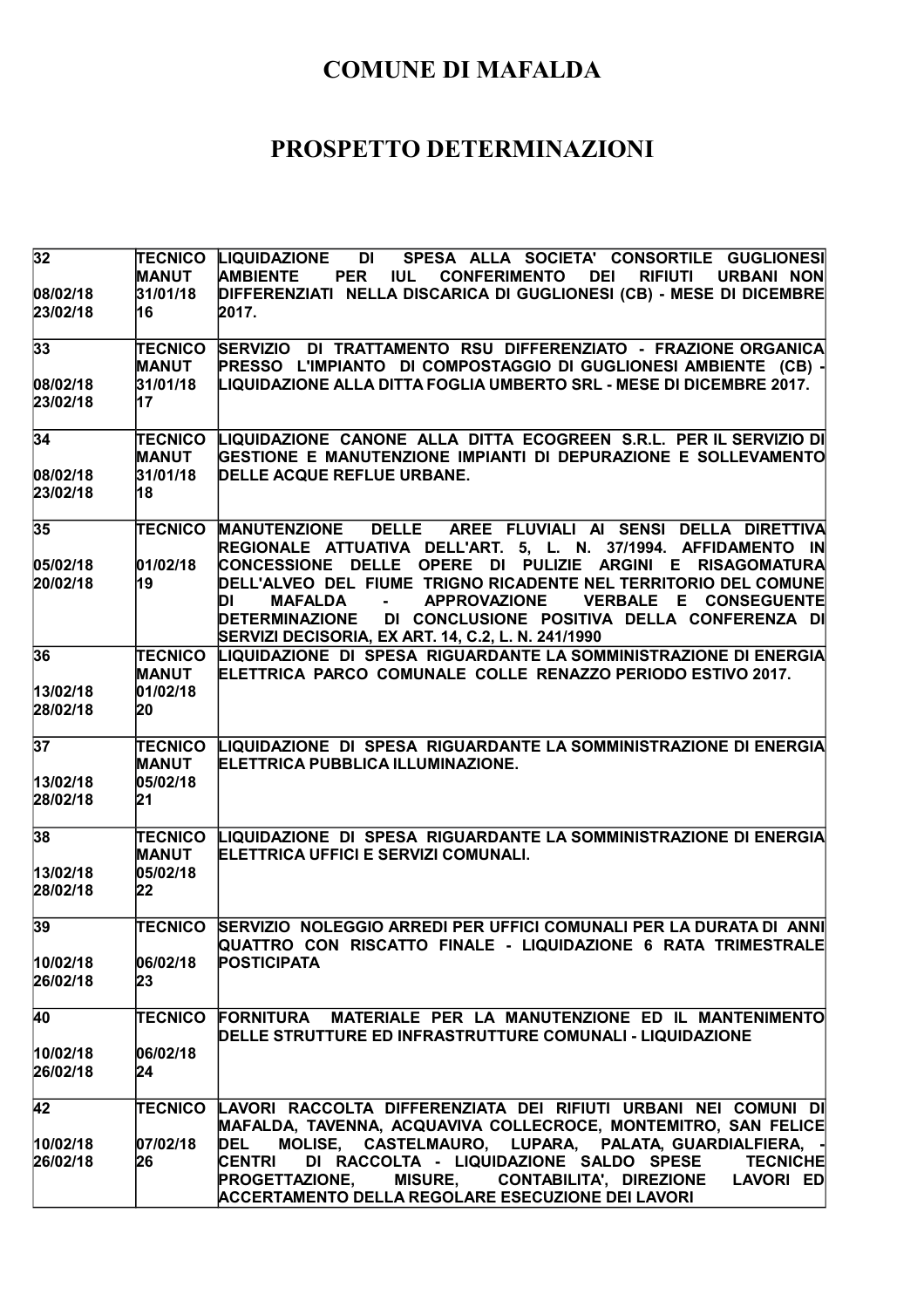# COMUNE DI MAFALDA

# PROSPETTO DETERMINAZIONI

| | | |
|---|---|---|
| 32<br><br>08/02/18<br>23/02/18 | TECNICO<br>MANUT<br>31/01/18<br>16 | LIQUIDAZIONE DI SPESA ALLA SOCIETA' CONSORTILE GUGLIONESI AMBIENTE PER IUL CONFERIMENTO DEI RIFIUTI URBANI NON DIFFERENZIATI NELLA DISCARICA DI GUGLIONESI (CB) - MESE DI DICEMBRE 2017. |
| 33<br><br>08/02/18<br>23/02/18 | TECNICO<br>MANUT<br>31/01/18<br>17 | SERVIZIO DI TRATTAMENTO RSU DIFFERENZIATO - FRAZIONE ORGANICA PRESSO L'IMPIANTO DI COMPOSTAGGIO DI GUGLIONESI AMBIENTE (CB) - LIQUIDAZIONE ALLA DITTA FOGLIA UMBERTO SRL - MESE DI DICEMBRE 2017. |
| 34<br><br>08/02/18<br>23/02/18 | TECNICO<br>MANUT<br>31/01/18<br>18 | LIQUIDAZIONE CANONE ALLA DITTA ECOGREEN S.R.L. PER IL SERVIZIO DI GESTIONE E MANUTENZIONE IMPIANTI DI DEPURAZIONE E SOLLEVAMENTO DELLE ACQUE REFLUE URBANE. |
| 35<br><br>05/02/18<br>20/02/18 | TECNICO<br><br>01/02/18<br>19 | MANUTENZIONE DELLE AREE FLUVIALI AI SENSI DELLA DIRETTIVA REGIONALE ATTUATIVA DELL'ART. 5, L. N. 37/1994. AFFIDAMENTO IN CONCESSIONE DELLE OPERE DI PULIZIE ARGINI E RISAGOMATURA DELL'ALVEO DEL FIUME TRIGNO RICADENTE NEL TERRITORIO DEL COMUNE DI MAFALDA - APPROVAZIONE VERBALE E CONSEGUENTE DETERMINAZIONE DI CONCLUSIONE POSITIVA DELLA CONFERENZA DI SERVIZI DECISORIA, EX ART. 14, C.2, L. N. 241/1990 |
| 36<br><br>13/02/18<br>28/02/18 | TECNICO<br>MANUT<br>01/02/18<br>20 | LIQUIDAZIONE DI SPESA RIGUARDANTE LA SOMMINISTRAZIONE DI ENERGIA ELETTRICA PARCO COMUNALE COLLE RENAZZO PERIODO ESTIVO 2017. |
| 37<br><br>13/02/18<br>28/02/18 | TECNICO<br>MANUT<br>05/02/18<br>21 | LIQUIDAZIONE DI SPESA RIGUARDANTE LA SOMMINISTRAZIONE DI ENERGIA ELETTRICA PUBBLICA ILLUMINAZIONE. |
| 38<br><br>13/02/18<br>28/02/18 | TECNICO<br>MANUT<br>05/02/18<br>22 | LIQUIDAZIONE DI SPESA RIGUARDANTE LA SOMMINISTRAZIONE DI ENERGIA ELETTRICA UFFICI E SERVIZI COMUNALI. |
| 39<br><br>10/02/18<br>26/02/18 | TECNICO<br><br>06/02/18<br>23 | SERVIZIO NOLEGGIO ARREDI PER UFFICI COMUNALI PER LA DURATA DI ANNI QUATTRO CON RISCATTO FINALE - LIQUIDAZIONE 6 RATA TRIMESTRALE POSTICIPATA |
| 40<br><br>10/02/18<br>26/02/18 | TECNICO<br><br>06/02/18<br>24 | FORNITURA MATERIALE PER LA MANUTENZIONE ED IL MANTENIMENTO DELLE STRUTTURE ED INFRASTRUTTURE COMUNALI - LIQUIDAZIONE |
| 42<br><br>10/02/18<br>26/02/18 | TECNICO<br><br>07/02/18<br>26 | LAVORI RACCOLTA DIFFERENZIATA DEI RIFIUTI URBANI NEI COMUNI DI MAFALDA, TAVENNA, ACQUAVIVA COLLECROCE, MONTEMITRO, SAN FELICE DEL MOLISE, CASTELMAURO, LUPARA, PALATA, GUARDIALFIERA, - CENTRI DI RACCOLTA - LIQUIDAZIONE SALDO SPESE TECNICHE PROGETTAZIONE, MISURE, CONTABILITA', DIREZIONE LAVORI ED ACCERTAMENTO DELLA REGOLARE ESECUZIONE DEI LAVORI |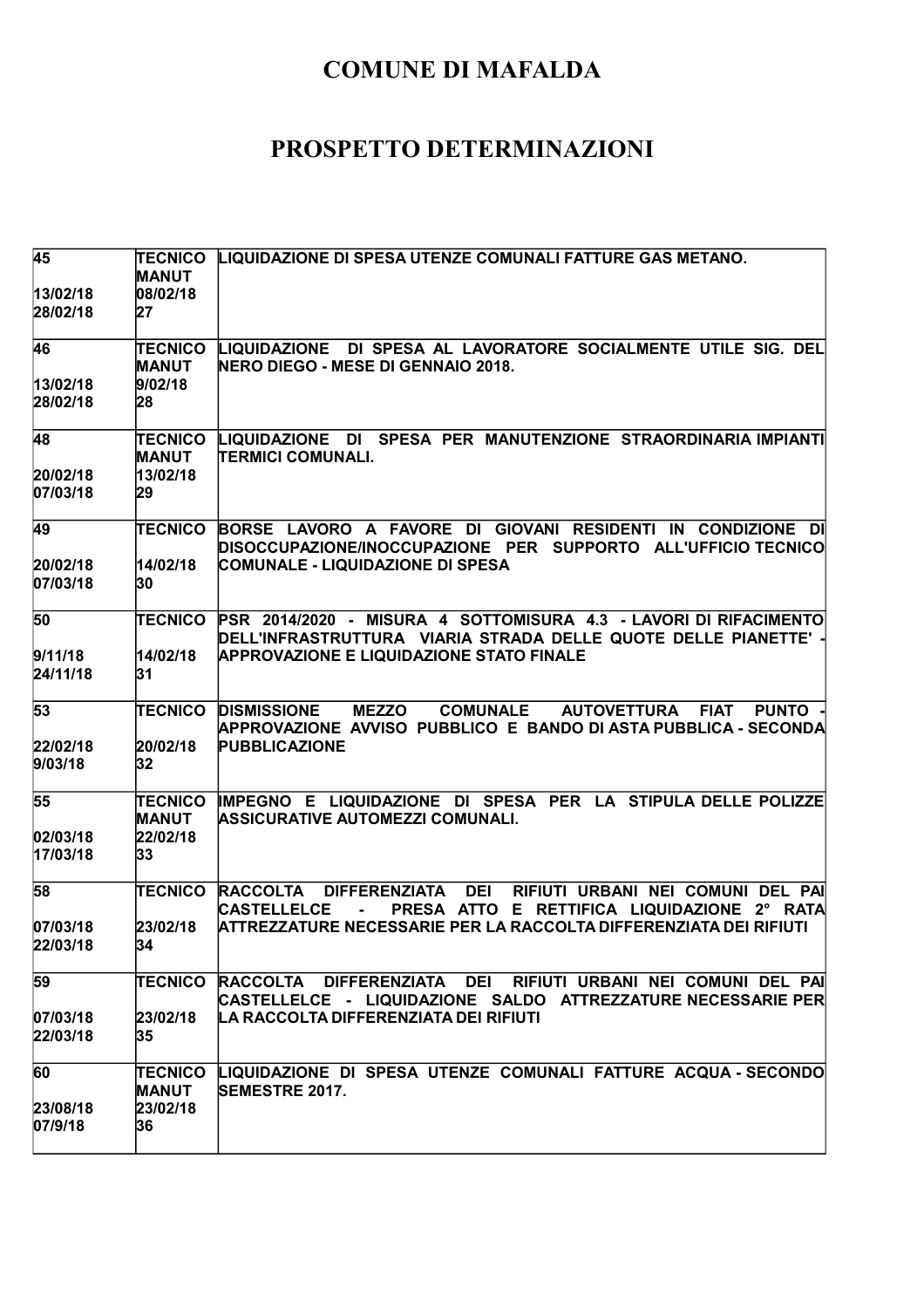# COMUNE DI MAFALDA

# PROSPETTO DETERMINAZIONI

| | | |
|---|---|---|
| 45<br><br>13/02/18<br>28/02/18 | TECNICO<br>MANUT<br>08/02/18<br>27 | LIQUIDAZIONE DI SPESA UTENZE COMUNALI FATTURE GAS METANO. |
| 46<br><br>13/02/18<br>28/02/18 | TECNICO<br>MANUT<br>9/02/18<br>28 | LIQUIDAZIONE DI SPESA AL LAVORATORE SOCIALMENTE UTILE SIG. DEL NERO DIEGO - MESE DI GENNAIO 2018. |
| 48<br><br>20/02/18<br>07/03/18 | TECNICO<br>MANUT<br>13/02/18<br>29 | LIQUIDAZIONE DI SPESA PER MANUTENZIONE STRAORDINARIA IMPIANTI TERMICI COMUNALI. |
| 49<br><br>20/02/18<br>07/03/18 | TECNICO<br><br>14/02/18<br>30 | BORSE LAVORO A FAVORE DI GIOVANI RESIDENTI IN CONDIZIONE DI DISOCCUPAZIONE/INOCCUPAZIONE PER SUPPORTO ALL'UFFICIO TECNICO COMUNALE - LIQUIDAZIONE DI SPESA |
| 50<br><br>9/11/18<br>24/11/18 | TECNICO<br><br>14/02/18<br>31 | PSR 2014/2020 - MISURA 4 SOTTOMISURA 4.3 - LAVORI DI RIFACIMENTO DELL'INFRASTRUTTURA VIARIA STRADA DELLE QUOTE DELLE PIANETTE' - APPROVAZIONE E LIQUIDAZIONE STATO FINALE |
| 53<br><br>22/02/18<br>9/03/18 | TECNICO<br><br>20/02/18<br>32 | DISMISSIONE MEZZO COMUNALE AUTOVETTURA FIAT PUNTO - APPROVAZIONE AVVISO PUBBLICO E BANDO DI ASTA PUBBLICA - SECONDA PUBBLICAZIONE |
| 55<br><br>02/03/18<br>17/03/18 | TECNICO<br>MANUT<br>22/02/18<br>33 | IMPEGNO E LIQUIDAZIONE DI SPESA PER LA STIPULA DELLE POLIZZE ASSICURATIVE AUTOMEZZI COMUNALI. |
| 58<br><br>07/03/18<br>22/03/18 | TECNICO<br><br>23/02/18<br>34 | RACCOLTA DIFFERENZIATA DEI RIFIUTI URBANI NEI COMUNI DEL PAI CASTELLELCE - PRESA ATTO E RETTIFICA LIQUIDAZIONE 2° RATA ATTREZZATURE NECESSARIE PER LA RACCOLTA DIFFERENZIATA DEI RIFIUTI |
| 59<br><br>07/03/18<br>22/03/18 | TECNICO<br><br>23/02/18<br>35 | RACCOLTA DIFFERENZIATA DEI RIFIUTI URBANI NEI COMUNI DEL PAI CASTELLELCE - LIQUIDAZIONE SALDO ATTREZZATURE NECESSARIE PER LA RACCOLTA DIFFERENZIATA DEI RIFIUTI |
| 60<br><br>23/08/18<br>07/9/18 | TECNICO<br>MANUT<br>23/02/18<br>36 | LIQUIDAZIONE DI SPESA UTENZE COMUNALI FATTURE ACQUA - SECONDO SEMESTRE 2017. |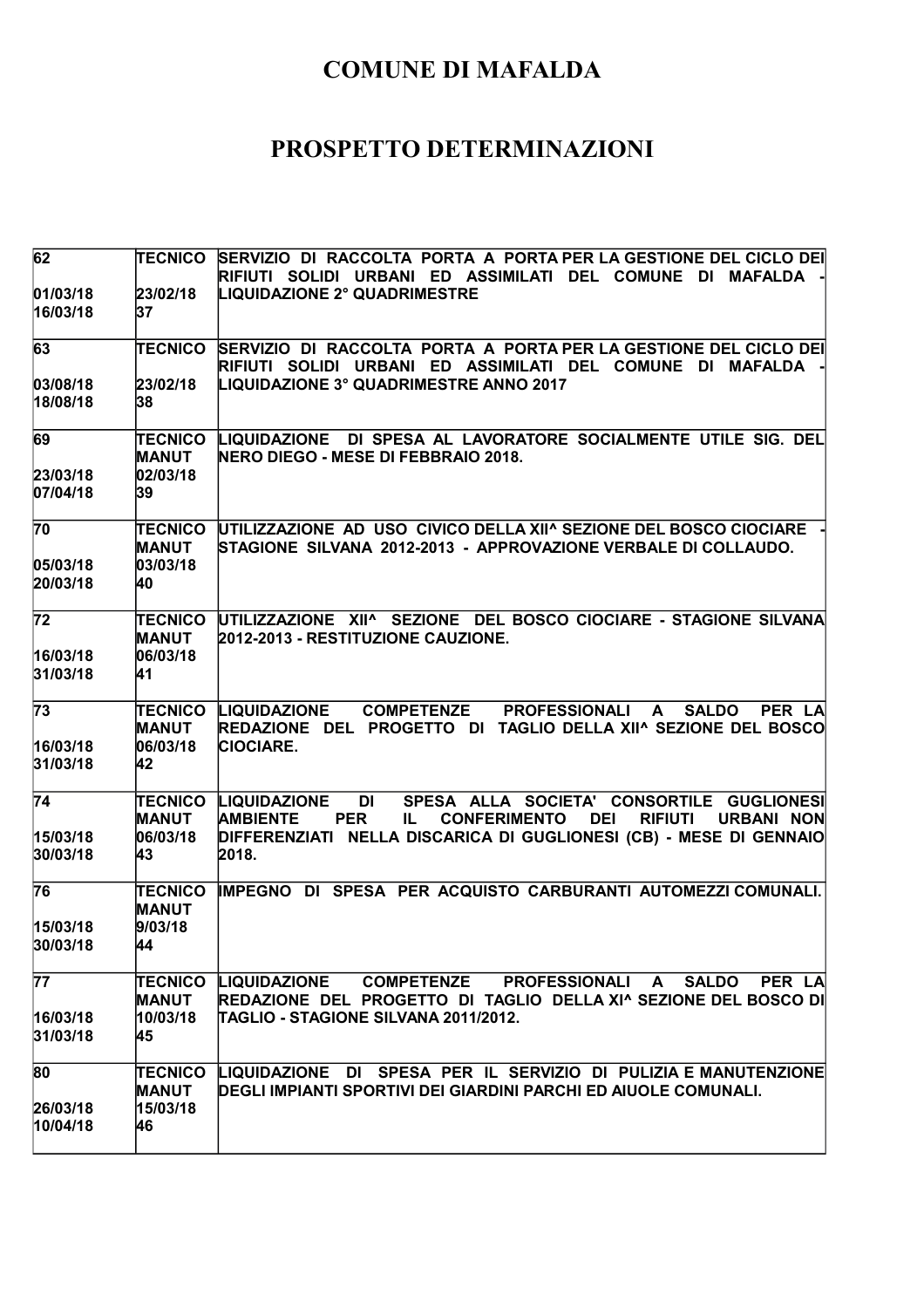# COMUNE DI MAFALDA

# PROSPETTO DETERMINAZIONI

| | | |
|---|---|---|
| 62<br><br>01/03/18<br>16/03/18 | TECNICO<br><br>23/02/18<br>37 | SERVIZIO DI RACCOLTA PORTA A PORTA PER LA GESTIONE DEL CICLO DEI RIFIUTI SOLIDI URBANI ED ASSIMILATI DEL COMUNE DI MAFALDA - LIQUIDAZIONE 2° QUADRIMESTRE |
| 63<br><br>03/08/18<br>18/08/18 | TECNICO<br><br>23/02/18<br>38 | SERVIZIO DI RACCOLTA PORTA A PORTA PER LA GESTIONE DEL CICLO DEI RIFIUTI SOLIDI URBANI ED ASSIMILATI DEL COMUNE DI MAFALDA - LIQUIDAZIONE 3° QUADRIMESTRE ANNO 2017 |
| 69<br><br>23/03/18<br>07/04/18 | TECNICO<br>MANUT<br>02/03/18<br>39 | LIQUIDAZIONE DI SPESA AL LAVORATORE SOCIALMENTE UTILE SIG. DEL NERO DIEGO - MESE DI FEBBRAIO 2018. |
| 70<br><br>05/03/18<br>20/03/18 | TECNICO<br>MANUT<br>03/03/18<br>40 | UTILIZZAZIONE AD USO CIVICO DELLA XII^ SEZIONE DEL BOSCO CIOCIARE - STAGIONE SILVANA 2012-2013 - APPROVAZIONE VERBALE DI COLLAUDO. |
| 72<br><br>16/03/18<br>31/03/18 | TECNICO<br>MANUT<br>06/03/18<br>41 | UTILIZZAZIONE XII^ SEZIONE DEL BOSCO CIOCIARE - STAGIONE SILVANA 2012-2013 - RESTITUZIONE CAUZIONE. |
| 73<br><br>16/03/18<br>31/03/18 | TECNICO<br>MANUT<br>06/03/18<br>42 | LIQUIDAZIONE COMPETENZE PROFESSIONALI A SALDO PER LA REDAZIONE DEL PROGETTO DI TAGLIO DELLA XII^ SEZIONE DEL BOSCO CIOCIARE. |
| 74<br><br>15/03/18<br>30/03/18 | TECNICO<br>MANUT<br>06/03/18<br>43 | LIQUIDAZIONE DI SPESA ALLA SOCIETA' CONSORTILE GUGLIONESI AMBIENTE PER IL CONFERIMENTO DEI RIFIUTI URBANI NON DIFFERENZIATI NELLA DISCARICA DI GUGLIONESI (CB) - MESE DI GENNAIO 2018. |
| 76<br><br>15/03/18<br>30/03/18 | TECNICO<br>MANUT<br>9/03/18<br>44 | IMPEGNO DI SPESA PER ACQUISTO CARBURANTI AUTOMEZZI COMUNALI. |
| 77<br><br>16/03/18<br>31/03/18 | TECNICO<br>MANUT<br>10/03/18<br>45 | LIQUIDAZIONE COMPETENZE PROFESSIONALI A SALDO PER LA REDAZIONE DEL PROGETTO DI TAGLIO DELLA XI^ SEZIONE DEL BOSCO DI TAGLIO - STAGIONE SILVANA 2011/2012. |
| 80<br><br>26/03/18<br>10/04/18 | TECNICO<br>MANUT<br>15/03/18<br>46 | LIQUIDAZIONE DI SPESA PER IL SERVIZIO DI PULIZIA E MANUTENZIONE DEGLI IMPIANTI SPORTIVI DEI GIARDINI PARCHI ED AIUOLE COMUNALI. |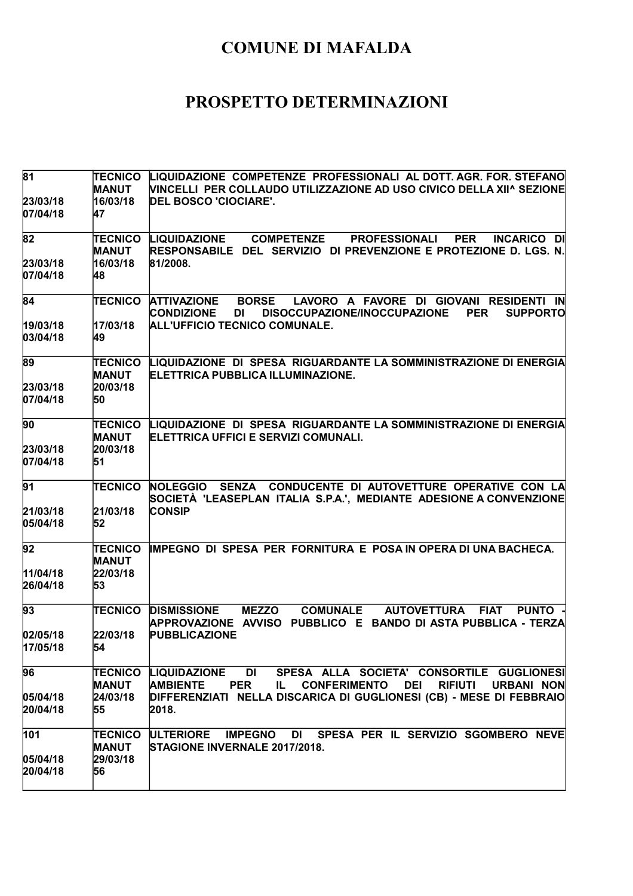# COMUNE DI MAFALDA

# PROSPETTO DETERMINAZIONI

| | | |
|---|---|---|
| 81<br><br>23/03/18<br>07/04/18 | TECNICO<br>MANUT<br>16/03/18<br>47 | LIQUIDAZIONE COMPETENZE PROFESSIONALI AL DOTT. AGR. FOR. STEFANO VINCELLI PER COLLAUDO UTILIZZAZIONE AD USO CIVICO DELLA XII^ SEZIONE DEL BOSCO 'CIOCIARE'. |
| 82<br><br>23/03/18<br>07/04/18 | TECNICO<br>MANUT<br>16/03/18<br>48 | LIQUIDAZIONE COMPETENZE PROFESSIONALI PER INCARICO DI RESPONSABILE DEL SERVIZIO DI PREVENZIONE E PROTEZIONE D. LGS. N. 81/2008. |
| 84<br><br>19/03/18<br>03/04/18 | TECNICO<br><br>17/03/18<br>49 | ATTIVAZIONE BORSE LAVORO A FAVORE DI GIOVANI RESIDENTI IN CONDIZIONE DI DISOCCUPAZIONE/INOCCUPAZIONE PER SUPPORTO ALL'UFFICIO TECNICO COMUNALE. |
| 89<br><br>23/03/18<br>07/04/18 | TECNICO<br>MANUT<br>20/03/18<br>50 | LIQUIDAZIONE DI SPESA RIGUARDANTE LA SOMMINISTRAZIONE DI ENERGIA ELETTRICA PUBBLICA ILLUMINAZIONE. |
| 90<br><br>23/03/18<br>07/04/18 | TECNICO<br>MANUT<br>20/03/18<br>51 | LIQUIDAZIONE DI SPESA RIGUARDANTE LA SOMMINISTRAZIONE DI ENERGIA ELETTRICA UFFICI E SERVIZI COMUNALI. |
| 91<br><br>21/03/18<br>05/04/18 | TECNICO<br><br>21/03/18<br>52 | NOLEGGIO SENZA CONDUCENTE DI AUTOVETTURE OPERATIVE CON LA SOCIETÀ 'LEASEPLAN ITALIA S.P.A.', MEDIANTE ADESIONE A CONVENZIONE CONSIP |
| 92<br><br>11/04/18<br>26/04/18 | TECNICO<br>MANUT<br>22/03/18<br>53 | IMPEGNO DI SPESA PER FORNITURA E POSA IN OPERA DI UNA BACHECA. |
| 93<br><br>02/05/18<br>17/05/18 | TECNICO<br><br>22/03/18<br>54 | DISMISSIONE MEZZO COMUNALE AUTOVETTURA FIAT PUNTO - APPROVAZIONE AVVISO PUBBLICO E BANDO DI ASTA PUBBLICA - TERZA PUBBLICAZIONE |
| 96<br><br>05/04/18<br>20/04/18 | TECNICO<br>MANUT<br>24/03/18<br>55 | LIQUIDAZIONE DI SPESA ALLA SOCIETA' CONSORTILE GUGLIONESI AMBIENTE PER IL CONFERIMENTO DEI RIFIUTI URBANI NON DIFFERENZIATI NELLA DISCARICA DI GUGLIONESI (CB) - MESE DI FEBBRAIO 2018. |
| 101<br><br>05/04/18<br>20/04/18 | TECNICO<br>MANUT<br>29/03/18<br>56 | ULTERIORE IMPEGNO DI SPESA PER IL SERVIZIO SGOMBERO NEVE STAGIONE INVERNALE 2017/2018. |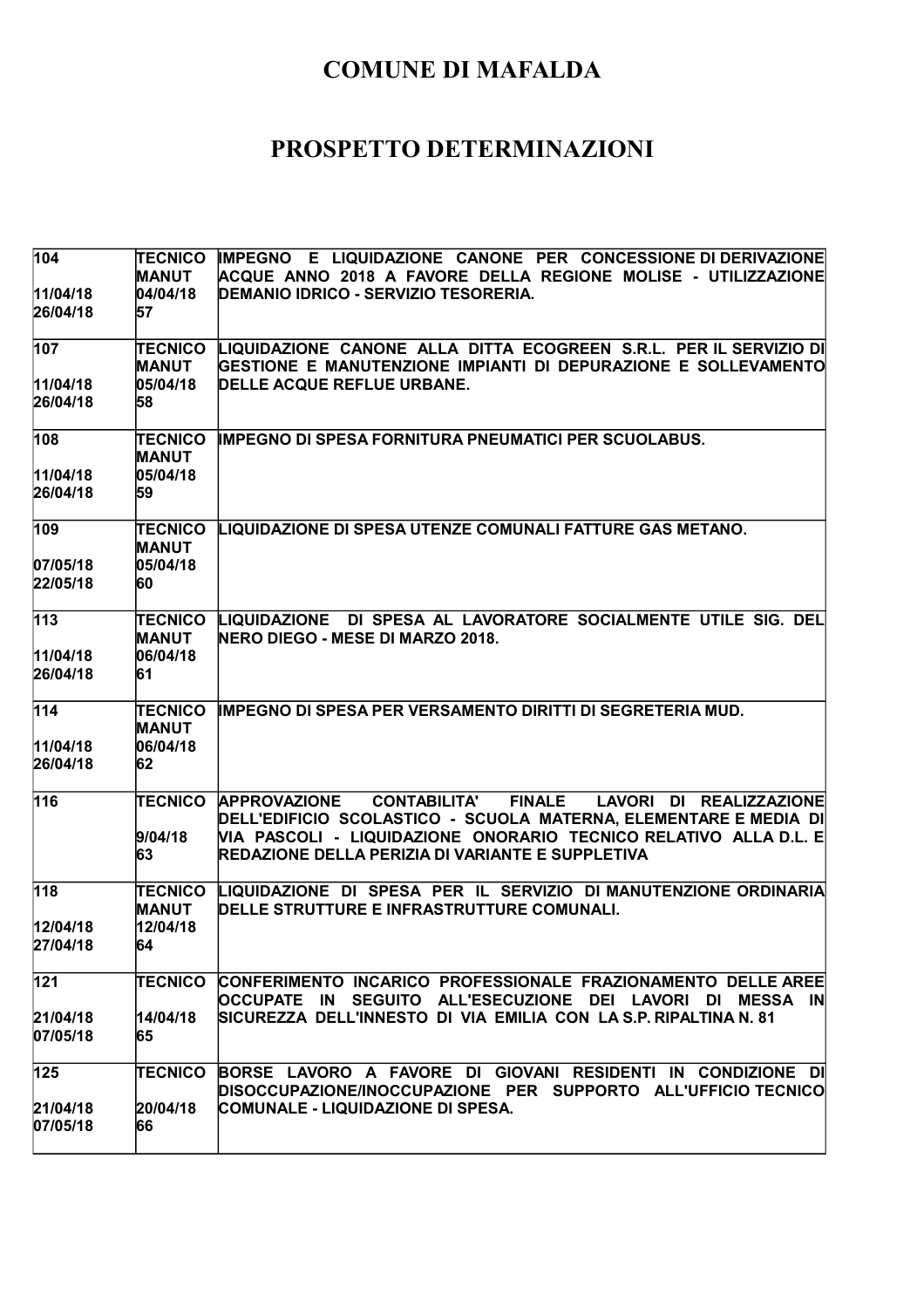# COMUNE DI MAFALDA

# PROSPETTO DETERMINAZIONI

| | | |
|---|---|---|
| 104<br><br>11/04/18<br>26/04/18 | TECNICO<br>MANUT<br>04/04/18<br>57 | IMPEGNO E LIQUIDAZIONE CANONE PER CONCESSIONE DI DERIVAZIONE ACQUE ANNO 2018 A FAVORE DELLA REGIONE MOLISE - UTILIZZAZIONE DEMANIO IDRICO - SERVIZIO TESORERIA. |
| 107<br><br>11/04/18<br>26/04/18 | TECNICO<br>MANUT<br>05/04/18<br>58 | LIQUIDAZIONE CANONE ALLA DITTA ECOGREEN S.R.L. PER IL SERVIZIO DI GESTIONE E MANUTENZIONE IMPIANTI DI DEPURAZIONE E SOLLEVAMENTO DELLE ACQUE REFLUE URBANE. |
| 108<br><br>11/04/18<br>26/04/18 | TECNICO<br>MANUT<br>05/04/18<br>59 | IMPEGNO DI SPESA FORNITURA PNEUMATICI PER SCUOLABUS. |
| 109<br><br>07/05/18<br>22/05/18 | TECNICO<br>MANUT<br>05/04/18<br>60 | LIQUIDAZIONE DI SPESA UTENZE COMUNALI FATTURE GAS METANO. |
| 113<br><br>11/04/18<br>26/04/18 | TECNICO<br>MANUT<br>06/04/18<br>61 | LIQUIDAZIONE DI SPESA AL LAVORATORE SOCIALMENTE UTILE SIG. DEL NERO DIEGO - MESE DI MARZO 2018. |
| 114<br><br>11/04/18<br>26/04/18 | TECNICO<br>MANUT<br>06/04/18<br>62 | IMPEGNO DI SPESA PER VERSAMENTO DIRITTI DI SEGRETERIA MUD. |
| 116 | TECNICO<br><br>9/04/18<br>63 | APPROVAZIONE CONTABILITA' FINALE LAVORI DI REALIZZAZIONE DELL'EDIFICIO SCOLASTICO - SCUOLA MATERNA, ELEMENTARE E MEDIA DI VIA PASCOLI - LIQUIDAZIONE ONORARIO TECNICO RELATIVO ALLA D.L. E REDAZIONE DELLA PERIZIA DI VARIANTE E SUPPLETIVA |
| 118<br><br>12/04/18<br>27/04/18 | TECNICO<br>MANUT<br>12/04/18<br>64 | LIQUIDAZIONE DI SPESA PER IL SERVIZIO DI MANUTENZIONE ORDINARIA DELLE STRUTTURE E INFRASTRUTTURE COMUNALI. |
| 121<br><br>21/04/18<br>07/05/18 | TECNICO<br><br>14/04/18<br>65 | CONFERIMENTO INCARICO PROFESSIONALE FRAZIONAMENTO DELLE AREE OCCUPATE IN SEGUITO ALL'ESECUZIONE DEI LAVORI DI MESSA IN SICUREZZA DELL'INNESTO DI VIA EMILIA CON LA S.P. RIPALTINA N. 81 |
| 125<br><br>21/04/18<br>07/05/18 | TECNICO<br><br>20/04/18<br>66 | BORSE LAVORO A FAVORE DI GIOVANI RESIDENTI IN CONDIZIONE DI DISOCCUPAZIONE/INOCCUPAZIONE PER SUPPORTO ALL'UFFICIO TECNICO COMUNALE - LIQUIDAZIONE DI SPESA. |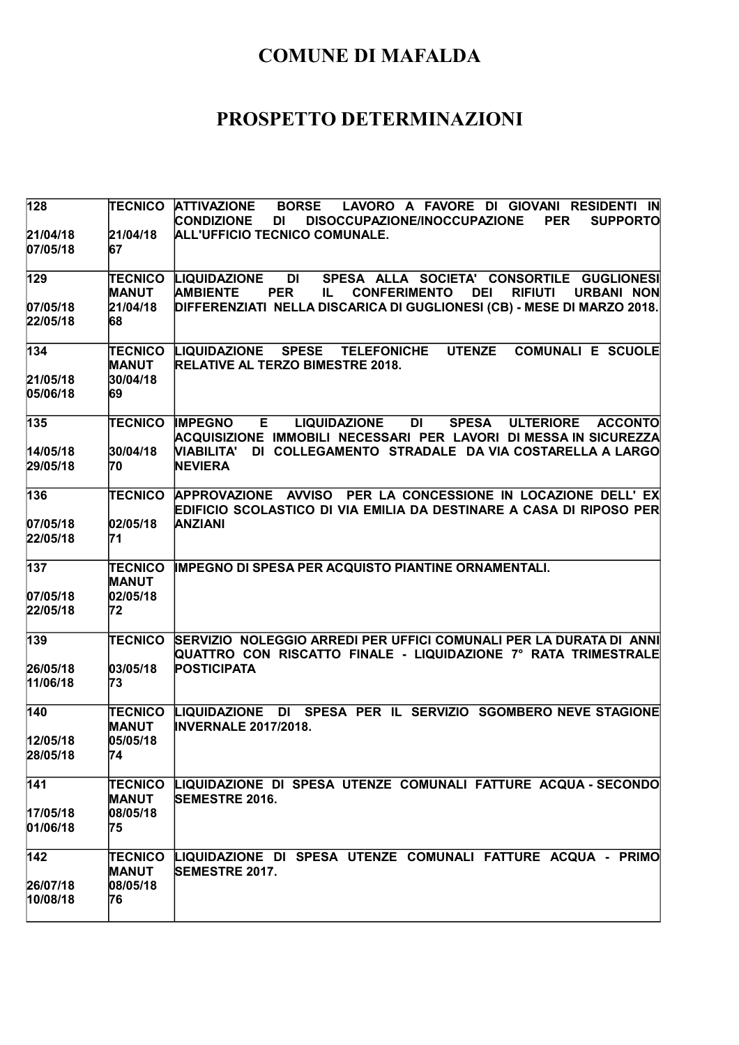# COMUNE DI MAFALDA

# PROSPETTO DETERMINAZIONI

| | | |
|---|---|---|
| **128**<br><br>**21/04/18**<br>**07/05/18** | **TECNICO**<br><br>**21/04/18**<br>**67** | **ATTIVAZIONE BORSE LAVORO A FAVORE DI GIOVANI RESIDENTI IN CONDIZIONE DI DISOCCUPAZIONE/INOCCUPAZIONE PER SUPPORTO ALL'UFFICIO TECNICO COMUNALE.** |
| **129**<br><br>**07/05/18**<br>**22/05/18** | **TECNICO MANUT**<br>**21/04/18**<br>**68** | **LIQUIDAZIONE DI SPESA ALLA SOCIETA' CONSORTILE GUGLIONESI AMBIENTE PER IL CONFERIMENTO DEI RIFIUTI URBANI NON DIFFERENZIATI NELLA DISCARICA DI GUGLIONESI (CB) - MESE DI MARZO 2018.** |
| **134**<br><br>**21/05/18**<br>**05/06/18** | **TECNICO MANUT**<br>**30/04/18**<br>**69** | **LIQUIDAZIONE SPESE TELEFONICHE UTENZE COMUNALI E SCUOLE RELATIVE AL TERZO BIMESTRE 2018.** |
| **135**<br><br>**14/05/18**<br>**29/05/18** | **TECNICO**<br><br>**30/04/18**<br>**70** | **IMPEGNO E LIQUIDAZIONE DI SPESA ULTERIORE ACCONTO ACQUISIZIONE IMMOBILI NECESSARI PER LAVORI DI MESSA IN SICUREZZA VIABILITA' DI COLLEGAMENTO STRADALE DA VIA COSTARELLA A LARGO NEVIERA** |
| **136**<br><br>**07/05/18**<br>**22/05/18** | **TECNICO**<br><br>**02/05/18**<br>**71** | **APPROVAZIONE AVVISO PER LA CONCESSIONE IN LOCAZIONE DELL' EX EDIFICIO SCOLASTICO DI VIA EMILIA DA DESTINARE A CASA DI RIPOSO PER ANZIANI** |
| **137**<br><br>**07/05/18**<br>**22/05/18** | **TECNICO MANUT**<br>**02/05/18**<br>**72** | **IMPEGNO DI SPESA PER ACQUISTO PIANTINE ORNAMENTALI.** |
| **139**<br><br>**26/05/18**<br>**11/06/18** | **TECNICO**<br><br>**03/05/18**<br>**73** | **SERVIZIO NOLEGGIO ARREDI PER UFFICI COMUNALI PER LA DURATA DI ANNI QUATTRO CON RISCATTO FINALE - LIQUIDAZIONE 7° RATA TRIMESTRALE POSTICIPATA** |
| **140**<br><br>**12/05/18**<br>**28/05/18** | **TECNICO MANUT**<br>**05/05/18**<br>**74** | **LIQUIDAZIONE DI SPESA PER IL SERVIZIO SGOMBERO NEVE STAGIONE INVERNALE 2017/2018.** |
| **141**<br><br>**17/05/18**<br>**01/06/18** | **TECNICO MANUT**<br>**08/05/18**<br>**75** | **LIQUIDAZIONE DI SPESA UTENZE COMUNALI FATTURE ACQUA - SECONDO SEMESTRE 2016.** |
| **142**<br><br>**26/07/18**<br>**10/08/18** | **TECNICO MANUT**<br>**08/05/18**<br>**76** | **LIQUIDAZIONE DI SPESA UTENZE COMUNALI FATTURE ACQUA - PRIMO SEMESTRE 2017.** |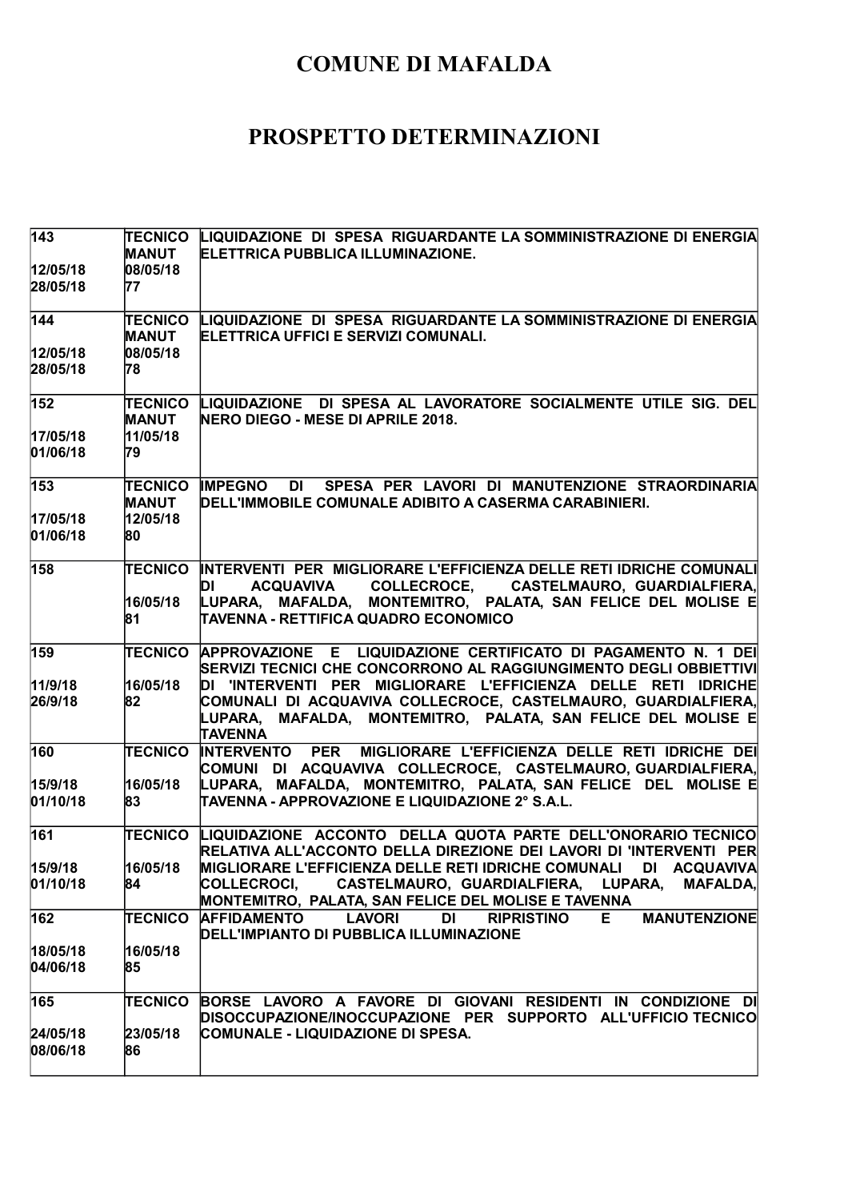# COMUNE DI MAFALDA

# PROSPETTO DETERMINAZIONI

| | | |
|---|---|---|
| 143<br><br>12/05/18<br>28/05/18 | TECNICO<br>MANUT<br>08/05/18<br>77 | LIQUIDAZIONE DI SPESA RIGUARDANTE LA SOMMINISTRAZIONE DI ENERGIA ELETTRICA PUBBLICA ILLUMINAZIONE. |
| 144<br><br>12/05/18<br>28/05/18 | TECNICO<br>MANUT<br>08/05/18<br>78 | LIQUIDAZIONE DI SPESA RIGUARDANTE LA SOMMINISTRAZIONE DI ENERGIA ELETTRICA UFFICI E SERVIZI COMUNALI. |
| 152<br><br>17/05/18<br>01/06/18 | TECNICO<br>MANUT<br>11/05/18<br>79 | LIQUIDAZIONE DI SPESA AL LAVORATORE SOCIALMENTE UTILE SIG. DEL NERO DIEGO - MESE DI APRILE 2018. |
| 153<br><br>17/05/18<br>01/06/18 | TECNICO<br>MANUT<br>12/05/18<br>80 | IMPEGNO DI SPESA PER LAVORI DI MANUTENZIONE STRAORDINARIA DELL'IMMOBILE COMUNALE ADIBITO A CASERMA CARABINIERI. |
| 158 | TECNICO<br><br>16/05/18<br>81 | INTERVENTI PER MIGLIORARE L'EFFICIENZA DELLE RETI IDRICHE COMUNALI DI ACQUAVIVA COLLECROCE, CASTELMAURO, GUARDIALFIERA, LUPARA, MAFALDA, MONTEMITRO, PALATA, SAN FELICE DEL MOLISE E TAVENNA - RETTIFICA QUADRO ECONOMICO |
| 159<br><br>11/9/18<br>26/9/18 | TECNICO<br><br>16/05/18<br>82 | APPROVAZIONE E LIQUIDAZIONE CERTIFICATO DI PAGAMENTO N. 1 DEI SERVIZI TECNICI CHE CONCORRONO AL RAGGIUNGIMENTO DEGLI OBBIETTIVI DI 'INTERVENTI PER MIGLIORARE L'EFFICIENZA DELLE RETI IDRICHE COMUNALI DI ACQUAVIVA COLLECROCE, CASTELMAURO, GUARDIALFIERA, LUPARA, MAFALDA, MONTEMITRO, PALATA, SAN FELICE DEL MOLISE E TAVENNA |
| 160<br><br>15/9/18<br>01/10/18 | TECNICO<br><br>16/05/18<br>83 | INTERVENTO PER MIGLIORARE L'EFFICIENZA DELLE RETI IDRICHE DEI COMUNI DI ACQUAVIVA COLLECROCE, CASTELMAURO, GUARDIALFIERA, LUPARA, MAFALDA, MONTEMITRO, PALATA, SAN FELICE DEL MOLISE E TAVENNA - APPROVAZIONE E LIQUIDAZIONE 2° S.A.L. |
| 161<br><br>15/9/18<br>01/10/18 | TECNICO<br><br>16/05/18<br>84 | LIQUIDAZIONE ACCONTO DELLA QUOTA PARTE DELL'ONORARIO TECNICO RELATIVA ALL'ACCONTO DELLA DIREZIONE DEI LAVORI DI 'INTERVENTI PER MIGLIORARE L'EFFICIENZA DELLE RETI IDRICHE COMUNALI DI ACQUAVIVA COLLECROCI, CASTELMAURO, GUARDIALFIERA, LUPARA, MAFALDA, MONTEMITRO, PALATA, SAN FELICE DEL MOLISE E TAVENNA |
| 162<br><br>18/05/18<br>04/06/18 | TECNICO<br><br>16/05/18<br>85 | AFFIDAMENTO LAVORI DI RIPRISTINO E MANUTENZIONE DELL'IMPIANTO DI PUBBLICA ILLUMINAZIONE |
| 165<br><br>24/05/18<br>08/06/18 | TECNICO<br><br>23/05/18<br>86 | BORSE LAVORO A FAVORE DI GIOVANI RESIDENTI IN CONDIZIONE DI DISOCCUPAZIONE/INOCCUPAZIONE PER SUPPORTO ALL'UFFICIO TECNICO COMUNALE - LIQUIDAZIONE DI SPESA. |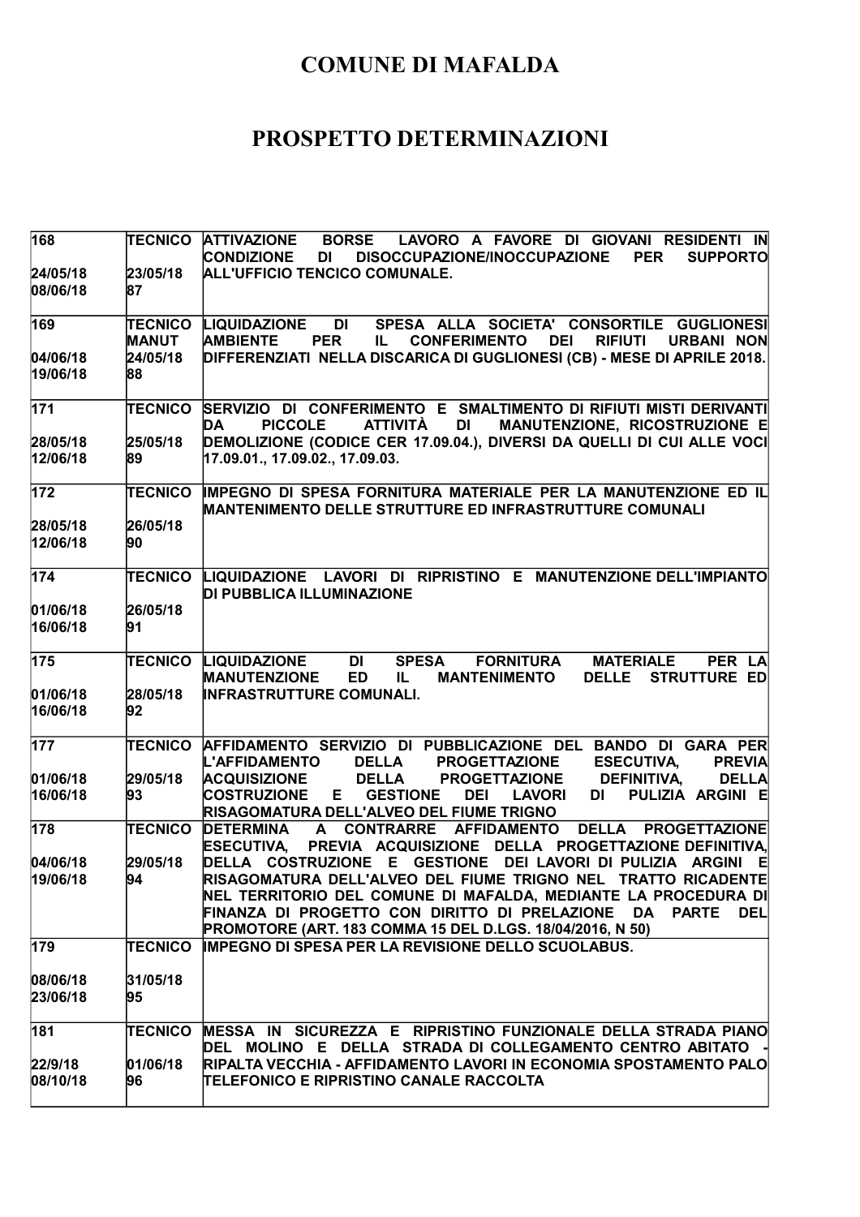# COMUNE DI MAFALDA

# PROSPETTO DETERMINAZIONI

| | | |
|---|---|---|
| 168<br><br>24/05/18<br>08/06/18 | TECNICO<br><br>23/05/18<br>87 | ATTIVAZIONE BORSE LAVORO A FAVORE DI GIOVANI RESIDENTI IN CONDIZIONE DI DISOCCUPAZIONE/INOCCUPAZIONE PER SUPPORTO ALL'UFFICIO TENCICO COMUNALE. |
| 169<br><br>04/06/18<br>19/06/18 | TECNICO MANUT<br>24/05/18<br>88 | LIQUIDAZIONE DI SPESA ALLA SOCIETA' CONSORTILE GUGLIONESI AMBIENTE PER IL CONFERIMENTO DEI RIFIUTI URBANI NON DIFFERENZIATI NELLA DISCARICA DI GUGLIONESI (CB) - MESE DI APRILE 2018. |
| 171<br><br>28/05/18<br>12/06/18 | TECNICO<br><br>25/05/18<br>89 | SERVIZIO DI CONFERIMENTO E SMALTIMENTO DI RIFIUTI MISTI DERIVANTI DA PICCOLE ATTIVITÀ DI MANUTENZIONE, RICOSTRUZIONE E DEMOLIZIONE (CODICE CER 17.09.04.), DIVERSI DA QUELLI DI CUI ALLE VOCI 17.09.01., 17.09.02., 17.09.03. |
| 172<br><br>28/05/18<br>12/06/18 | TECNICO<br><br>26/05/18<br>90 | IMPEGNO DI SPESA FORNITURA MATERIALE PER LA MANUTENZIONE ED IL MANTENIMENTO DELLE STRUTTURE ED INFRASTRUTTURE COMUNALI |
| 174<br><br>01/06/18<br>16/06/18 | TECNICO<br><br>26/05/18<br>91 | LIQUIDAZIONE LAVORI DI RIPRISTINO E MANUTENZIONE DELL'IMPIANTO DI PUBBLICA ILLUMINAZIONE |
| 175<br><br>01/06/18<br>16/06/18 | TECNICO<br><br>28/05/18<br>92 | LIQUIDAZIONE DI SPESA FORNITURA MATERIALE PER LA MANUTENZIONE ED IL MANTENIMENTO DELLE STRUTTURE ED INFRASTRUTTURE COMUNALI. |
| 177<br><br>01/06/18<br>16/06/18 | TECNICO<br><br>29/05/18<br>93 | AFFIDAMENTO SERVIZIO DI PUBBLICAZIONE DEL BANDO DI GARA PER L'AFFIDAMENTO DELLA PROGETTAZIONE ESECUTIVA, PREVIA ACQUISIZIONE DELLA PROGETTAZIONE DEFINITIVA, DELLA COSTRUZIONE E GESTIONE DEI LAVORI DI PULIZIA ARGINI E RISAGOMATURA DELL'ALVEO DEL FIUME TRIGNO |
| 178<br><br>04/06/18<br>19/06/18 | TECNICO<br><br>29/05/18<br>94 | DETERMINA A CONTRARRE AFFIDAMENTO DELLA PROGETTAZIONE ESECUTIVA, PREVIA ACQUISIZIONE DELLA PROGETTAZIONE DEFINITIVA, DELLA COSTRUZIONE E GESTIONE DEI LAVORI DI PULIZIA ARGINI E RISAGOMATURA DELL'ALVEO DEL FIUME TRIGNO NEL TRATTO RICADENTE NEL TERRITORIO DEL COMUNE DI MAFALDA, MEDIANTE LA PROCEDURA DI FINANZA DI PROGETTO CON DIRITTO DI PRELAZIONE DA PARTE DEL PROMOTORE (ART. 183 COMMA 15 DEL D.LGS. 18/04/2016, N 50) |
| 179<br><br>08/06/18<br>23/06/18 | TECNICO<br><br>31/05/18<br>95 | IMPEGNO DI SPESA PER LA REVISIONE DELLO SCUOLABUS. |
| 181<br><br>22/9/18<br>08/10/18 | TECNICO<br><br>01/06/18<br>96 | MESSA IN SICUREZZA E RIPRISTINO FUNZIONALE DELLA STRADA PIANO DEL MOLINO E DELLA STRADA DI COLLEGAMENTO CENTRO ABITATO - RIPALTA VECCHIA - AFFIDAMENTO LAVORI IN ECONOMIA SPOSTAMENTO PALO TELEFONICO E RIPRISTINO CANALE RACCOLTA |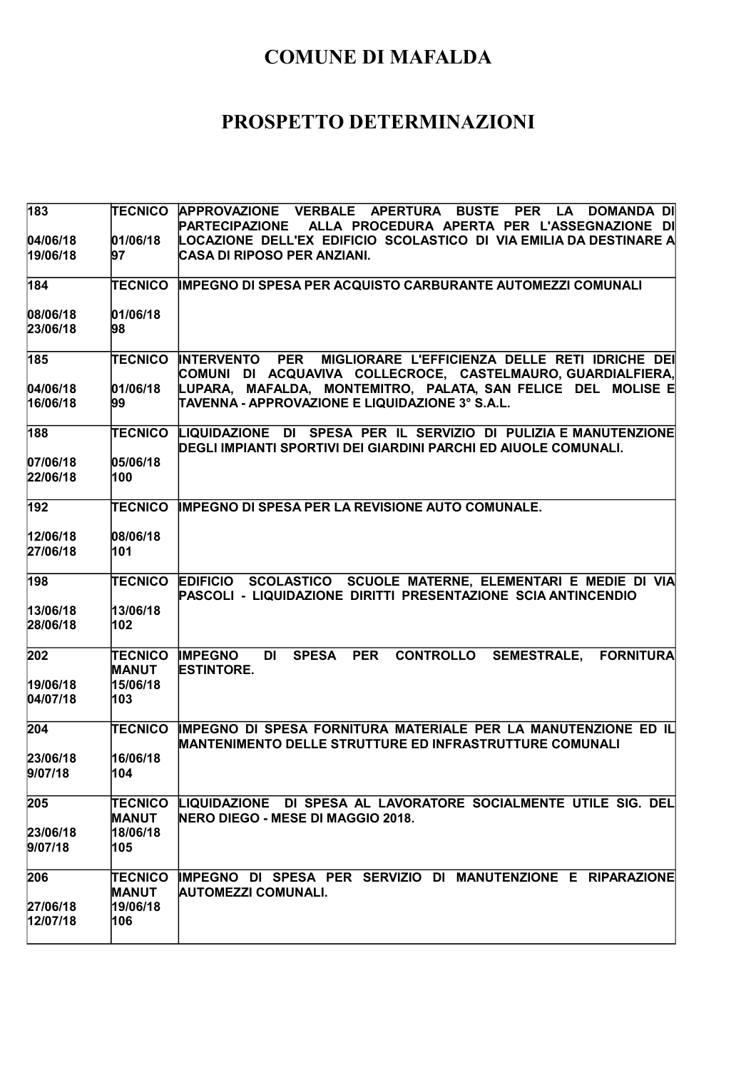# COMUNE DI MAFALDA

# PROSPETTO DETERMINAZIONI

| | | |
|---|---|---|
| 183<br><br>04/06/18<br>19/06/18 | TECNICO<br><br>01/06/18<br>97 | APPROVAZIONE VERBALE APERTURA BUSTE PER LA DOMANDA DI PARTECIPAZIONE ALLA PROCEDURA APERTA PER L'ASSEGNAZIONE DI LOCAZIONE DELL'EX EDIFICIO SCOLASTICO DI VIA EMILIA DA DESTINARE A CASA DI RIPOSO PER ANZIANI. |
| 184<br><br>08/06/18<br>23/06/18 | TECNICO<br><br>01/06/18<br>98 | IMPEGNO DI SPESA PER ACQUISTO CARBURANTE AUTOMEZZI COMUNALI |
| 185<br><br>04/06/18<br>16/06/18 | TECNICO<br><br>01/06/18<br>99 | INTERVENTO PER MIGLIORARE L'EFFICIENZA DELLE RETI IDRICHE DEI COMUNI DI ACQUAVIVA COLLECROCE, CASTELMAURO, GUARDIALFIERA, LUPARA, MAFALDA, MONTEMITRO, PALATA, SAN FELICE DEL MOLISE E TAVENNA - APPROVAZIONE E LIQUIDAZIONE 3° S.A.L. |
| 188<br><br>07/06/18<br>22/06/18 | TECNICO<br><br>05/06/18<br>100 | LIQUIDAZIONE DI SPESA PER IL SERVIZIO DI PULIZIA E MANUTENZIONE DEGLI IMPIANTI SPORTIVI DEI GIARDINI PARCHI ED AIUOLE COMUNALI. |
| 192<br><br>12/06/18<br>27/06/18 | TECNICO<br><br>08/06/18<br>101 | IMPEGNO DI SPESA PER LA REVISIONE AUTO COMUNALE. |
| 198<br><br>13/06/18<br>28/06/18 | TECNICO<br><br>13/06/18<br>102 | EDIFICIO SCOLASTICO SCUOLE MATERNE, ELEMENTARI E MEDIE DI VIA PASCOLI - LIQUIDAZIONE DIRITTI PRESENTAZIONE SCIA ANTINCENDIO |
| 202<br><br>19/06/18<br>04/07/18 | TECNICO MANUT<br>15/06/18<br>103 | IMPEGNO DI SPESA PER CONTROLLO SEMESTRALE, FORNITURA ESTINTORE. |
| 204<br><br>23/06/18<br>9/07/18 | TECNICO<br><br>16/06/18<br>104 | IMPEGNO DI SPESA FORNITURA MATERIALE PER LA MANUTENZIONE ED IL MANTENIMENTO DELLE STRUTTURE ED INFRASTRUTTURE COMUNALI |
| 205<br><br>23/06/18<br>9/07/18 | TECNICO MANUT<br>18/06/18<br>105 | LIQUIDAZIONE DI SPESA AL LAVORATORE SOCIALMENTE UTILE SIG. DEL NERO DIEGO - MESE DI MAGGIO 2018. |
| 206<br><br>27/06/18<br>12/07/18 | TECNICO MANUT<br>19/06/18<br>106 | IMPEGNO DI SPESA PER SERVIZIO DI MANUTENZIONE E RIPARAZIONE AUTOMEZZI COMUNALI. |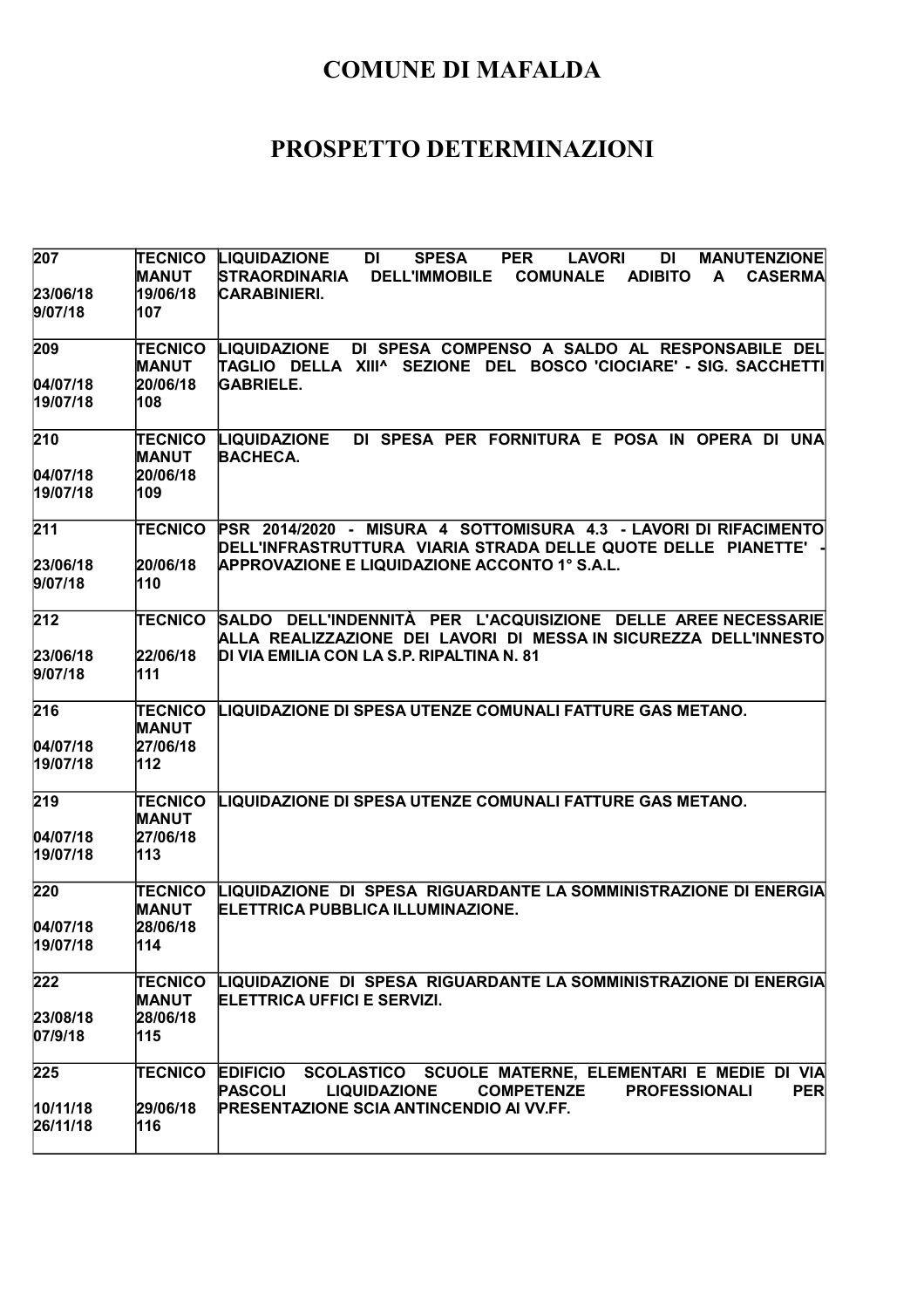# COMUNE DI MAFALDA

# PROSPETTO DETERMINAZIONI

| | | |
|---|---|---|
| 207<br><br>23/06/18<br>9/07/18 | TECNICO MANUT<br>19/06/18<br>107 | LIQUIDAZIONE DI SPESA PER LAVORI DI MANUTENZIONE STRAORDINARIA DELL'IMMOBILE COMUNALE ADIBITO A CASERMA CARABINIERI. |
| 209<br><br>04/07/18<br>19/07/18 | TECNICO MANUT<br>20/06/18<br>108 | LIQUIDAZIONE DI SPESA COMPENSO A SALDO AL RESPONSABILE DEL TAGLIO DELLA XIII^ SEZIONE DEL BOSCO 'CIOCIARE' - SIG. SACCHETTI GABRIELE. |
| 210<br><br>04/07/18<br>19/07/18 | TECNICO MANUT<br>20/06/18<br>109 | LIQUIDAZIONE DI SPESA PER FORNITURA E POSA IN OPERA DI UNA BACHECA. |
| 211<br><br>23/06/18<br>9/07/18 | TECNICO<br><br>20/06/18<br>110 | PSR 2014/2020 - MISURA 4 SOTTOMISURA 4.3 - LAVORI DI RIFACIMENTO DELL'INFRASTRUTTURA VIARIA STRADA DELLE QUOTE DELLE PIANETTE' - APPROVAZIONE E LIQUIDAZIONE ACCONTO 1° S.A.L. |
| 212<br><br>23/06/18<br>9/07/18 | TECNICO<br><br>22/06/18<br>111 | SALDO DELL'INDENNITÀ PER L'ACQUISIZIONE DELLE AREE NECESSARIE ALLA REALIZZAZIONE DEI LAVORI DI MESSA IN SICUREZZA DELL'INNESTO DI VIA EMILIA CON LA S.P. RIPALTINA N. 81 |
| 216<br><br>04/07/18<br>19/07/18 | TECNICO MANUT<br>27/06/18<br>112 | LIQUIDAZIONE DI SPESA UTENZE COMUNALI FATTURE GAS METANO. |
| 219<br><br>04/07/18<br>19/07/18 | TECNICO MANUT<br>27/06/18<br>113 | LIQUIDAZIONE DI SPESA UTENZE COMUNALI FATTURE GAS METANO. |
| 220<br><br>04/07/18<br>19/07/18 | TECNICO MANUT<br>28/06/18<br>114 | LIQUIDAZIONE DI SPESA RIGUARDANTE LA SOMMINISTRAZIONE DI ENERGIA ELETTRICA PUBBLICA ILLUMINAZIONE. |
| 222<br><br>23/08/18<br>07/9/18 | TECNICO MANUT<br>28/06/18<br>115 | LIQUIDAZIONE DI SPESA RIGUARDANTE LA SOMMINISTRAZIONE DI ENERGIA ELETTRICA UFFICI E SERVIZI. |
| 225<br><br>10/11/18<br>26/11/18 | TECNICO<br><br>29/06/18<br>116 | EDIFICIO SCOLASTICO SCUOLE MATERNE, ELEMENTARI E MEDIE DI VIA PASCOLI LIQUIDAZIONE COMPETENZE PROFESSIONALI PER PRESENTAZIONE SCIA ANTINCENDIO AI VV.FF. |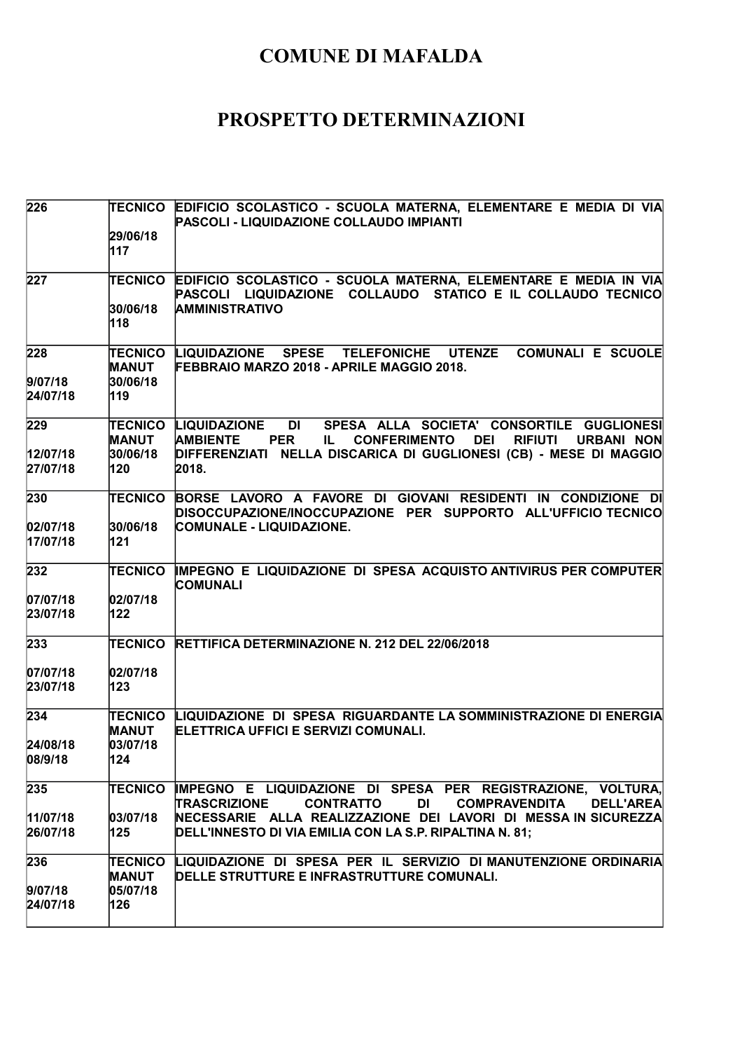# COMUNE DI MAFALDA

# PROSPETTO DETERMINAZIONI

| | | |
|---|---|---|
| 226 | TECNICO<br><br>29/06/18<br>117 | EDIFICIO SCOLASTICO - SCUOLA MATERNA, ELEMENTARE E MEDIA DI VIA PASCOLI - LIQUIDAZIONE COLLAUDO IMPIANTI |
| 227 | TECNICO<br><br>30/06/18<br>118 | EDIFICIO SCOLASTICO - SCUOLA MATERNA, ELEMENTARE E MEDIA IN VIA PASCOLI LIQUIDAZIONE COLLAUDO STATICO E IL COLLAUDO TECNICO AMMINISTRATIVO |
| 228<br><br>9/07/18<br>24/07/18 | TECNICO MANUT<br>30/06/18<br>119 | LIQUIDAZIONE SPESE TELEFONICHE UTENZE COMUNALI E SCUOLE FEBBRAIO MARZO 2018 - APRILE MAGGIO 2018. |
| 229<br><br>12/07/18<br>27/07/18 | TECNICO MANUT<br>30/06/18<br>120 | LIQUIDAZIONE DI SPESA ALLA SOCIETA' CONSORTILE GUGLIONESI AMBIENTE PER IL CONFERIMENTO DEI RIFIUTI URBANI NON DIFFERENZIATI NELLA DISCARICA DI GUGLIONESI (CB) - MESE DI MAGGIO 2018. |
| 230<br><br>02/07/18<br>17/07/18 | TECNICO<br><br>30/06/18<br>121 | BORSE LAVORO A FAVORE DI GIOVANI RESIDENTI IN CONDIZIONE DI DISOCCUPAZIONE/INOCCUPAZIONE PER SUPPORTO ALL'UFFICIO TECNICO COMUNALE - LIQUIDAZIONE. |
| 232<br><br>07/07/18<br>23/07/18 | TECNICO<br><br>02/07/18<br>122 | IMPEGNO E LIQUIDAZIONE DI SPESA ACQUISTO ANTIVIRUS PER COMPUTER COMUNALI |
| 233<br><br>07/07/18<br>23/07/18 | TECNICO<br><br>02/07/18<br>123 | RETTIFICA DETERMINAZIONE N. 212 DEL 22/06/2018 |
| 234<br><br>24/08/18<br>08/9/18 | TECNICO MANUT<br>03/07/18<br>124 | LIQUIDAZIONE DI SPESA RIGUARDANTE LA SOMMINISTRAZIONE DI ENERGIA ELETTRICA UFFICI E SERVIZI COMUNALI. |
| 235<br><br>11/07/18<br>26/07/18 | TECNICO<br><br>03/07/18<br>125 | IMPEGNO E LIQUIDAZIONE DI SPESA PER REGISTRAZIONE, VOLTURA, TRASCRIZIONE CONTRATTO DI COMPRAVENDITA DELL'AREA NECESSARIE ALLA REALIZZAZIONE DEI LAVORI DI MESSA IN SICUREZZA DELL'INNESTO DI VIA EMILIA CON LA S.P. RIPALTINA N. 81; |
| 236<br><br>9/07/18<br>24/07/18 | TECNICO MANUT<br>05/07/18<br>126 | LIQUIDAZIONE DI SPESA PER IL SERVIZIO DI MANUTENZIONE ORDINARIA DELLE STRUTTURE E INFRASTRUTTURE COMUNALI. |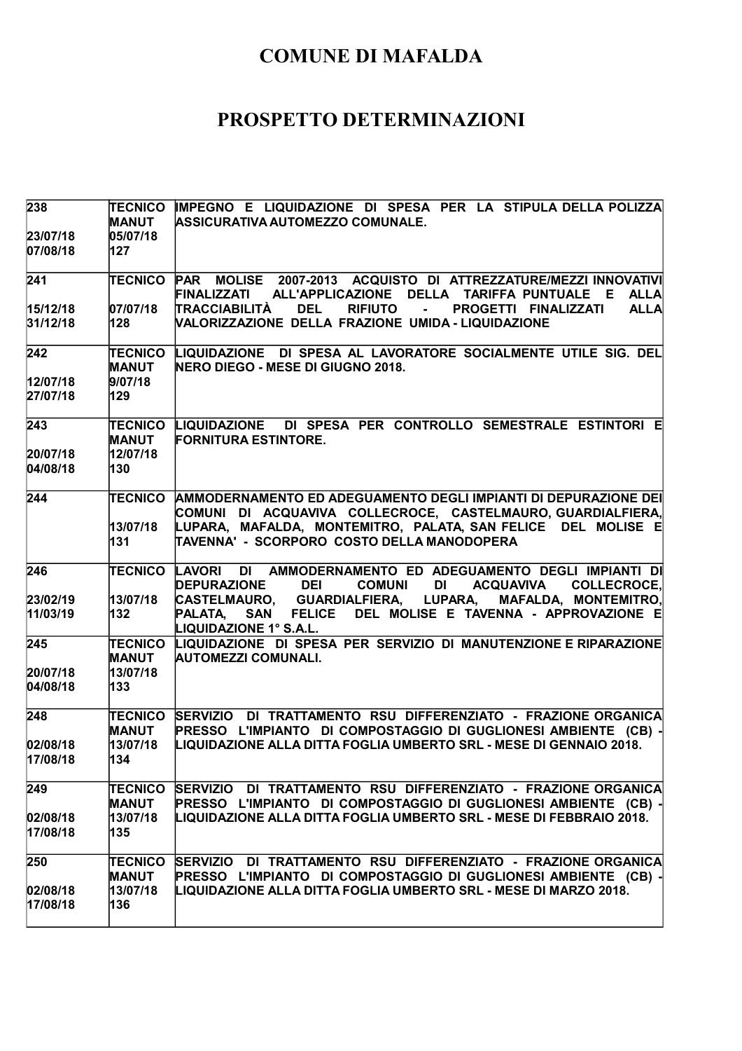# COMUNE DI MAFALDA

# PROSPETTO DETERMINAZIONI

| | | |
|---|---|---|
| 238<br><br>23/07/18<br>07/08/18 | TECNICO MANUT<br>05/07/18<br>127 | IMPEGNO E LIQUIDAZIONE DI SPESA PER LA STIPULA DELLA POLIZZA ASSICURATIVA AUTOMEZZO COMUNALE. |
| 241<br><br>15/12/18<br>31/12/18 | TECNICO<br><br>07/07/18<br>128 | PAR MOLISE 2007-2013 ACQUISTO DI ATTREZZATURE/MEZZI INNOVATIVI FINALIZZATI ALL'APPLICAZIONE DELLA TARIFFA PUNTUALE E ALLA TRACCIABILITÀ DEL RIFIUTO - PROGETTI FINALIZZATI ALLA VALORIZZAZIONE DELLA FRAZIONE UMIDA - LIQUIDAZIONE |
| 242<br><br>12/07/18<br>27/07/18 | TECNICO MANUT<br>9/07/18<br>129 | LIQUIDAZIONE DI SPESA AL LAVORATORE SOCIALMENTE UTILE SIG. DEL NERO DIEGO - MESE DI GIUGNO 2018. |
| 243<br><br>20/07/18<br>04/08/18 | TECNICO MANUT<br>12/07/18<br>130 | LIQUIDAZIONE DI SPESA PER CONTROLLO SEMESTRALE ESTINTORI E FORNITURA ESTINTORE. |
| 244 | TECNICO<br><br>13/07/18<br>131 | AMMODERNAMENTO ED ADEGUAMENTO DEGLI IMPIANTI DI DEPURAZIONE DEI COMUNI DI ACQUAVIVA COLLECROCE, CASTELMAURO, GUARDIALFIERA, LUPARA, MAFALDA, MONTEMITRO, PALATA, SAN FELICE DEL MOLISE E TAVENNA' - SCORPORO COSTO DELLA MANODOPERA |
| 246<br><br>23/02/19<br>11/03/19 | TECNICO<br><br>13/07/18<br>132 | LAVORI DI AMMODERNAMENTO ED ADEGUAMENTO DEGLI IMPIANTI DI DEPURAZIONE DEI COMUNI DI ACQUAVIVA COLLECROCE, CASTELMAURO, GUARDIALFIERA, LUPARA, MAFALDA, MONTEMITRO, PALATA, SAN FELICE DEL MOLISE E TAVENNA - APPROVAZIONE E LIQUIDAZIONE 1° S.A.L. |
| 245<br><br>20/07/18<br>04/08/18 | TECNICO MANUT<br>13/07/18<br>133 | LIQUIDAZIONE DI SPESA PER SERVIZIO DI MANUTENZIONE E RIPARAZIONE AUTOMEZZI COMUNALI. |
| 248<br><br>02/08/18<br>17/08/18 | TECNICO MANUT<br>13/07/18<br>134 | SERVIZIO DI TRATTAMENTO RSU DIFFERENZIATO - FRAZIONE ORGANICA PRESSO L'IMPIANTO DI COMPOSTAGGIO DI GUGLIONESI AMBIENTE (CB) - LIQUIDAZIONE ALLA DITTA FOGLIA UMBERTO SRL - MESE DI GENNAIO 2018. |
| 249<br><br>02/08/18<br>17/08/18 | TECNICO MANUT<br>13/07/18<br>135 | SERVIZIO DI TRATTAMENTO RSU DIFFERENZIATO - FRAZIONE ORGANICA PRESSO L'IMPIANTO DI COMPOSTAGGIO DI GUGLIONESI AMBIENTE (CB) - LIQUIDAZIONE ALLA DITTA FOGLIA UMBERTO SRL - MESE DI FEBBRAIO 2018. |
| 250<br><br>02/08/18<br>17/08/18 | TECNICO MANUT<br>13/07/18<br>136 | SERVIZIO DI TRATTAMENTO RSU DIFFERENZIATO - FRAZIONE ORGANICA PRESSO L'IMPIANTO DI COMPOSTAGGIO DI GUGLIONESI AMBIENTE (CB) - LIQUIDAZIONE ALLA DITTA FOGLIA UMBERTO SRL - MESE DI MARZO 2018. |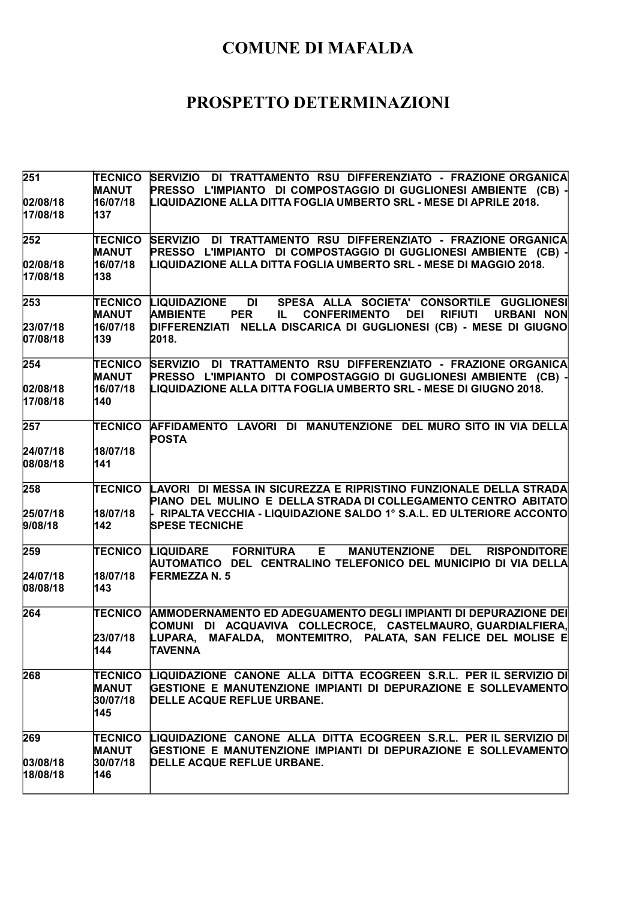# COMUNE DI MAFALDA

# PROSPETTO DETERMINAZIONI

| | | |
|---|---|---|
| 251<br><br>02/08/18<br>17/08/18 | TECNICO<br>MANUT<br>16/07/18<br>137 | SERVIZIO DI TRATTAMENTO RSU DIFFERENZIATO - FRAZIONE ORGANICA PRESSO L'IMPIANTO DI COMPOSTAGGIO DI GUGLIONESI AMBIENTE (CB) - LIQUIDAZIONE ALLA DITTA FOGLIA UMBERTO SRL - MESE DI APRILE 2018. |
| 252<br><br>02/08/18<br>17/08/18 | TECNICO<br>MANUT<br>16/07/18<br>138 | SERVIZIO DI TRATTAMENTO RSU DIFFERENZIATO - FRAZIONE ORGANICA PRESSO L'IMPIANTO DI COMPOSTAGGIO DI GUGLIONESI AMBIENTE (CB) - LIQUIDAZIONE ALLA DITTA FOGLIA UMBERTO SRL - MESE DI MAGGIO 2018. |
| 253<br><br>23/07/18<br>07/08/18 | TECNICO<br>MANUT<br>16/07/18<br>139 | LIQUIDAZIONE DI SPESA ALLA SOCIETA' CONSORTILE GUGLIONESI AMBIENTE PER IL CONFERIMENTO DEI RIFIUTI URBANI NON DIFFERENZIATI NELLA DISCARICA DI GUGLIONESI (CB) - MESE DI GIUGNO 2018. |
| 254<br><br>02/08/18<br>17/08/18 | TECNICO<br>MANUT<br>16/07/18<br>140 | SERVIZIO DI TRATTAMENTO RSU DIFFERENZIATO - FRAZIONE ORGANICA PRESSO L'IMPIANTO DI COMPOSTAGGIO DI GUGLIONESI AMBIENTE (CB) - LIQUIDAZIONE ALLA DITTA FOGLIA UMBERTO SRL - MESE DI GIUGNO 2018. |
| 257<br><br>24/07/18<br>08/08/18 | TECNICO<br><br>18/07/18<br>141 | AFFIDAMENTO LAVORI DI MANUTENZIONE DEL MURO SITO IN VIA DELLA POSTA |
| 258<br><br>25/07/18<br>9/08/18 | TECNICO<br><br>18/07/18<br>142 | LAVORI DI MESSA IN SICUREZZA E RIPRISTINO FUNZIONALE DELLA STRADA PIANO DEL MULINO E DELLA STRADA DI COLLEGAMENTO CENTRO ABITATO - RIPALTA VECCHIA - LIQUIDAZIONE SALDO 1° S.A.L. ED ULTERIORE ACCONTO SPESE TECNICHE |
| 259<br><br>24/07/18<br>08/08/18 | TECNICO<br><br>18/07/18<br>143 | LIQUIDARE FORNITURA E MANUTENZIONE DEL RISPONDITORE AUTOMATICO DEL CENTRALINO TELEFONICO DEL MUNICIPIO DI VIA DELLA FERMEZZA N. 5 |
| 264 | TECNICO<br><br>23/07/18<br>144 | AMMODERNAMENTO ED ADEGUAMENTO DEGLI IMPIANTI DI DEPURAZIONE DEI COMUNI DI ACQUAVIVA COLLECROCE, CASTELMAURO, GUARDIALFIERA, LUPARA, MAFALDA, MONTEMITRO, PALATA, SAN FELICE DEL MOLISE E TAVENNA |
| 268 | TECNICO<br>MANUT<br>30/07/18<br>145 | LIQUIDAZIONE CANONE ALLA DITTA ECOGREEN S.R.L. PER IL SERVIZIO DI GESTIONE E MANUTENZIONE IMPIANTI DI DEPURAZIONE E SOLLEVAMENTO DELLE ACQUE REFLUE URBANE. |
| 269<br><br>03/08/18<br>18/08/18 | TECNICO<br>MANUT<br>30/07/18<br>146 | LIQUIDAZIONE CANONE ALLA DITTA ECOGREEN S.R.L. PER IL SERVIZIO DI GESTIONE E MANUTENZIONE IMPIANTI DI DEPURAZIONE E SOLLEVAMENTO DELLE ACQUE REFLUE URBANE. |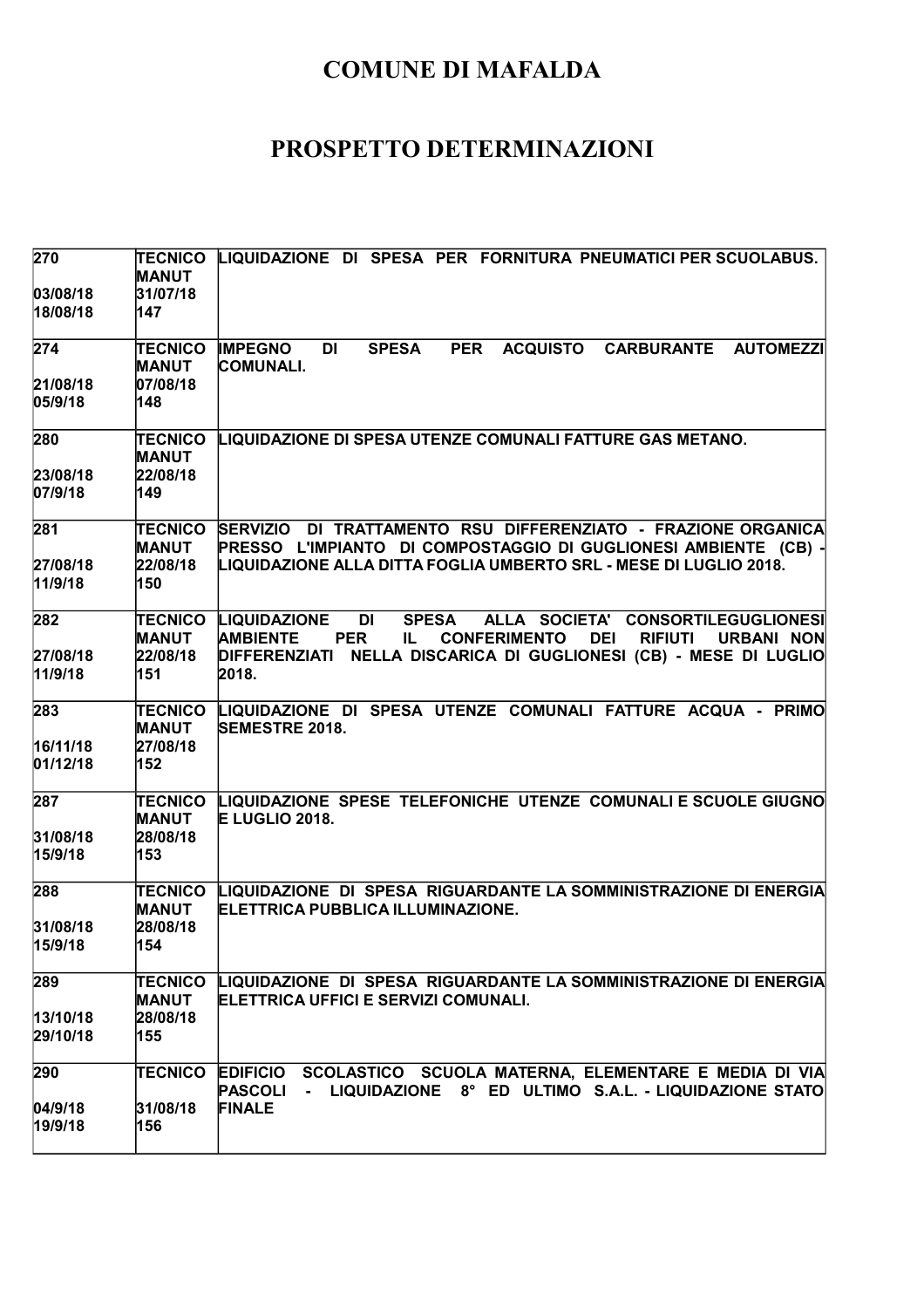# COMUNE DI MAFALDA

# PROSPETTO DETERMINAZIONI

| | | |
|---|---|---|
| 270<br><br>03/08/18<br>18/08/18 | TECNICO MANUT<br>31/07/18<br>147 | LIQUIDAZIONE DI SPESA PER FORNITURA PNEUMATICI PER SCUOLABUS. |
| 274<br><br>21/08/18<br>05/9/18 | TECNICO MANUT<br>07/08/18<br>148 | IMPEGNO DI SPESA PER ACQUISTO CARBURANTE AUTOMEZZI COMUNALI. |
| 280<br><br>23/08/18<br>07/9/18 | TECNICO MANUT<br>22/08/18<br>149 | LIQUIDAZIONE DI SPESA UTENZE COMUNALI FATTURE GAS METANO. |
| 281<br><br>27/08/18<br>11/9/18 | TECNICO MANUT<br>22/08/18<br>150 | SERVIZIO DI TRATTAMENTO RSU DIFFERENZIATO - FRAZIONE ORGANICA PRESSO L'IMPIANTO DI COMPOSTAGGIO DI GUGLIONESI AMBIENTE (CB) - LIQUIDAZIONE ALLA DITTA FOGLIA UMBERTO SRL - MESE DI LUGLIO 2018. |
| 282<br><br>27/08/18<br>11/9/18 | TECNICO MANUT<br>22/08/18<br>151 | LIQUIDAZIONE DI SPESA ALLA SOCIETA' CONSORTILEGUGLIONESI AMBIENTE PER IL CONFERIMENTO DEI RIFIUTI URBANI NON DIFFERENZIATI NELLA DISCARICA DI GUGLIONESI (CB) - MESE DI LUGLIO 2018. |
| 283<br><br>16/11/18<br>01/12/18 | TECNICO MANUT<br>27/08/18<br>152 | LIQUIDAZIONE DI SPESA UTENZE COMUNALI FATTURE ACQUA - PRIMO SEMESTRE 2018. |
| 287<br><br>31/08/18<br>15/9/18 | TECNICO MANUT<br>28/08/18<br>153 | LIQUIDAZIONE SPESE TELEFONICHE UTENZE COMUNALI E SCUOLE GIUGNO E LUGLIO 2018. |
| 288<br><br>31/08/18<br>15/9/18 | TECNICO MANUT<br>28/08/18<br>154 | LIQUIDAZIONE DI SPESA RIGUARDANTE LA SOMMINISTRAZIONE DI ENERGIA ELETTRICA PUBBLICA ILLUMINAZIONE. |
| 289<br><br>13/10/18<br>29/10/18 | TECNICO MANUT<br>28/08/18<br>155 | LIQUIDAZIONE DI SPESA RIGUARDANTE LA SOMMINISTRAZIONE DI ENERGIA ELETTRICA UFFICI E SERVIZI COMUNALI. |
| 290<br><br>04/9/18<br>19/9/18 | TECNICO<br><br>31/08/18<br>156 | EDIFICIO SCOLASTICO SCUOLA MATERNA, ELEMENTARE E MEDIA DI VIA PASCOLI - LIQUIDAZIONE 8° ED ULTIMO S.A.L. - LIQUIDAZIONE STATO FINALE |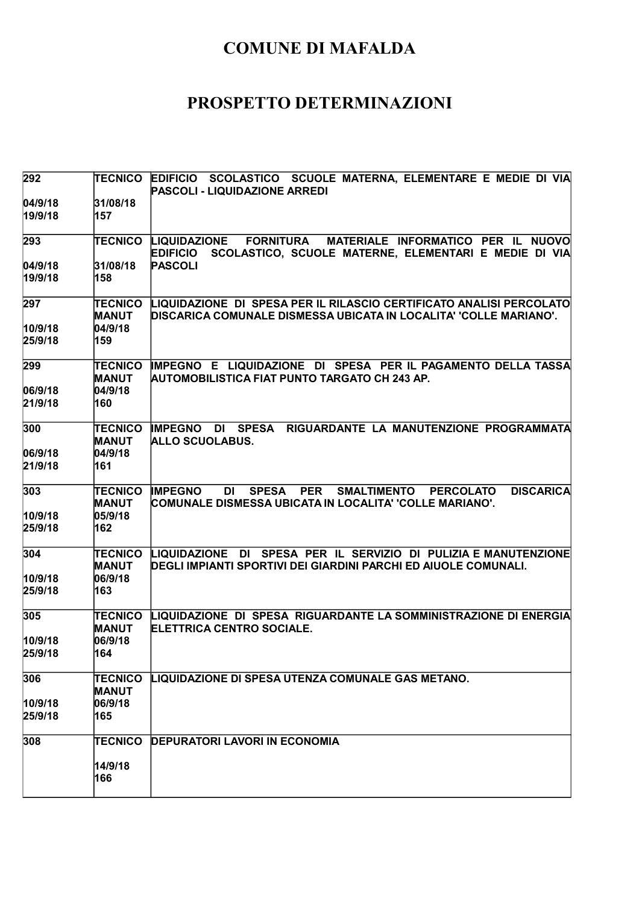# COMUNE DI MAFALDA

# PROSPETTO DETERMINAZIONI

| | | |
|---|---|---|
| 292<br><br>04/9/18<br>19/9/18 | TECNICO<br><br>31/08/18<br>157 | EDIFICIO SCOLASTICO SCUOLE MATERNA, ELEMENTARE E MEDIE DI VIA PASCOLI - LIQUIDAZIONE ARREDI |
| 293<br><br>04/9/18<br>19/9/18 | TECNICO<br><br>31/08/18<br>158 | LIQUIDAZIONE FORNITURA MATERIALE INFORMATICO PER IL NUOVO EDIFICIO SCOLASTICO, SCUOLE MATERNE, ELEMENTARI E MEDIE DI VIA PASCOLI |
| 297<br><br>10/9/18<br>25/9/18 | TECNICO MANUT<br>04/9/18<br>159 | LIQUIDAZIONE DI SPESA PER IL RILASCIO CERTIFICATO ANALISI PERCOLATO DISCARICA COMUNALE DISMESSA UBICATA IN LOCALITA' 'COLLE MARIANO'. |
| 299<br><br>06/9/18<br>21/9/18 | TECNICO MANUT<br>04/9/18<br>160 | IMPEGNO E LIQUIDAZIONE DI SPESA PER IL PAGAMENTO DELLA TASSA AUTOMOBILISTICA FIAT PUNTO TARGATO CH 243 AP. |
| 300<br><br>06/9/18<br>21/9/18 | TECNICO MANUT<br>04/9/18<br>161 | IMPEGNO DI SPESA RIGUARDANTE LA MANUTENZIONE PROGRAMMATA ALLO SCUOLABUS. |
| 303<br><br>10/9/18<br>25/9/18 | TECNICO MANUT<br>05/9/18<br>162 | IMPEGNO DI SPESA PER SMALTIMENTO PERCOLATO DISCARICA COMUNALE DISMESSA UBICATA IN LOCALITA' 'COLLE MARIANO'. |
| 304<br><br>10/9/18<br>25/9/18 | TECNICO MANUT<br>06/9/18<br>163 | LIQUIDAZIONE DI SPESA PER IL SERVIZIO DI PULIZIA E MANUTENZIONE DEGLI IMPIANTI SPORTIVI DEI GIARDINI PARCHI ED AIUOLE COMUNALI. |
| 305<br><br>10/9/18<br>25/9/18 | TECNICO MANUT<br>06/9/18<br>164 | LIQUIDAZIONE DI SPESA RIGUARDANTE LA SOMMINISTRAZIONE DI ENERGIA ELETTRICA CENTRO SOCIALE. |
| 306<br><br>10/9/18<br>25/9/18 | TECNICO MANUT<br>06/9/18<br>165 | LIQUIDAZIONE DI SPESA UTENZA COMUNALE GAS METANO. |
| 308 | TECNICO<br><br>14/9/18<br>166 | DEPURATORI LAVORI IN ECONOMIA |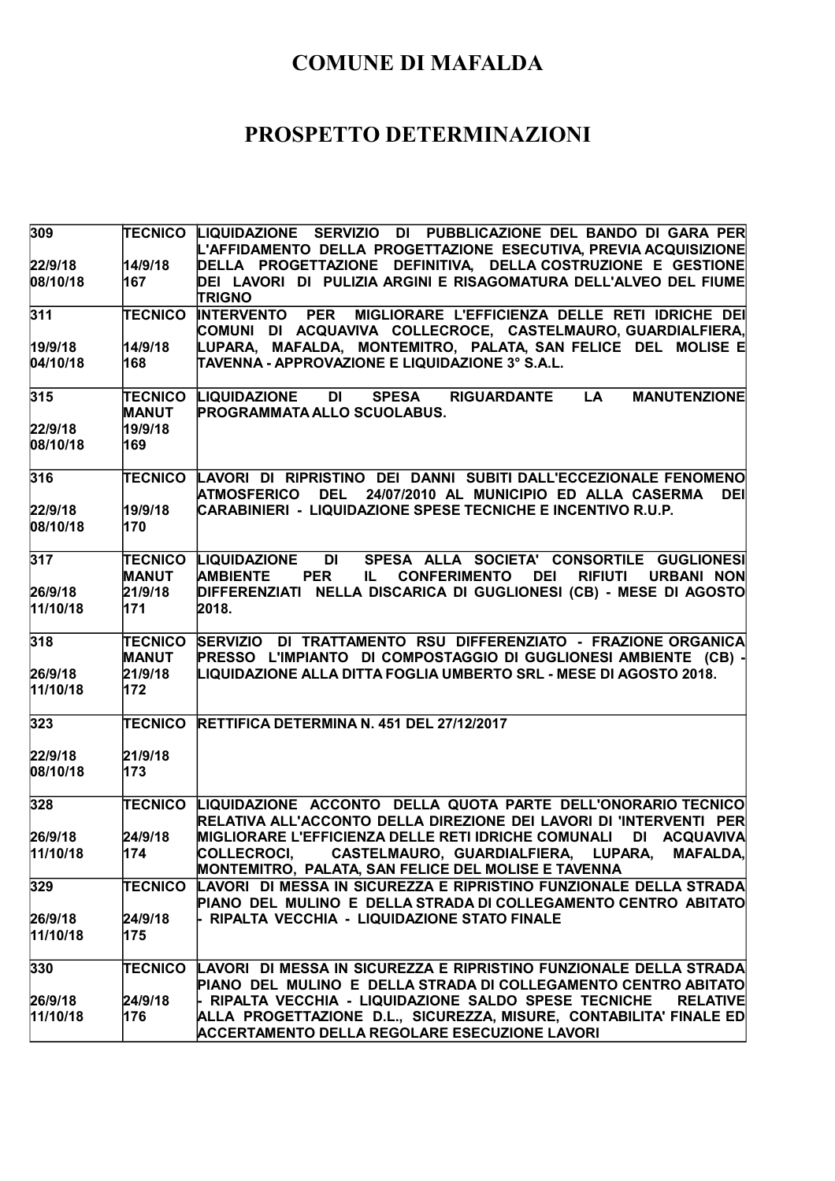# COMUNE DI MAFALDA

# PROSPETTO DETERMINAZIONI

| | | |
|---|---|---|
| 309<br><br>22/9/18<br>08/10/18 | TECNICO<br><br>14/9/18<br>167 | LIQUIDAZIONE SERVIZIO DI PUBBLICAZIONE DEL BANDO DI GARA PER L'AFFIDAMENTO DELLA PROGETTAZIONE ESECUTIVA, PREVIA ACQUISIZIONE DELLA PROGETTAZIONE DEFINITIVA, DELLA COSTRUZIONE E GESTIONE DEI LAVORI DI PULIZIA ARGINI E RISAGOMATURA DELL'ALVEO DEL FIUME TRIGNO |
| 311<br><br>19/9/18<br>04/10/18 | TECNICO<br><br>14/9/18<br>168 | INTERVENTO PER MIGLIORARE L'EFFICIENZA DELLE RETI IDRICHE DEI COMUNI DI ACQUAVIVA COLLECROCE, CASTELMAURO, GUARDIALFIERA, LUPARA, MAFALDA, MONTEMITRO, PALATA, SAN FELICE DEL MOLISE E TAVENNA - APPROVAZIONE E LIQUIDAZIONE 3° S.A.L. |
| 315<br><br>22/9/18<br>08/10/18 | TECNICO MANUT<br>19/9/18<br>169 | LIQUIDAZIONE DI SPESA RIGUARDANTE LA MANUTENZIONE PROGRAMMATA ALLO SCUOLABUS. |
| 316<br><br>22/9/18<br>08/10/18 | TECNICO<br><br>19/9/18<br>170 | LAVORI DI RIPRISTINO DEI DANNI SUBITI DALL'ECCEZIONALE FENOMENO ATMOSFERICO DEL 24/07/2010 AL MUNICIPIO ED ALLA CASERMA DEI CARABINIERI - LIQUIDAZIONE SPESE TECNICHE E INCENTIVO R.U.P. |
| 317<br><br>26/9/18<br>11/10/18 | TECNICO MANUT<br>21/9/18<br>171 | LIQUIDAZIONE DI SPESA ALLA SOCIETA' CONSORTILE GUGLIONESI AMBIENTE PER IL CONFERIMENTO DEI RIFIUTI URBANI NON DIFFERENZIATI NELLA DISCARICA DI GUGLIONESI (CB) - MESE DI AGOSTO 2018. |
| 318<br><br>26/9/18<br>11/10/18 | TECNICO MANUT<br>21/9/18<br>172 | SERVIZIO DI TRATTAMENTO RSU DIFFERENZIATO - FRAZIONE ORGANICA PRESSO L'IMPIANTO DI COMPOSTAGGIO DI GUGLIONESI AMBIENTE (CB) - LIQUIDAZIONE ALLA DITTA FOGLIA UMBERTO SRL - MESE DI AGOSTO 2018. |
| 323<br><br>22/9/18<br>08/10/18 | TECNICO<br><br>21/9/18<br>173 | RETTIFICA DETERMINA N. 451 DEL 27/12/2017 |
| 328<br><br>26/9/18<br>11/10/18 | TECNICO<br><br>24/9/18<br>174 | LIQUIDAZIONE ACCONTO DELLA QUOTA PARTE DELL'ONORARIO TECNICO RELATIVA ALL'ACCONTO DELLA DIREZIONE DEI LAVORI DI 'INTERVENTI PER MIGLIORARE L'EFFICIENZA DELLE RETI IDRICHE COMUNALI DI ACQUAVIVA COLLECROCI, CASTELMAURO, GUARDIALFIERA, LUPARA, MAFALDA, MONTEMITRO, PALATA, SAN FELICE DEL MOLISE E TAVENNA |
| 329<br><br>26/9/18<br>11/10/18 | TECNICO<br><br>24/9/18<br>175 | LAVORI DI MESSA IN SICUREZZA E RIPRISTINO FUNZIONALE DELLA STRADA PIANO DEL MULINO E DELLA STRADA DI COLLEGAMENTO CENTRO ABITATO - RIPALTA VECCHIA - LIQUIDAZIONE STATO FINALE |
| 330<br><br>26/9/18<br>11/10/18 | TECNICO<br><br>24/9/18<br>176 | LAVORI DI MESSA IN SICUREZZA E RIPRISTINO FUNZIONALE DELLA STRADA PIANO DEL MULINO E DELLA STRADA DI COLLEGAMENTO CENTRO ABITATO - RIPALTA VECCHIA - LIQUIDAZIONE SALDO SPESE TECNICHE RELATIVE ALLA PROGETTAZIONE D.L., SICUREZZA, MISURE, CONTABILITA' FINALE ED ACCERTAMENTO DELLA REGOLARE ESECUZIONE LAVORI |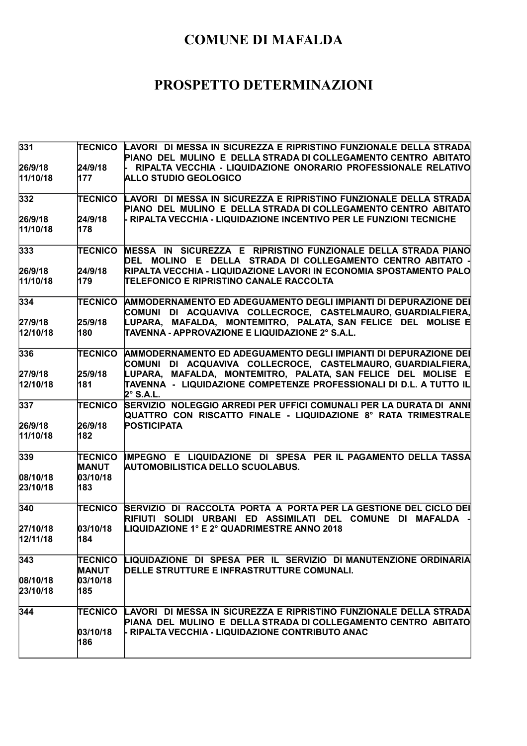# COMUNE DI MAFALDA

# PROSPETTO DETERMINAZIONI

| | | |
|---|---|---|
| 331<br><br>26/9/18<br>11/10/18 | TECNICO<br><br>24/9/18<br>177 | LAVORI DI MESSA IN SICUREZZA E RIPRISTINO FUNZIONALE DELLA STRADA PIANO DEL MULINO E DELLA STRADA DI COLLEGAMENTO CENTRO ABITATO - RIPALTA VECCHIA - LIQUIDAZIONE ONORARIO PROFESSIONALE RELATIVO ALLO STUDIO GEOLOGICO |
| 332<br><br>26/9/18<br>11/10/18 | TECNICO<br><br>24/9/18<br>178 | LAVORI DI MESSA IN SICUREZZA E RIPRISTINO FUNZIONALE DELLA STRADA PIANO DEL MULINO E DELLA STRADA DI COLLEGAMENTO CENTRO ABITATO - RIPALTA VECCHIA - LIQUIDAZIONE INCENTIVO PER LE FUNZIONI TECNICHE |
| 333<br><br>26/9/18<br>11/10/18 | TECNICO<br><br>24/9/18<br>179 | MESSA IN SICUREZZA E RIPRISTINO FUNZIONALE DELLA STRADA PIANO DEL MOLINO E DELLA STRADA DI COLLEGAMENTO CENTRO ABITATO - RIPALTA VECCHIA - LIQUIDAZIONE LAVORI IN ECONOMIA SPOSTAMENTO PALO TELEFONICO E RIPRISTINO CANALE RACCOLTA |
| 334<br><br>27/9/18<br>12/10/18 | TECNICO<br><br>25/9/18<br>180 | AMMODERNAMENTO ED ADEGUAMENTO DEGLI IMPIANTI DI DEPURAZIONE DEI COMUNI DI ACQUAVIVA COLLECROCE, CASTELMAURO, GUARDIALFIERA, LUPARA, MAFALDA, MONTEMITRO, PALATA, SAN FELICE DEL MOLISE E TAVENNA - APPROVAZIONE E LIQUIDAZIONE 2° S.A.L. |
| 336<br><br>27/9/18<br>12/10/18 | TECNICO<br><br>25/9/18<br>181 | AMMODERNAMENTO ED ADEGUAMENTO DEGLI IMPIANTI DI DEPURAZIONE DEI COMUNI DI ACQUAVIVA COLLECROCE, CASTELMAURO, GUARDIALFIERA, LUPARA, MAFALDA, MONTEMITRO, PALATA, SAN FELICE DEL MOLISE E TAVENNA - LIQUIDAZIONE COMPETENZE PROFESSIONALI DI D.L. A TUTTO IL 2° S.A.L. |
| 337<br><br>26/9/18<br>11/10/18 | TECNICO<br><br>26/9/18<br>182 | SERVIZIO NOLEGGIO ARREDI PER UFFICI COMUNALI PER LA DURATA DI ANNI QUATTRO CON RISCATTO FINALE - LIQUIDAZIONE 8° RATA TRIMESTRALE POSTICIPATA |
| 339<br><br>08/10/18<br>23/10/18 | TECNICO MANUT<br>03/10/18<br>183 | IMPEGNO E LIQUIDAZIONE DI SPESA PER IL PAGAMENTO DELLA TASSA AUTOMOBILISTICA DELLO SCUOLABUS. |
| 340<br><br>27/10/18<br>12/11/18 | TECNICO<br><br>03/10/18<br>184 | SERVIZIO DI RACCOLTA PORTA A PORTA PER LA GESTIONE DEL CICLO DEI RIFIUTI SOLIDI URBANI ED ASSIMILATI DEL COMUNE DI MAFALDA - LIQUIDAZIONE 1° E 2° QUADRIMESTRE ANNO 2018 |
| 343<br><br>08/10/18<br>23/10/18 | TECNICO MANUT<br>03/10/18<br>185 | LIQUIDAZIONE DI SPESA PER IL SERVIZIO DI MANUTENZIONE ORDINARIA DELLE STRUTTURE E INFRASTRUTTURE COMUNALI. |
| 344 | TECNICO<br><br>03/10/18<br>186 | LAVORI DI MESSA IN SICUREZZA E RIPRISTINO FUNZIONALE DELLA STRADA PIANA DEL MULINO E DELLA STRADA DI COLLEGAMENTO CENTRO ABITATO - RIPALTA VECCHIA - LIQUIDAZIONE CONTRIBUTO ANAC |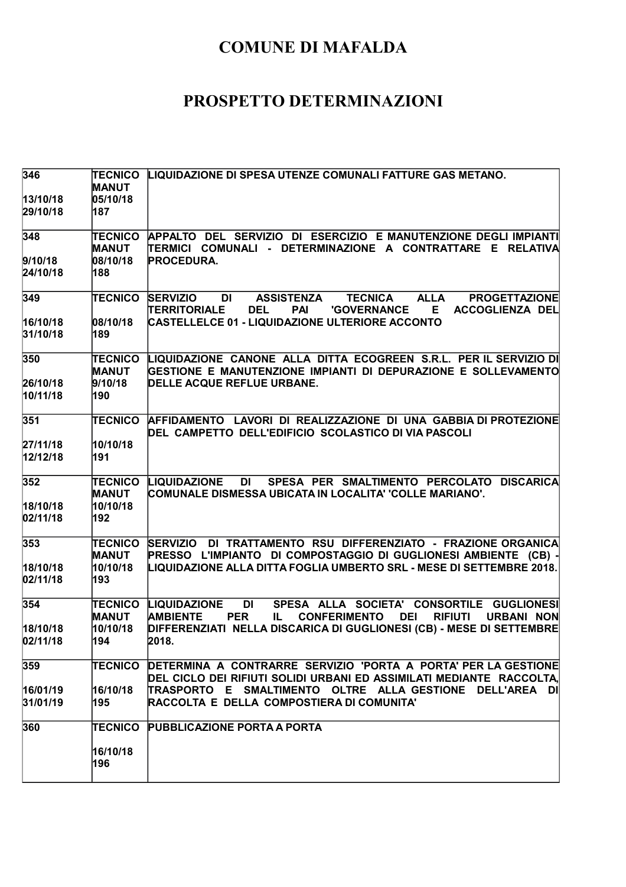# COMUNE DI MAFALDA

# PROSPETTO DETERMINAZIONI

| | | |
|---|---|---|
| 346<br><br>13/10/18<br>29/10/18 | TECNICO<br>MANUT<br>05/10/18<br>187 | LIQUIDAZIONE DI SPESA UTENZE COMUNALI FATTURE GAS METANO. |
| 348<br><br>9/10/18<br>24/10/18 | TECNICO<br>MANUT<br>08/10/18<br>188 | APPALTO DEL SERVIZIO DI ESERCIZIO E MANUTENZIONE DEGLI IMPIANTI TERMICI COMUNALI - DETERMINAZIONE A CONTRATTARE E RELATIVA PROCEDURA. |
| 349<br><br>16/10/18<br>31/10/18 | TECNICO<br><br>08/10/18<br>189 | SERVIZIO DI ASSISTENZA TECNICA ALLA PROGETTAZIONE TERRITORIALE DEL PAI 'GOVERNANCE E ACCOGLIENZA DEL CASTELLELCE 01 - LIQUIDAZIONE ULTERIORE ACCONTO |
| 350<br><br>26/10/18<br>10/11/18 | TECNICO<br>MANUT<br>9/10/18<br>190 | LIQUIDAZIONE CANONE ALLA DITTA ECOGREEN S.R.L. PER IL SERVIZIO DI GESTIONE E MANUTENZIONE IMPIANTI DI DEPURAZIONE E SOLLEVAMENTO DELLE ACQUE REFLUE URBANE. |
| 351<br><br>27/11/18<br>12/12/18 | TECNICO<br><br>10/10/18<br>191 | AFFIDAMENTO LAVORI DI REALIZZAZIONE DI UNA GABBIA DI PROTEZIONE DEL CAMPETTO DELL'EDIFICIO SCOLASTICO DI VIA PASCOLI |
| 352<br><br>18/10/18<br>02/11/18 | TECNICO<br>MANUT<br>10/10/18<br>192 | LIQUIDAZIONE DI SPESA PER SMALTIMENTO PERCOLATO DISCARICA COMUNALE DISMESSA UBICATA IN LOCALITA' 'COLLE MARIANO'. |
| 353<br><br>18/10/18<br>02/11/18 | TECNICO<br>MANUT<br>10/10/18<br>193 | SERVIZIO DI TRATTAMENTO RSU DIFFERENZIATO - FRAZIONE ORGANICA PRESSO L'IMPIANTO DI COMPOSTAGGIO DI GUGLIONESI AMBIENTE (CB) - LIQUIDAZIONE ALLA DITTA FOGLIA UMBERTO SRL - MESE DI SETTEMBRE 2018. |
| 354<br><br>18/10/18<br>02/11/18 | TECNICO<br>MANUT<br>10/10/18<br>194 | LIQUIDAZIONE DI SPESA ALLA SOCIETA' CONSORTILE GUGLIONESI AMBIENTE PER IL CONFERIMENTO DEI RIFIUTI URBANI NON DIFFERENZIATI NELLA DISCARICA DI GUGLIONESI (CB) - MESE DI SETTEMBRE 2018. |
| 359<br><br>16/01/19<br>31/01/19 | TECNICO<br><br>16/10/18<br>195 | DETERMINA A CONTRARRE SERVIZIO 'PORTA A PORTA' PER LA GESTIONE DEL CICLO DEI RIFIUTI SOLIDI URBANI ED ASSIMILATI MEDIANTE RACCOLTA, TRASPORTO E SMALTIMENTO OLTRE ALLA GESTIONE DELL'AREA DI RACCOLTA E DELLA COMPOSTIERA DI COMUNITA' |
| 360 | TECNICO<br><br>16/10/18<br>196 | PUBBLICAZIONE PORTA A PORTA |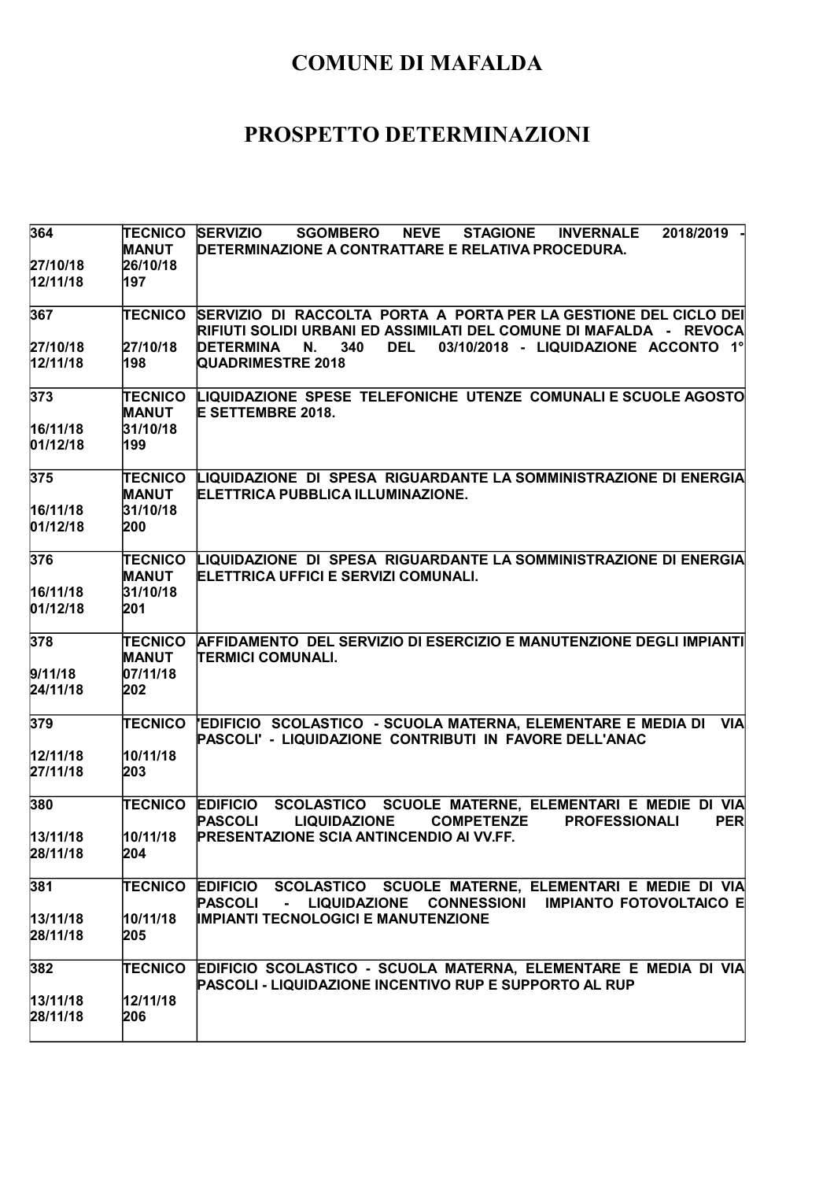# COMUNE DI MAFALDA

# PROSPETTO DETERMINAZIONI

| | | |
|---|---|---|
| 364<br><br>27/10/18<br>12/11/18 | TECNICO MANUT<br>26/10/18<br>197 | SERVIZIO SGOMBERO NEVE STAGIONE INVERNALE 2018/2019 - DETERMINAZIONE A CONTRATTARE E RELATIVA PROCEDURA. |
| 367<br><br>27/10/18<br>12/11/18 | TECNICO<br><br>27/10/18<br>198 | SERVIZIO DI RACCOLTA PORTA A PORTA PER LA GESTIONE DEL CICLO DEI RIFIUTI SOLIDI URBANI ED ASSIMILATI DEL COMUNE DI MAFALDA - REVOCA DETERMINA N. 340 DEL 03/10/2018 - LIQUIDAZIONE ACCONTO 1° QUADRIMESTRE 2018 |
| 373<br><br>16/11/18<br>01/12/18 | TECNICO MANUT<br>31/10/18<br>199 | LIQUIDAZIONE SPESE TELEFONICHE UTENZE COMUNALI E SCUOLE AGOSTO E SETTEMBRE 2018. |
| 375<br><br>16/11/18<br>01/12/18 | TECNICO MANUT<br>31/10/18<br>200 | LIQUIDAZIONE DI SPESA RIGUARDANTE LA SOMMINISTRAZIONE DI ENERGIA ELETTRICA PUBBLICA ILLUMINAZIONE. |
| 376<br><br>16/11/18<br>01/12/18 | TECNICO MANUT<br>31/10/18<br>201 | LIQUIDAZIONE DI SPESA RIGUARDANTE LA SOMMINISTRAZIONE DI ENERGIA ELETTRICA UFFICI E SERVIZI COMUNALI. |
| 378<br><br>9/11/18<br>24/11/18 | TECNICO MANUT<br>07/11/18<br>202 | AFFIDAMENTO DEL SERVIZIO DI ESERCIZIO E MANUTENZIONE DEGLI IMPIANTI TERMICI COMUNALI. |
| 379<br><br>12/11/18<br>27/11/18 | TECNICO<br><br>10/11/18<br>203 | 'EDIFICIO SCOLASTICO - SCUOLA MATERNA, ELEMENTARE E MEDIA DI VIA PASCOLI' - LIQUIDAZIONE CONTRIBUTI IN FAVORE DELL'ANAC |
| 380<br><br>13/11/18<br>28/11/18 | TECNICO<br><br>10/11/18<br>204 | EDIFICIO SCOLASTICO SCUOLE MATERNE, ELEMENTARI E MEDIE DI VIA PASCOLI LIQUIDAZIONE COMPETENZE PROFESSIONALI PER PRESENTAZIONE SCIA ANTINCENDIO AI VV.FF. |
| 381<br><br>13/11/18<br>28/11/18 | TECNICO<br><br>10/11/18<br>205 | EDIFICIO SCOLASTICO SCUOLE MATERNE, ELEMENTARI E MEDIE DI VIA PASCOLI - LIQUIDAZIONE CONNESSIONI IMPIANTO FOTOVOLTAICO E IMPIANTI TECNOLOGICI E MANUTENZIONE |
| 382<br><br>13/11/18<br>28/11/18 | TECNICO<br><br>12/11/18<br>206 | EDIFICIO SCOLASTICO - SCUOLA MATERNA, ELEMENTARE E MEDIA DI VIA PASCOLI - LIQUIDAZIONE INCENTIVO RUP E SUPPORTO AL RUP |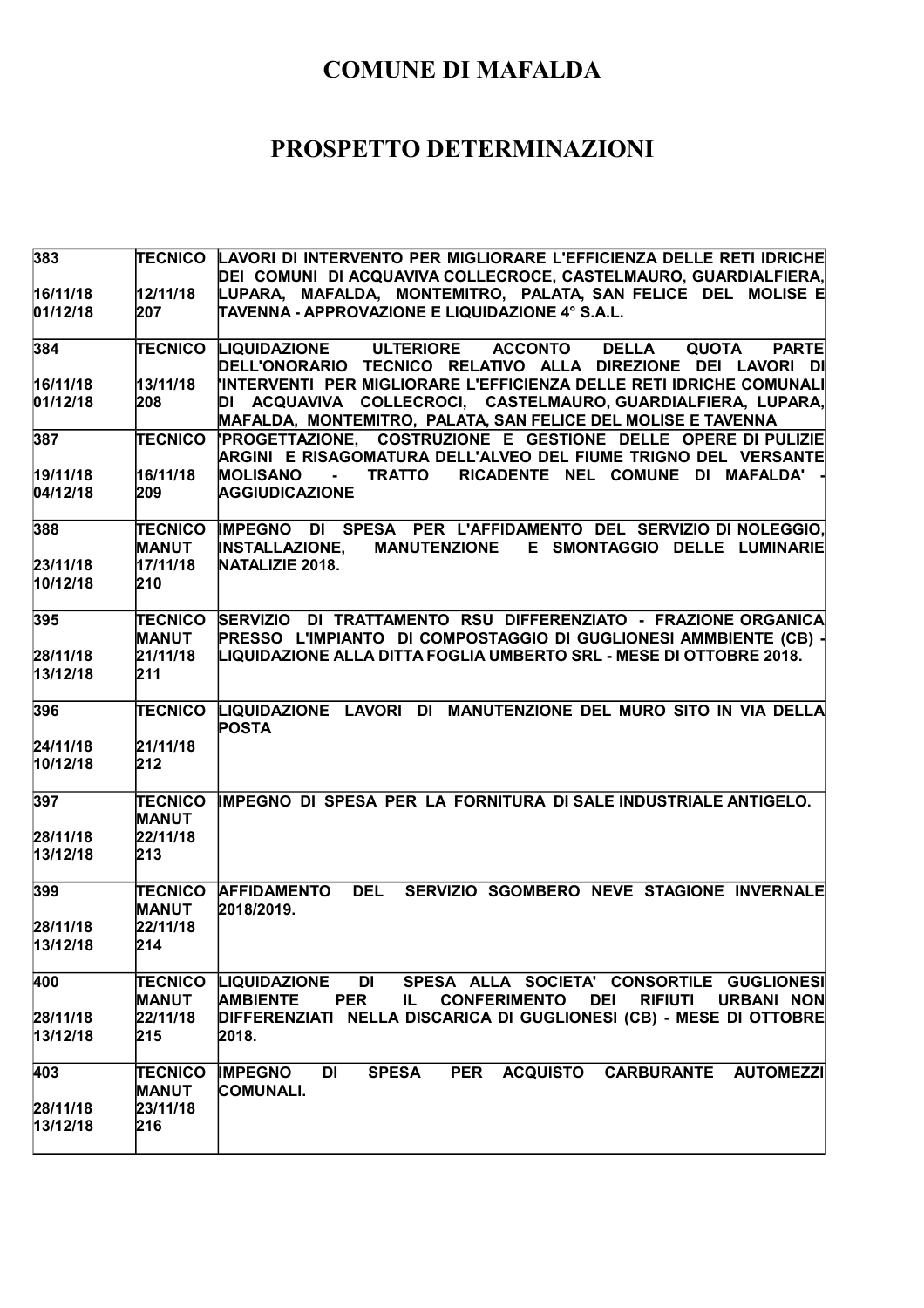# COMUNE DI MAFALDA

# PROSPETTO DETERMINAZIONI

| | | |
|---|---|---|
| 383<br><br>16/11/18<br>01/12/18 | TECNICO<br><br>12/11/18<br>207 | LAVORI DI INTERVENTO PER MIGLIORARE L'EFFICIENZA DELLE RETI IDRICHE DEI COMUNI DI ACQUAVIVA COLLECROCE, CASTELMAURO, GUARDIALFIERA, LUPARA, MAFALDA, MONTEMITRO, PALATA, SAN FELICE DEL MOLISE E TAVENNA - APPROVAZIONE E LIQUIDAZIONE 4° S.A.L. |
| 384<br><br>16/11/18<br>01/12/18 | TECNICO<br><br>13/11/18<br>208 | LIQUIDAZIONE ULTERIORE ACCONTO DELLA QUOTA PARTE DELL'ONORARIO TECNICO RELATIVO ALLA DIREZIONE DEI LAVORI DI 'INTERVENTI PER MIGLIORARE L'EFFICIENZA DELLE RETI IDRICHE COMUNALI DI ACQUAVIVA COLLECROCI, CASTELMAURO, GUARDIALFIERA, LUPARA, MAFALDA, MONTEMITRO, PALATA, SAN FELICE DEL MOLISE E TAVENNA |
| 387<br><br>19/11/18<br>04/12/18 | TECNICO<br><br>16/11/18<br>209 | 'PROGETTAZIONE, COSTRUZIONE E GESTIONE DELLE OPERE DI PULIZIE ARGINI E RISAGOMATURA DELL'ALVEO DEL FIUME TRIGNO DEL VERSANTE MOLISANO - TRATTO RICADENTE NEL COMUNE DI MAFALDA' - AGGIUDICAZIONE |
| 388<br><br>23/11/18<br>10/12/18 | TECNICO MANUT<br>17/11/18<br>210 | IMPEGNO DI SPESA PER L'AFFIDAMENTO DEL SERVIZIO DI NOLEGGIO, INSTALLAZIONE, MANUTENZIONE E SMONTAGGIO DELLE LUMINARIE NATALIZIE 2018. |
| 395<br><br>28/11/18<br>13/12/18 | TECNICO MANUT<br>21/11/18<br>211 | SERVIZIO DI TRATTAMENTO RSU DIFFERENZIATO - FRAZIONE ORGANICA PRESSO L'IMPIANTO DI COMPOSTAGGIO DI GUGLIONESI AMMBIENTE (CB) - LIQUIDAZIONE ALLA DITTA FOGLIA UMBERTO SRL - MESE DI OTTOBRE 2018. |
| 396<br><br>24/11/18<br>10/12/18 | TECNICO<br><br>21/11/18<br>212 | LIQUIDAZIONE LAVORI DI MANUTENZIONE DEL MURO SITO IN VIA DELLA POSTA |
| 397<br><br>28/11/18<br>13/12/18 | TECNICO MANUT<br>22/11/18<br>213 | IMPEGNO DI SPESA PER LA FORNITURA DI SALE INDUSTRIALE ANTIGELO. |
| 399<br><br>28/11/18<br>13/12/18 | TECNICO MANUT<br>22/11/18<br>214 | AFFIDAMENTO DEL SERVIZIO SGOMBERO NEVE STAGIONE INVERNALE 2018/2019. |
| 400<br><br>28/11/18<br>13/12/18 | TECNICO MANUT<br>22/11/18<br>215 | LIQUIDAZIONE DI SPESA ALLA SOCIETA' CONSORTILE GUGLIONESI AMBIENTE PER IL CONFERIMENTO DEI RIFIUTI URBANI NON DIFFERENZIATI NELLA DISCARICA DI GUGLIONESI (CB) - MESE DI OTTOBRE 2018. |
| 403<br><br>28/11/18<br>13/12/18 | TECNICO MANUT<br>23/11/18<br>216 | IMPEGNO DI SPESA PER ACQUISTO CARBURANTE AUTOMEZZI COMUNALI. |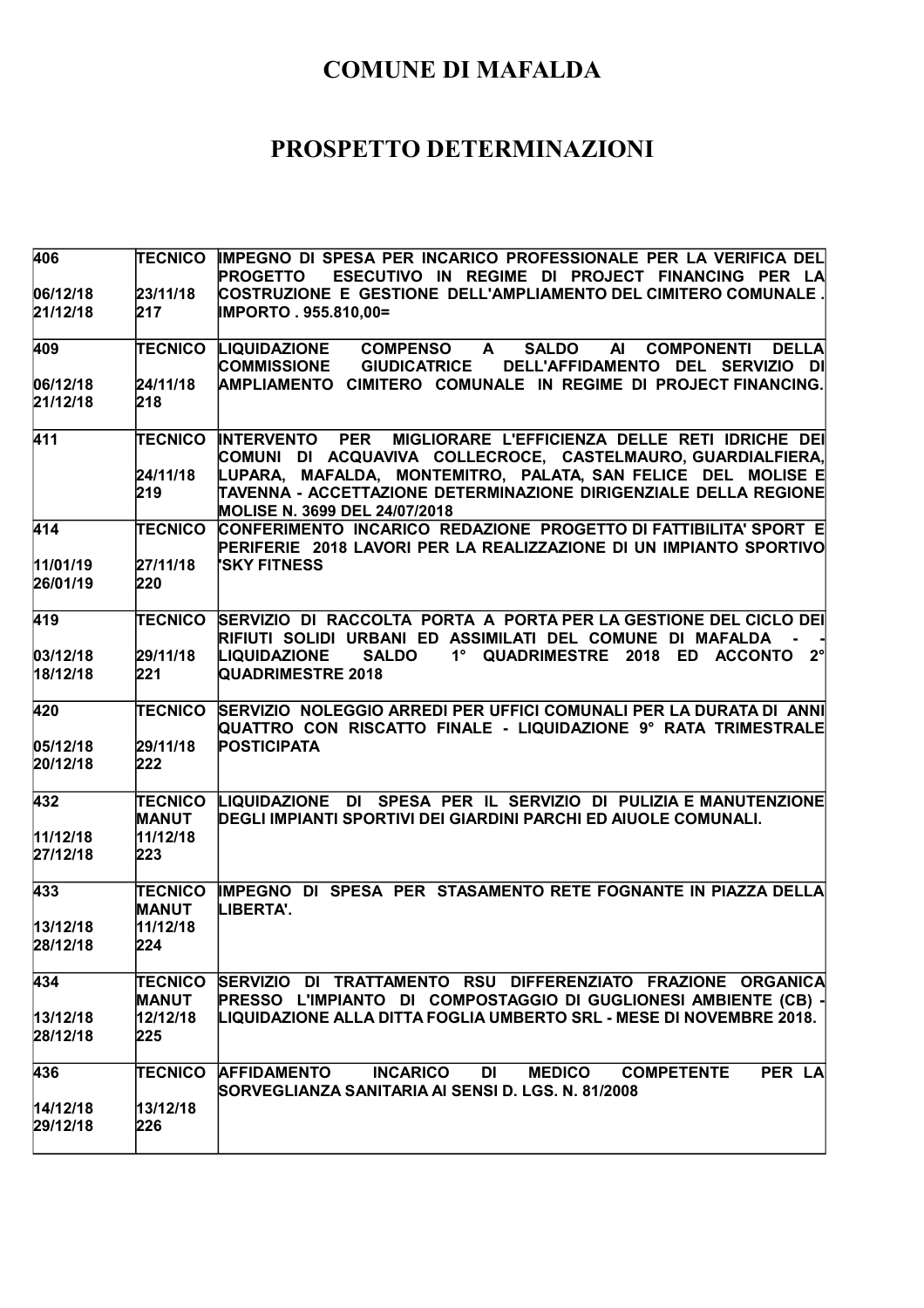# COMUNE DI MAFALDA

# PROSPETTO DETERMINAZIONI

| | | |
|---|---|---|
| 406<br><br>06/12/18<br>21/12/18 | TECNICO<br><br>23/11/18<br>217 | IMPEGNO DI SPESA PER INCARICO PROFESSIONALE PER LA VERIFICA DEL PROGETTO ESECUTIVO IN REGIME DI PROJECT FINANCING PER LA COSTRUZIONE E GESTIONE DELL'AMPLIAMENTO DEL CIMITERO COMUNALE . IMPORTO . 955.810,00= |
| 409<br><br>06/12/18<br>21/12/18 | TECNICO<br><br>24/11/18<br>218 | LIQUIDAZIONE COMPENSO A SALDO AI COMPONENTI DELLA COMMISSIONE GIUDICATRICE DELL'AFFIDAMENTO DEL SERVIZIO DI AMPLIAMENTO CIMITERO COMUNALE IN REGIME DI PROJECT FINANCING. |
| 411 | TECNICO<br><br>24/11/18<br>219 | INTERVENTO PER MIGLIORARE L'EFFICIENZA DELLE RETI IDRICHE DEI COMUNI DI ACQUAVIVA COLLECROCE, CASTELMAURO, GUARDIALFIERA, LUPARA, MAFALDA, MONTEMITRO, PALATA, SAN FELICE DEL MOLISE E TAVENNA - ACCETTAZIONE DETERMINAZIONE DIRIGENZIALE DELLA REGIONE MOLISE N. 3699 DEL 24/07/2018 |
| 414<br><br>11/01/19<br>26/01/19 | TECNICO<br><br>27/11/18<br>220 | CONFERIMENTO INCARICO REDAZIONE PROGETTO DI FATTIBILITA' SPORT E PERIFERIE 2018 LAVORI PER LA REALIZZAZIONE DI UN IMPIANTO SPORTIVO 'SKY FITNESS |
| 419<br><br>03/12/18<br>18/12/18 | TECNICO<br><br>29/11/18<br>221 | SERVIZIO DI RACCOLTA PORTA A PORTA PER LA GESTIONE DEL CICLO DEI RIFIUTI SOLIDI URBANI ED ASSIMILATI DEL COMUNE DI MAFALDA - - LIQUIDAZIONE SALDO 1° QUADRIMESTRE 2018 ED ACCONTO 2° QUADRIMESTRE 2018 |
| 420<br><br>05/12/18<br>20/12/18 | TECNICO<br><br>29/11/18<br>222 | SERVIZIO NOLEGGIO ARREDI PER UFFICI COMUNALI PER LA DURATA DI ANNI QUATTRO CON RISCATTO FINALE - LIQUIDAZIONE 9° RATA TRIMESTRALE POSTICIPATA |
| 432<br><br>11/12/18<br>27/12/18 | TECNICO MANUT<br>11/12/18<br>223 | LIQUIDAZIONE DI SPESA PER IL SERVIZIO DI PULIZIA E MANUTENZIONE DEGLI IMPIANTI SPORTIVI DEI GIARDINI PARCHI ED AIUOLE COMUNALI. |
| 433<br><br>13/12/18<br>28/12/18 | TECNICO MANUT<br>11/12/18<br>224 | IMPEGNO DI SPESA PER STASAMENTO RETE FOGNANTE IN PIAZZA DELLA LIBERTA'. |
| 434<br><br>13/12/18<br>28/12/18 | TECNICO MANUT<br>12/12/18<br>225 | SERVIZIO DI TRATTAMENTO RSU DIFFERENZIATO FRAZIONE ORGANICA PRESSO L'IMPIANTO DI COMPOSTAGGIO DI GUGLIONESI AMBIENTE (CB) - LIQUIDAZIONE ALLA DITTA FOGLIA UMBERTO SRL - MESE DI NOVEMBRE 2018. |
| 436<br><br>14/12/18<br>29/12/18 | TECNICO<br><br>13/12/18<br>226 | AFFIDAMENTO INCARICO DI MEDICO COMPETENTE PER LA SORVEGLIANZA SANITARIA AI SENSI D. LGS. N. 81/2008 |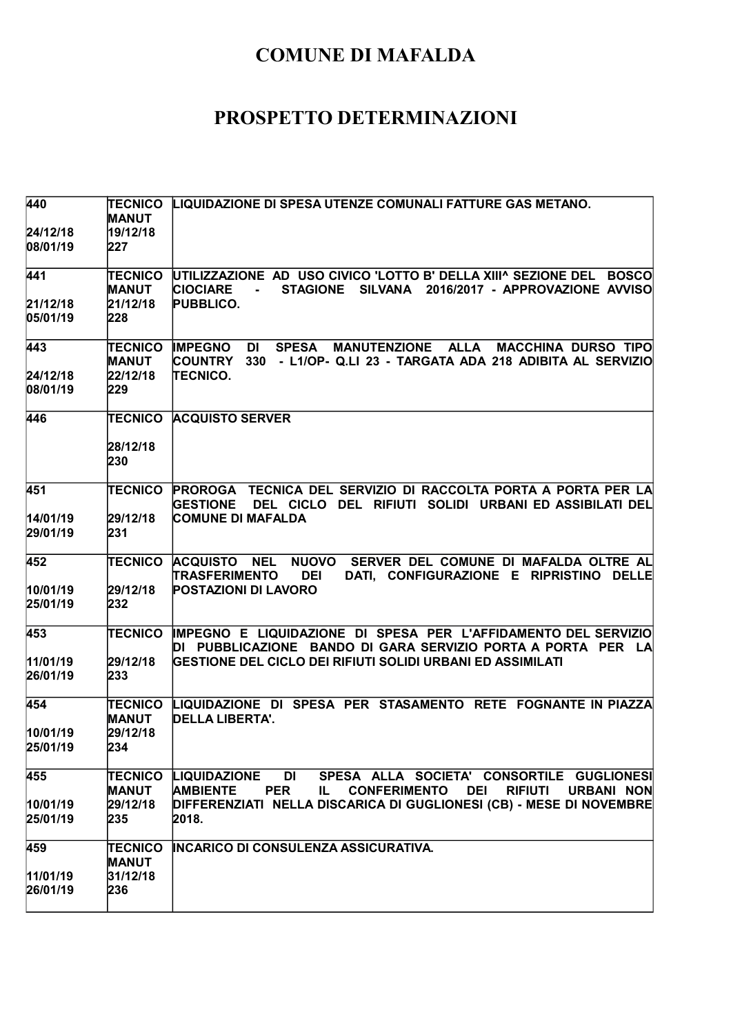# COMUNE DI MAFALDA

# PROSPETTO DETERMINAZIONI

| | | |
|---|---|---|
| 440<br><br>24/12/18<br>08/01/19 | TECNICO<br>MANUT<br>19/12/18<br>227 | LIQUIDAZIONE DI SPESA UTENZE COMUNALI FATTURE GAS METANO. |
| 441<br><br>21/12/18<br>05/01/19 | TECNICO<br>MANUT<br>21/12/18<br>228 | UTILIZZAZIONE AD USO CIVICO 'LOTTO B' DELLA XIII^ SEZIONE DEL BOSCO CIOCIARE - STAGIONE SILVANA 2016/2017 - APPROVAZIONE AVVISO PUBBLICO. |
| 443<br><br>24/12/18<br>08/01/19 | TECNICO<br>MANUT<br>22/12/18<br>229 | IMPEGNO DI SPESA MANUTENZIONE ALLA MACCHINA DURSO TIPO COUNTRY 330 - L1/OP- Q.LI 23 - TARGATA ADA 218 ADIBITA AL SERVIZIO TECNICO. |
| 446 | TECNICO<br><br>28/12/18<br>230 | ACQUISTO SERVER |
| 451<br><br>14/01/19<br>29/01/19 | TECNICO<br><br>29/12/18<br>231 | PROROGA TECNICA DEL SERVIZIO DI RACCOLTA PORTA A PORTA PER LA GESTIONE DEL CICLO DEL RIFIUTI SOLIDI URBANI ED ASSIBILATI DEL COMUNE DI MAFALDA |
| 452<br><br>10/01/19<br>25/01/19 | TECNICO<br><br>29/12/18<br>232 | ACQUISTO NEL NUOVO SERVER DEL COMUNE DI MAFALDA OLTRE AL TRASFERIMENTO DEI DATI, CONFIGURAZIONE E RIPRISTINO DELLE POSTAZIONI DI LAVORO |
| 453<br><br>11/01/19<br>26/01/19 | TECNICO<br><br>29/12/18<br>233 | IMPEGNO E LIQUIDAZIONE DI SPESA PER L'AFFIDAMENTO DEL SERVIZIO DI PUBBLICAZIONE BANDO DI GARA SERVIZIO PORTA A PORTA PER LA GESTIONE DEL CICLO DEI RIFIUTI SOLIDI URBANI ED ASSIMILATI |
| 454<br><br>10/01/19<br>25/01/19 | TECNICO<br>MANUT<br>29/12/18<br>234 | LIQUIDAZIONE DI SPESA PER STASAMENTO RETE FOGNANTE IN PIAZZA DELLA LIBERTA'. |
| 455<br><br>10/01/19<br>25/01/19 | TECNICO<br>MANUT<br>29/12/18<br>235 | LIQUIDAZIONE DI SPESA ALLA SOCIETA' CONSORTILE GUGLIONESI AMBIENTE PER IL CONFERIMENTO DEI RIFIUTI URBANI NON DIFFERENZIATI NELLA DISCARICA DI GUGLIONESI (CB) - MESE DI NOVEMBRE 2018. |
| 459<br><br>11/01/19<br>26/01/19 | TECNICO<br>MANUT<br>31/12/18<br>236 | INCARICO DI CONSULENZA ASSICURATIVA. |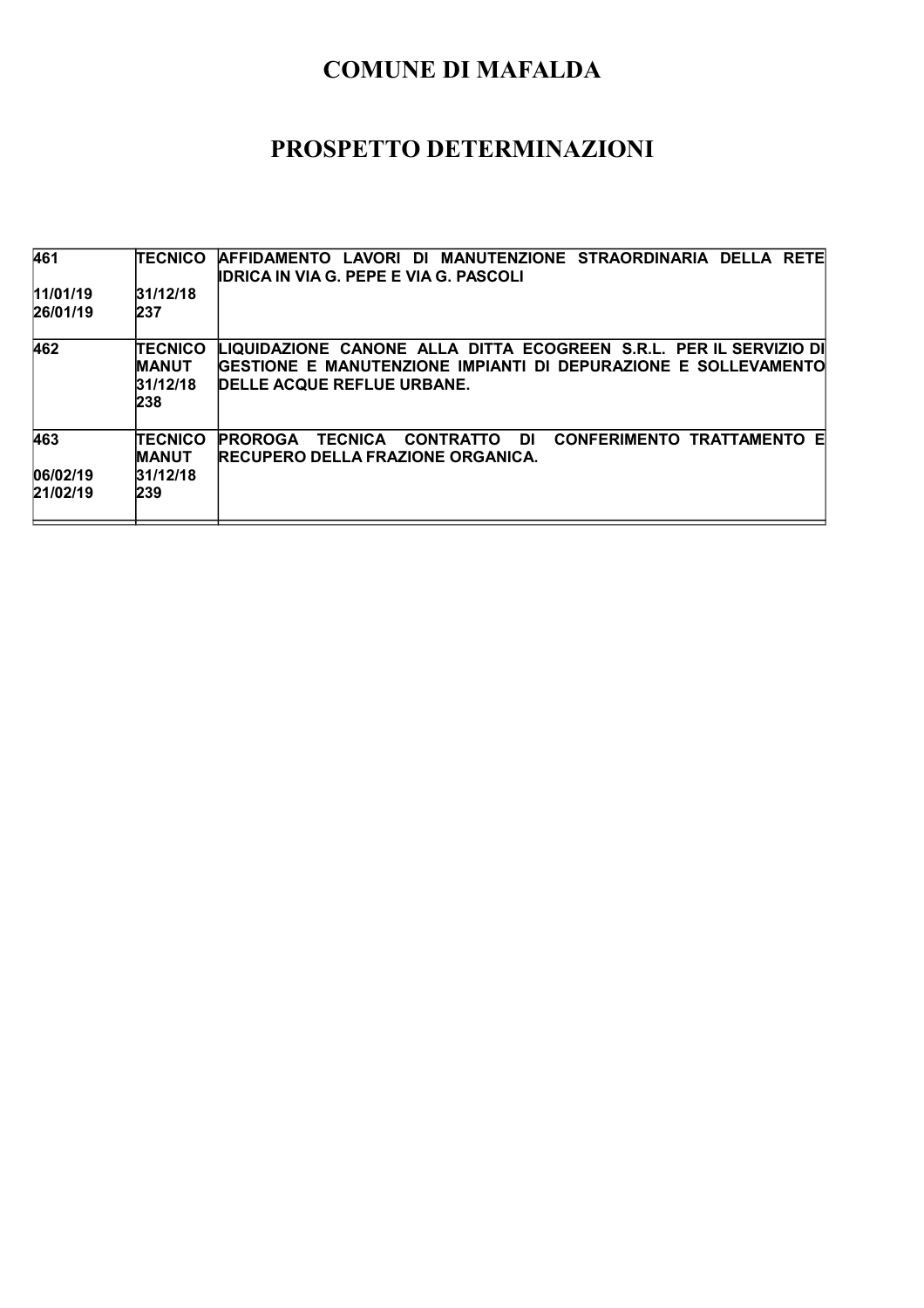# COMUNE DI MAFALDA

# PROSPETTO DETERMINAZIONI

| | | |
|---|---|---|
| 461<br><br>11/01/19<br>26/01/19 | TECNICO<br><br>31/12/18<br>237 | AFFIDAMENTO LAVORI DI MANUTENZIONE STRAORDINARIA DELLA RETE IDRICA IN VIA G. PEPE E VIA G. PASCOLI |
| 462 | TECNICO<br>MANUT<br>31/12/18<br>238 | LIQUIDAZIONE CANONE ALLA DITTA ECOGREEN S.R.L. PER IL SERVIZIO DI GESTIONE E MANUTENZIONE IMPIANTI DI DEPURAZIONE E SOLLEVAMENTO DELLE ACQUE REFLUE URBANE. |
| 463<br><br>06/02/19<br>21/02/19 | TECNICO<br>MANUT<br>31/12/18<br>239 | PROROGA TECNICA CONTRATTO DI CONFERIMENTO TRATTAMENTO E RECUPERO DELLA FRAZIONE ORGANICA. |